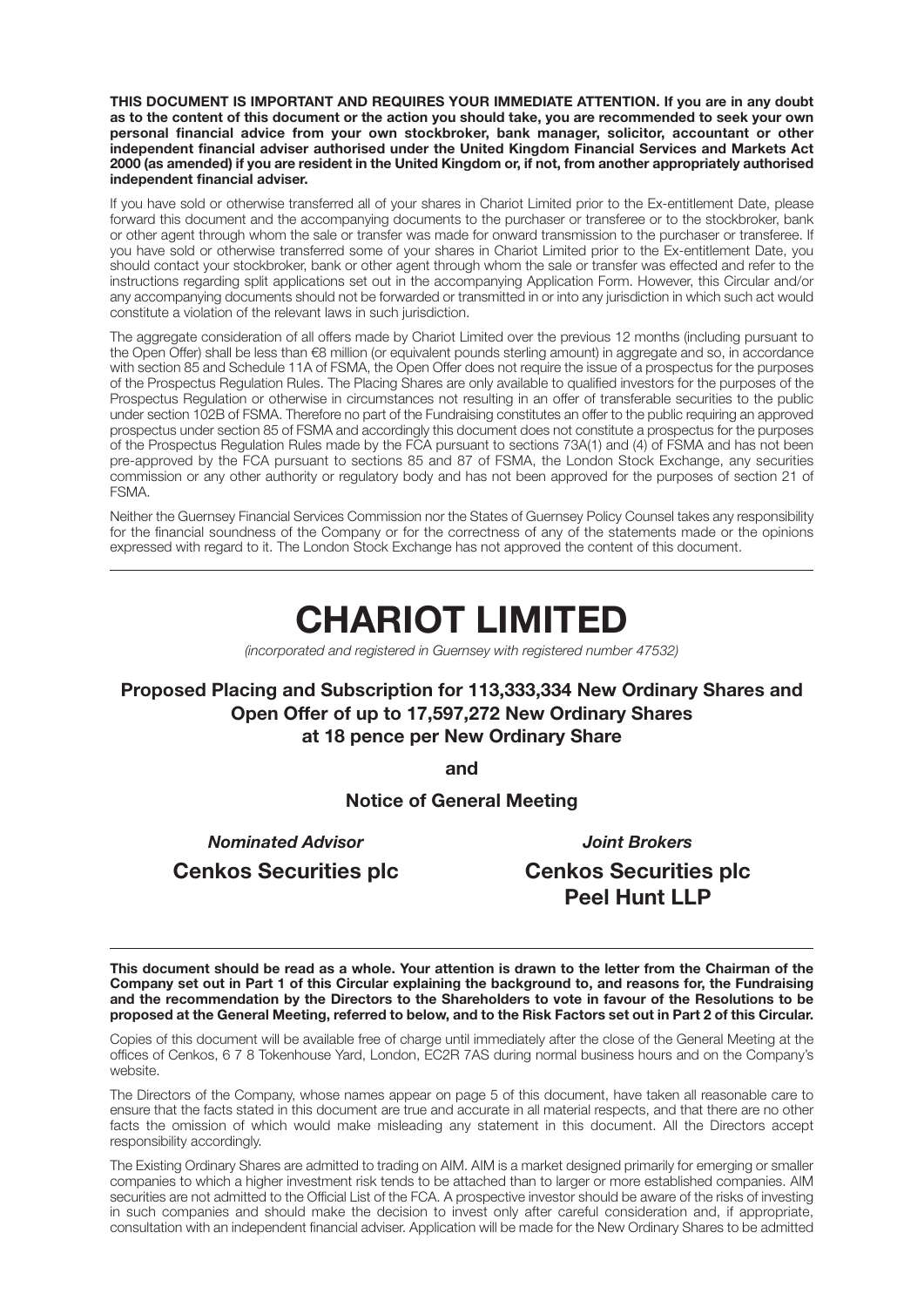**THIS DOCUMENT IS IMPORTANT AND REQUIRES YOUR IMMEDIATE ATTENTION. If you are in any doubt as to the content of this document or the action you should take, you are recommended to seek your own personal financial advice from your own stockbroker, bank manager, solicitor, accountant or other independent financial adviser authorised under the United Kingdom Financial Services and Markets Act 2000 (as amended) if you are resident in the United Kingdom or, if not, from another appropriately authorised independent financial adviser.**

If you have sold or otherwise transferred all of your shares in Chariot Limited prior to the Ex-entitlement Date, please forward this document and the accompanying documents to the purchaser or transferee or to the stockbroker, bank or other agent through whom the sale or transfer was made for onward transmission to the purchaser or transferee. If you have sold or otherwise transferred some of your shares in Chariot Limited prior to the Ex-entitlement Date, you should contact your stockbroker, bank or other agent through whom the sale or transfer was effected and refer to the instructions regarding split applications set out in the accompanying Application Form. However, this Circular and/or any accompanying documents should not be forwarded or transmitted in or into any jurisdiction in which such act would constitute a violation of the relevant laws in such jurisdiction.

The aggregate consideration of all offers made by Chariot Limited over the previous 12 months (including pursuant to the Open Offer) shall be less than €8 million (or equivalent pounds sterling amount) in aggregate and so, in accordance with section 85 and Schedule 11A of FSMA, the Open Offer does not require the issue of a prospectus for the purposes of the Prospectus Regulation Rules. The Placing Shares are only available to qualified investors for the purposes of the Prospectus Regulation or otherwise in circumstances not resulting in an offer of transferable securities to the public under section 102B of FSMA. Therefore no part of the Fundraising constitutes an offer to the public requiring an approved prospectus under section 85 of FSMA and accordingly this document does not constitute a prospectus for the purposes of the Prospectus Regulation Rules made by the FCA pursuant to sections 73A(1) and (4) of FSMA and has not been pre-approved by the FCA pursuant to sections 85 and 87 of FSMA, the London Stock Exchange, any securities commission or any other authority or regulatory body and has not been approved for the purposes of section 21 of FSMA.

Neither the Guernsey Financial Services Commission nor the States of Guernsey Policy Counsel takes any responsibility for the financial soundness of the Company or for the correctness of any of the statements made or the opinions expressed with regard to it. The London Stock Exchange has not approved the content of this document.

---

# CHARIOT LIMITED

*(incorporated and registered in Guernsey with registered number 47532)*

## Proposed Placing and Subscription for 113,333,334 New Ordinary Shares and Open Offer of up to 17,597,272 New Ordinary Shares at 18 pence per New Ordinary Share

**and**

**Notice of General Meeting**

***Nominated Advisor***

**Cenkos Securities plc**

***Joint Brokers***

**Cenkos Securities plc**
**Peel Hunt LLP**

---

**This document should be read as a whole. Your attention is drawn to the letter from the Chairman of the Company set out in Part 1 of this Circular explaining the background to, and reasons for, the Fundraising and the recommendation by the Directors to the Shareholders to vote in favour of the Resolutions to be proposed at the General Meeting, referred to below, and to the Risk Factors set out in Part 2 of this Circular.**

Copies of this document will be available free of charge until immediately after the close of the General Meeting at the offices of Cenkos, 6 7 8 Tokenhouse Yard, London, EC2R 7AS during normal business hours and on the Company's website.

The Directors of the Company, whose names appear on page 5 of this document, have taken all reasonable care to ensure that the facts stated in this document are true and accurate in all material respects, and that there are no other facts the omission of which would make misleading any statement in this document. All the Directors accept responsibility accordingly.

The Existing Ordinary Shares are admitted to trading on AIM. AIM is a market designed primarily for emerging or smaller companies to which a higher investment risk tends to be attached than to larger or more established companies. AIM securities are not admitted to the Official List of the FCA. A prospective investor should be aware of the risks of investing in such companies and should make the decision to invest only after careful consideration and, if appropriate, consultation with an independent financial adviser. Application will be made for the New Ordinary Shares to be admitted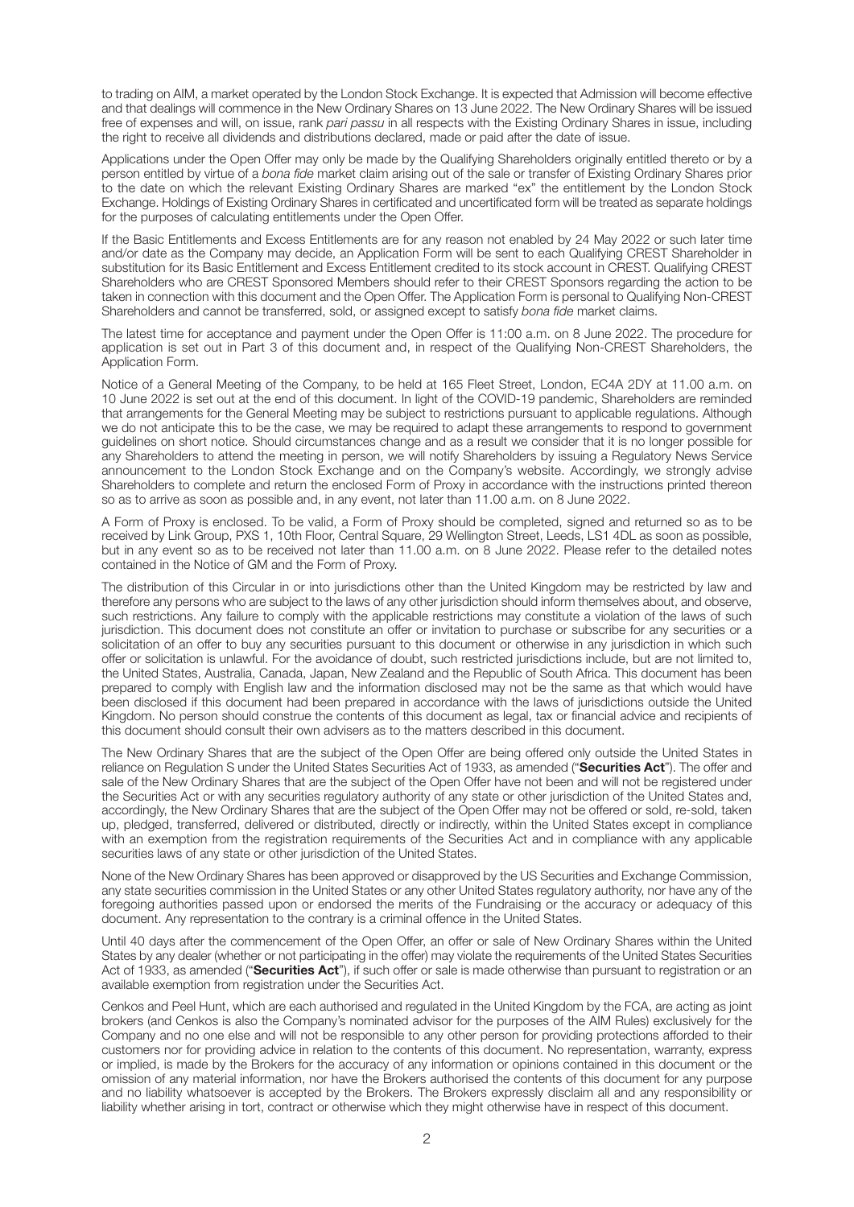to trading on AIM, a market operated by the London Stock Exchange. It is expected that Admission will become effective and that dealings will commence in the New Ordinary Shares on 13 June 2022. The New Ordinary Shares will be issued free of expenses and will, on issue, rank *pari passu* in all respects with the Existing Ordinary Shares in issue, including the right to receive all dividends and distributions declared, made or paid after the date of issue.

Applications under the Open Offer may only be made by the Qualifying Shareholders originally entitled thereto or by a person entitled by virtue of a *bona fide* market claim arising out of the sale or transfer of Existing Ordinary Shares prior to the date on which the relevant Existing Ordinary Shares are marked "ex" the entitlement by the London Stock Exchange. Holdings of Existing Ordinary Shares in certificated and uncertificated form will be treated as separate holdings for the purposes of calculating entitlements under the Open Offer.

If the Basic Entitlements and Excess Entitlements are for any reason not enabled by 24 May 2022 or such later time and/or date as the Company may decide, an Application Form will be sent to each Qualifying CREST Shareholder in substitution for its Basic Entitlement and Excess Entitlement credited to its stock account in CREST. Qualifying CREST Shareholders who are CREST Sponsored Members should refer to their CREST Sponsors regarding the action to be taken in connection with this document and the Open Offer. The Application Form is personal to Qualifying Non-CREST Shareholders and cannot be transferred, sold, or assigned except to satisfy *bona fide* market claims.

The latest time for acceptance and payment under the Open Offer is 11:00 a.m. on 8 June 2022. The procedure for application is set out in Part 3 of this document and, in respect of the Qualifying Non-CREST Shareholders, the Application Form.

Notice of a General Meeting of the Company, to be held at 165 Fleet Street, London, EC4A 2DY at 11.00 a.m. on 10 June 2022 is set out at the end of this document. In light of the COVID-19 pandemic, Shareholders are reminded that arrangements for the General Meeting may be subject to restrictions pursuant to applicable regulations. Although we do not anticipate this to be the case, we may be required to adapt these arrangements to respond to government guidelines on short notice. Should circumstances change and as a result we consider that it is no longer possible for any Shareholders to attend the meeting in person, we will notify Shareholders by issuing a Regulatory News Service announcement to the London Stock Exchange and on the Company's website. Accordingly, we strongly advise Shareholders to complete and return the enclosed Form of Proxy in accordance with the instructions printed thereon so as to arrive as soon as possible and, in any event, not later than 11.00 a.m. on 8 June 2022.

A Form of Proxy is enclosed. To be valid, a Form of Proxy should be completed, signed and returned so as to be received by Link Group, PXS 1, 10th Floor, Central Square, 29 Wellington Street, Leeds, LS1 4DL as soon as possible, but in any event so as to be received not later than 11.00 a.m. on 8 June 2022. Please refer to the detailed notes contained in the Notice of GM and the Form of Proxy.

The distribution of this Circular in or into jurisdictions other than the United Kingdom may be restricted by law and therefore any persons who are subject to the laws of any other jurisdiction should inform themselves about, and observe, such restrictions. Any failure to comply with the applicable restrictions may constitute a violation of the laws of such jurisdiction. This document does not constitute an offer or invitation to purchase or subscribe for any securities or a solicitation of an offer to buy any securities pursuant to this document or otherwise in any jurisdiction in which such offer or solicitation is unlawful. For the avoidance of doubt, such restricted jurisdictions include, but are not limited to, the United States, Australia, Canada, Japan, New Zealand and the Republic of South Africa. This document has been prepared to comply with English law and the information disclosed may not be the same as that which would have been disclosed if this document had been prepared in accordance with the laws of jurisdictions outside the United Kingdom. No person should construe the contents of this document as legal, tax or financial advice and recipients of this document should consult their own advisers as to the matters described in this document.

The New Ordinary Shares that are the subject of the Open Offer are being offered only outside the United States in reliance on Regulation S under the United States Securities Act of 1933, as amended ("**Securities Act**"). The offer and sale of the New Ordinary Shares that are the subject of the Open Offer have not been and will not be registered under the Securities Act or with any securities regulatory authority of any state or other jurisdiction of the United States and, accordingly, the New Ordinary Shares that are the subject of the Open Offer may not be offered or sold, re-sold, taken up, pledged, transferred, delivered or distributed, directly or indirectly, within the United States except in compliance with an exemption from the registration requirements of the Securities Act and in compliance with any applicable securities laws of any state or other jurisdiction of the United States.

None of the New Ordinary Shares has been approved or disapproved by the US Securities and Exchange Commission, any state securities commission in the United States or any other United States regulatory authority, nor have any of the foregoing authorities passed upon or endorsed the merits of the Fundraising or the accuracy or adequacy of this document. Any representation to the contrary is a criminal offence in the United States.

Until 40 days after the commencement of the Open Offer, an offer or sale of New Ordinary Shares within the United States by any dealer (whether or not participating in the offer) may violate the requirements of the United States Securities Act of 1933, as amended ("**Securities Act**"), if such offer or sale is made otherwise than pursuant to registration or an available exemption from registration under the Securities Act.

Cenkos and Peel Hunt, which are each authorised and regulated in the United Kingdom by the FCA, are acting as joint brokers (and Cenkos is also the Company's nominated advisor for the purposes of the AIM Rules) exclusively for the Company and no one else and will not be responsible to any other person for providing protections afforded to their customers nor for providing advice in relation to the contents of this document. No representation, warranty, express or implied, is made by the Brokers for the accuracy of any information or opinions contained in this document or the omission of any material information, nor have the Brokers authorised the contents of this document for any purpose and no liability whatsoever is accepted by the Brokers. The Brokers expressly disclaim all and any responsibility or liability whether arising in tort, contract or otherwise which they might otherwise have in respect of this document.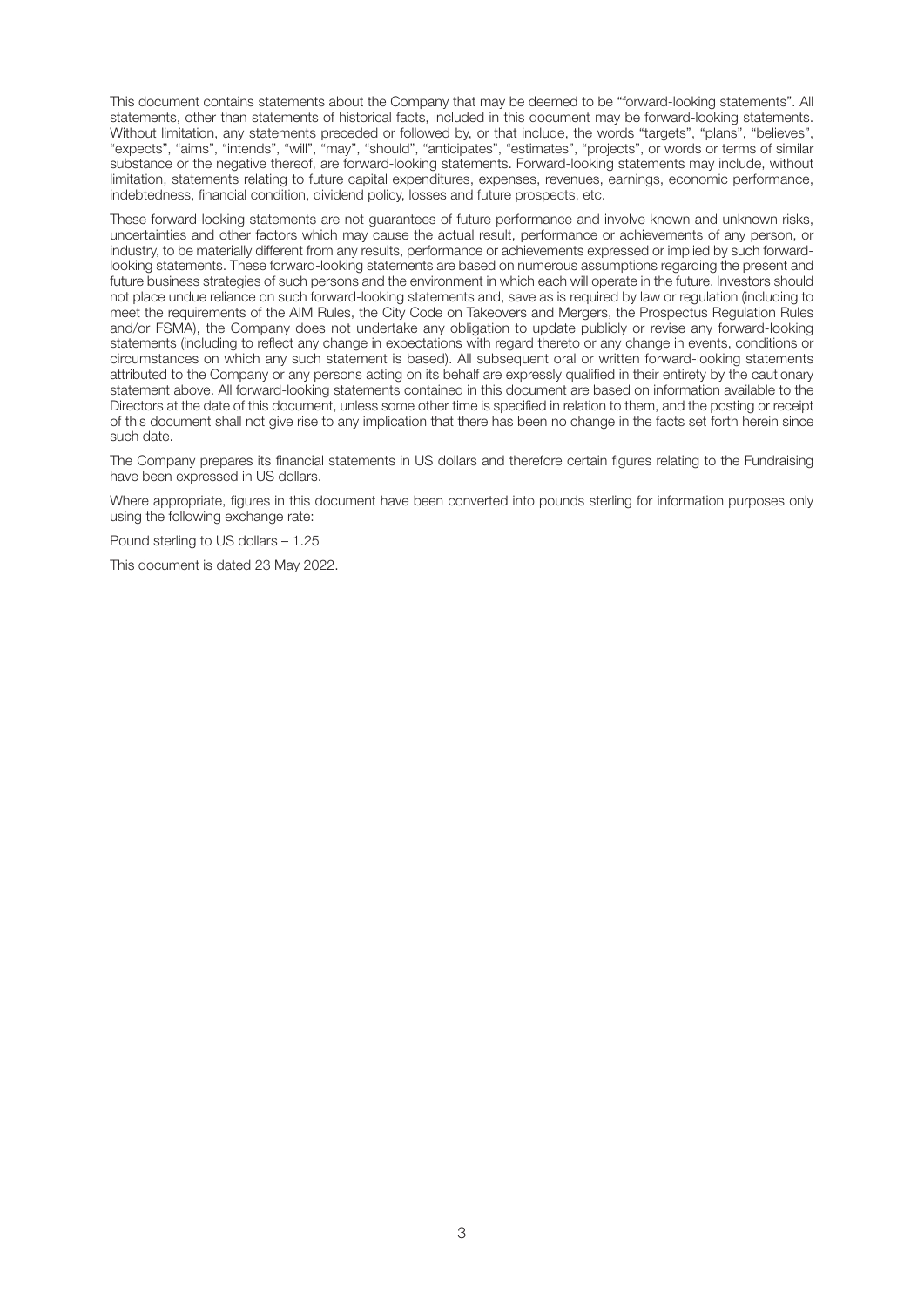This document contains statements about the Company that may be deemed to be "forward-looking statements". All statements, other than statements of historical facts, included in this document may be forward-looking statements. Without limitation, any statements preceded or followed by, or that include, the words "targets", "plans", "believes", "expects", "aims", "intends", "will", "may", "should", "anticipates", "estimates", "projects", or words or terms of similar substance or the negative thereof, are forward-looking statements. Forward-looking statements may include, without limitation, statements relating to future capital expenditures, expenses, revenues, earnings, economic performance, indebtedness, financial condition, dividend policy, losses and future prospects, etc.

These forward-looking statements are not guarantees of future performance and involve known and unknown risks, uncertainties and other factors which may cause the actual result, performance or achievements of any person, or industry, to be materially different from any results, performance or achievements expressed or implied by such forward-looking statements. These forward-looking statements are based on numerous assumptions regarding the present and future business strategies of such persons and the environment in which each will operate in the future. Investors should not place undue reliance on such forward-looking statements and, save as is required by law or regulation (including to meet the requirements of the AIM Rules, the City Code on Takeovers and Mergers, the Prospectus Regulation Rules and/or FSMA), the Company does not undertake any obligation to update publicly or revise any forward-looking statements (including to reflect any change in expectations with regard thereto or any change in events, conditions or circumstances on which any such statement is based). All subsequent oral or written forward-looking statements attributed to the Company or any persons acting on its behalf are expressly qualified in their entirety by the cautionary statement above. All forward-looking statements contained in this document are based on information available to the Directors at the date of this document, unless some other time is specified in relation to them, and the posting or receipt of this document shall not give rise to any implication that there has been no change in the facts set forth herein since such date.

The Company prepares its financial statements in US dollars and therefore certain figures relating to the Fundraising have been expressed in US dollars.

Where appropriate, figures in this document have been converted into pounds sterling for information purposes only using the following exchange rate:

Pound sterling to US dollars – 1.25

This document is dated 23 May 2022.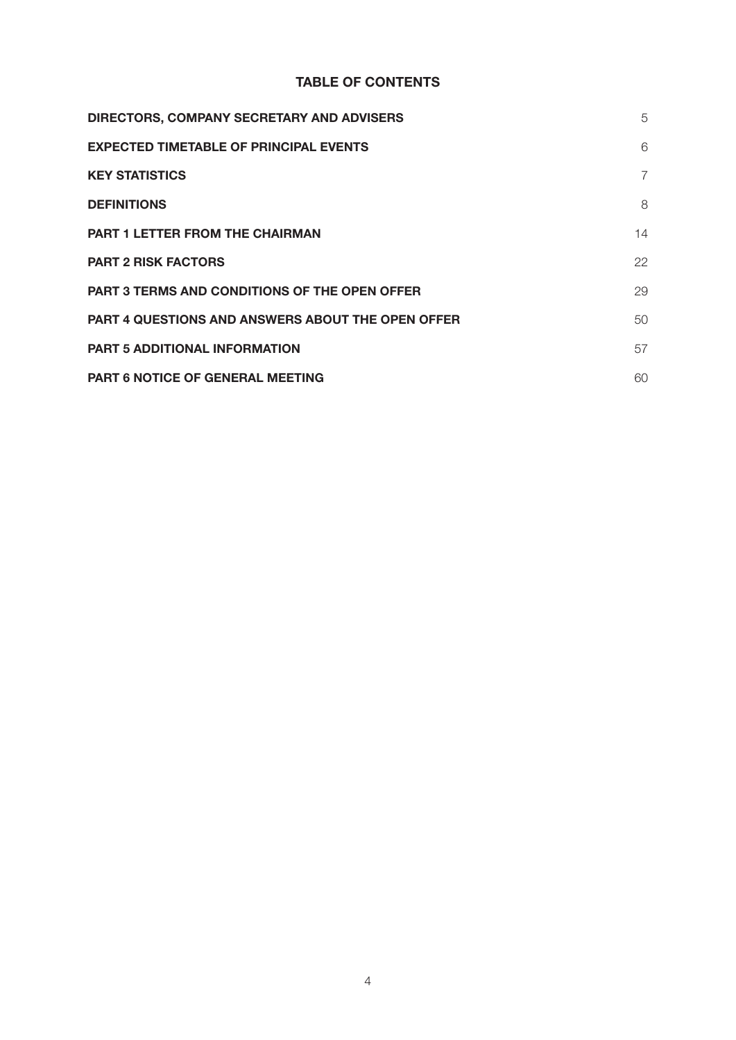# TABLE OF CONTENTS

| | |
|---|---|
| **DIRECTORS, COMPANY SECRETARY AND ADVISERS** | 5 |
| **EXPECTED TIMETABLE OF PRINCIPAL EVENTS** | 6 |
| **KEY STATISTICS** | 7 |
| **DEFINITIONS** | 8 |
| **PART 1 LETTER FROM THE CHAIRMAN** | 14 |
| **PART 2 RISK FACTORS** | 22 |
| **PART 3 TERMS AND CONDITIONS OF THE OPEN OFFER** | 29 |
| **PART 4 QUESTIONS AND ANSWERS ABOUT THE OPEN OFFER** | 50 |
| **PART 5 ADDITIONAL INFORMATION** | 57 |
| **PART 6 NOTICE OF GENERAL MEETING** | 60 |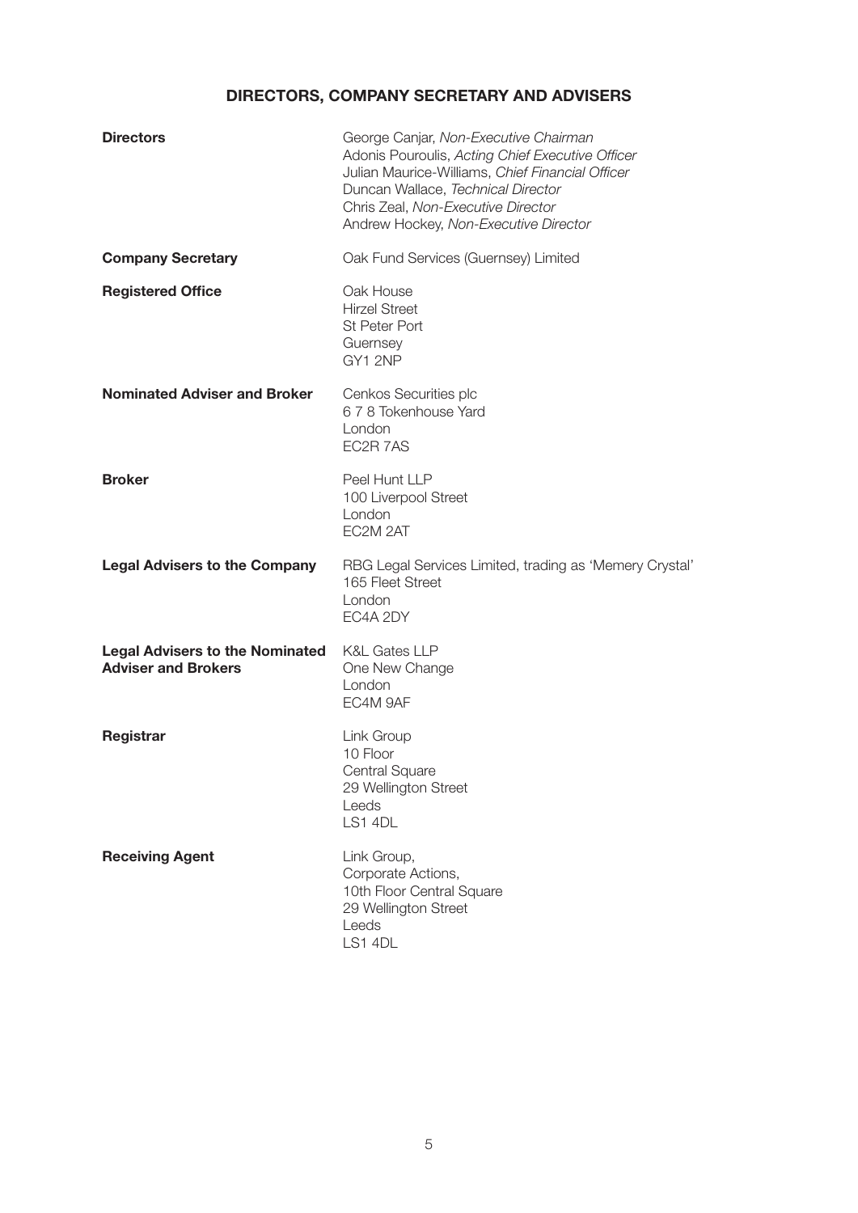## DIRECTORS, COMPANY SECRETARY AND ADVISERS

| | |
|---|---|
| **Directors** | George Canjar, *Non-Executive Chairman*<br>Adonis Pouroulis, *Acting Chief Executive Officer*<br>Julian Maurice-Williams, *Chief Financial Officer*<br>Duncan Wallace, *Technical Director*<br>Chris Zeal, *Non-Executive Director*<br>Andrew Hockey, *Non-Executive Director* |
| **Company Secretary** | Oak Fund Services (Guernsey) Limited |
| **Registered Office** | Oak House<br>Hirzel Street<br>St Peter Port<br>Guernsey<br>GY1 2NP |
| **Nominated Adviser and Broker** | Cenkos Securities plc<br>6 7 8 Tokenhouse Yard<br>London<br>EC2R 7AS |
| **Broker** | Peel Hunt LLP<br>100 Liverpool Street<br>London<br>EC2M 2AT |
| **Legal Advisers to the Company** | RBG Legal Services Limited, trading as 'Memery Crystal'<br>165 Fleet Street<br>London<br>EC4A 2DY |
| **Legal Advisers to the Nominated Adviser and Brokers** | K&L Gates LLP<br>One New Change<br>London<br>EC4M 9AF |
| **Registrar** | Link Group<br>10 Floor<br>Central Square<br>29 Wellington Street<br>Leeds<br>LS1 4DL |
| **Receiving Agent** | Link Group,<br>Corporate Actions,<br>10th Floor Central Square<br>29 Wellington Street<br>Leeds<br>LS1 4DL |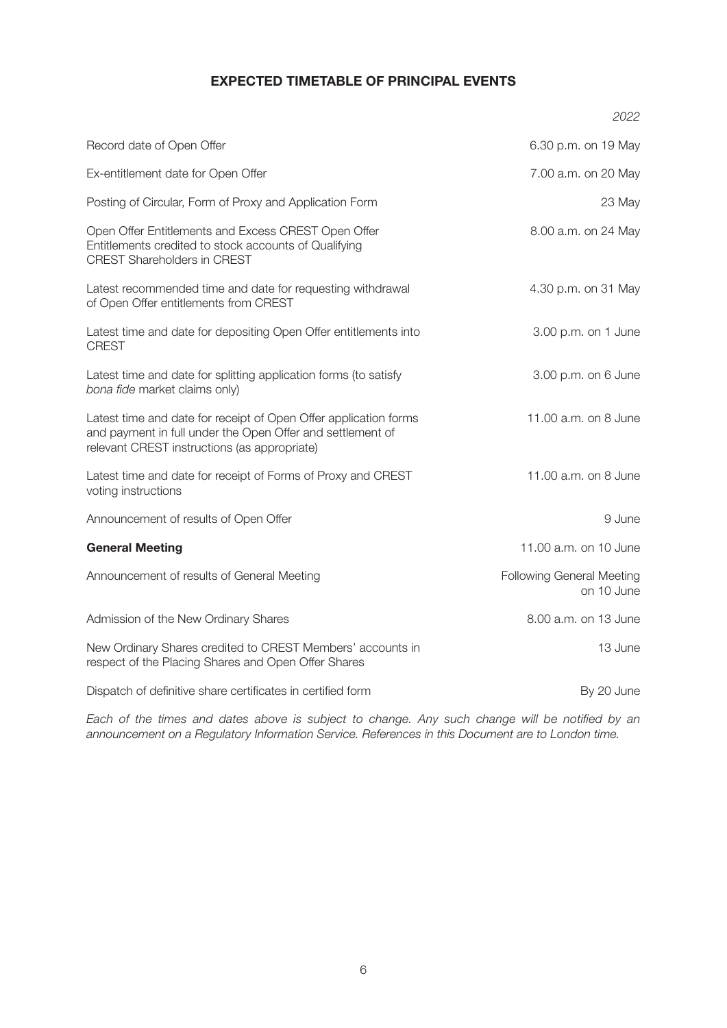## EXPECTED TIMETABLE OF PRINCIPAL EVENTS

| | *2022* |
|---|---|
| Record date of Open Offer | 6.30 p.m. on 19 May |
| Ex-entitlement date for Open Offer | 7.00 a.m. on 20 May |
| Posting of Circular, Form of Proxy and Application Form | 23 May |
| Open Offer Entitlements and Excess CREST Open Offer Entitlements credited to stock accounts of Qualifying CREST Shareholders in CREST | 8.00 a.m. on 24 May |
| Latest recommended time and date for requesting withdrawal of Open Offer entitlements from CREST | 4.30 p.m. on 31 May |
| Latest time and date for depositing Open Offer entitlements into CREST | 3.00 p.m. on 1 June |
| Latest time and date for splitting application forms (to satisfy *bona fide* market claims only) | 3.00 p.m. on 6 June |
| Latest time and date for receipt of Open Offer application forms and payment in full under the Open Offer and settlement of relevant CREST instructions (as appropriate) | 11.00 a.m. on 8 June |
| Latest time and date for receipt of Forms of Proxy and CREST voting instructions | 11.00 a.m. on 8 June |
| Announcement of results of Open Offer | 9 June |
| **General Meeting** | 11.00 a.m. on 10 June |
| Announcement of results of General Meeting | Following General Meeting on 10 June |
| Admission of the New Ordinary Shares | 8.00 a.m. on 13 June |
| New Ordinary Shares credited to CREST Members' accounts in respect of the Placing Shares and Open Offer Shares | 13 June |
| Dispatch of definitive share certificates in certified form | By 20 June |

*Each of the times and dates above is subject to change. Any such change will be notified by an announcement on a Regulatory Information Service. References in this Document are to London time.*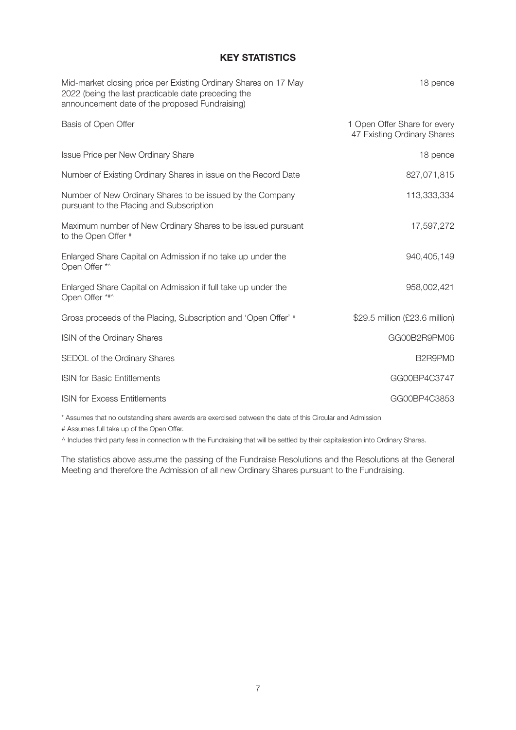## KEY STATISTICS

| | |
|---|---|
| Mid-market closing price per Existing Ordinary Shares on 17 May 2022 (being the last practicable date preceding the announcement date of the proposed Fundraising) | 18 pence |
| Basis of Open Offer | 1 Open Offer Share for every 47 Existing Ordinary Shares |
| Issue Price per New Ordinary Share | 18 pence |
| Number of Existing Ordinary Shares in issue on the Record Date | 827,071,815 |
| Number of New Ordinary Shares to be issued by the Company pursuant to the Placing and Subscription | 113,333,334 |
| Maximum number of New Ordinary Shares to be issued pursuant to the Open Offer # | 17,597,272 |
| Enlarged Share Capital on Admission if no take up under the Open Offer *^ | 940,405,149 |
| Enlarged Share Capital on Admission if full take up under the Open Offer *#^ | 958,002,421 |
| Gross proceeds of the Placing, Subscription and 'Open Offer' # | \$29.5 million (£23.6 million) |
| ISIN of the Ordinary Shares | GG00B2R9PM06 |
| SEDOL of the Ordinary Shares | B2R9PM0 |
| ISIN for Basic Entitlements | GG00BP4C3747 |
| ISIN for Excess Entitlements | GG00BP4C3853 |

* Assumes that no outstanding share awards are exercised between the date of this Circular and Admission

# Assumes full take up of the Open Offer.

^ Includes third party fees in connection with the Fundraising that will be settled by their capitalisation into Ordinary Shares.

The statistics above assume the passing of the Fundraise Resolutions and the Resolutions at the General Meeting and therefore the Admission of all new Ordinary Shares pursuant to the Fundraising.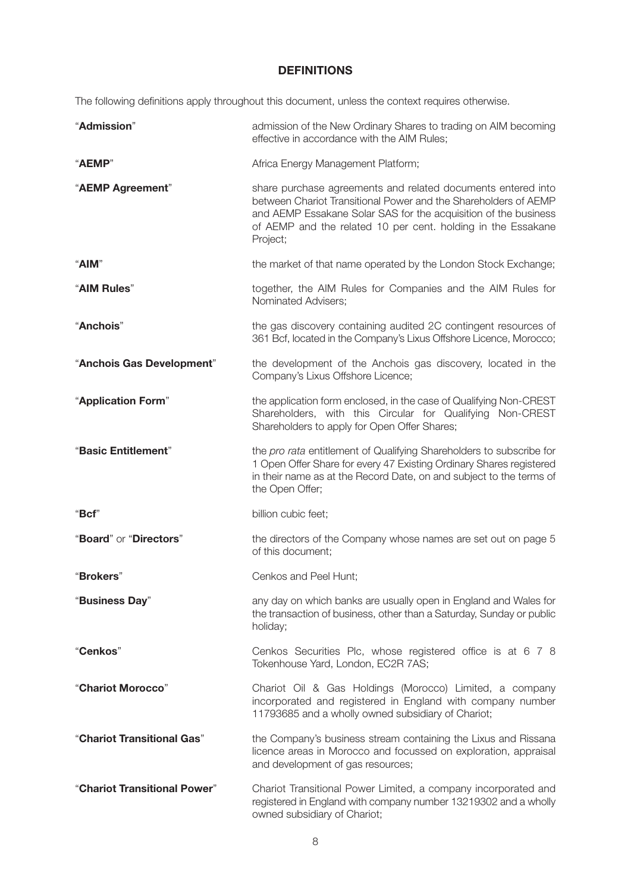## DEFINITIONS

The following definitions apply throughout this document, unless the context requires otherwise.

| | |
|---|---|
| "**Admission**" | admission of the New Ordinary Shares to trading on AIM becoming effective in accordance with the AIM Rules; |
| "**AEMP**" | Africa Energy Management Platform; |
| "**AEMP Agreement**" | share purchase agreements and related documents entered into between Chariot Transitional Power and the Shareholders of AEMP and AEMP Essakane Solar SAS for the acquisition of the business of AEMP and the related 10 per cent. holding in the Essakane Project; |
| "**AIM**" | the market of that name operated by the London Stock Exchange; |
| "**AIM Rules**" | together, the AIM Rules for Companies and the AIM Rules for Nominated Advisers; |
| "**Anchois**" | the gas discovery containing audited 2C contingent resources of 361 Bcf, located in the Company's Lixus Offshore Licence, Morocco; |
| "**Anchois Gas Development**" | the development of the Anchois gas discovery, located in the Company's Lixus Offshore Licence; |
| "**Application Form**" | the application form enclosed, in the case of Qualifying Non-CREST Shareholders, with this Circular for Qualifying Non-CREST Shareholders to apply for Open Offer Shares; |
| "**Basic Entitlement**" | the *pro rata* entitlement of Qualifying Shareholders to subscribe for 1 Open Offer Share for every 47 Existing Ordinary Shares registered in their name as at the Record Date, on and subject to the terms of the Open Offer; |
| "**Bcf**" | billion cubic feet; |
| "**Board**" or "**Directors**" | the directors of the Company whose names are set out on page 5 of this document; |
| "**Brokers**" | Cenkos and Peel Hunt; |
| "**Business Day**" | any day on which banks are usually open in England and Wales for the transaction of business, other than a Saturday, Sunday or public holiday; |
| "**Cenkos**" | Cenkos Securities Plc, whose registered office is at 6 7 8 Tokenhouse Yard, London, EC2R 7AS; |
| "**Chariot Morocco**" | Chariot Oil & Gas Holdings (Morocco) Limited, a company incorporated and registered in England with company number 11793685 and a wholly owned subsidiary of Chariot; |
| "**Chariot Transitional Gas**" | the Company's business stream containing the Lixus and Rissana licence areas in Morocco and focussed on exploration, appraisal and development of gas resources; |
| "**Chariot Transitional Power**" | Chariot Transitional Power Limited, a company incorporated and registered in England with company number 13219302 and a wholly owned subsidiary of Chariot; |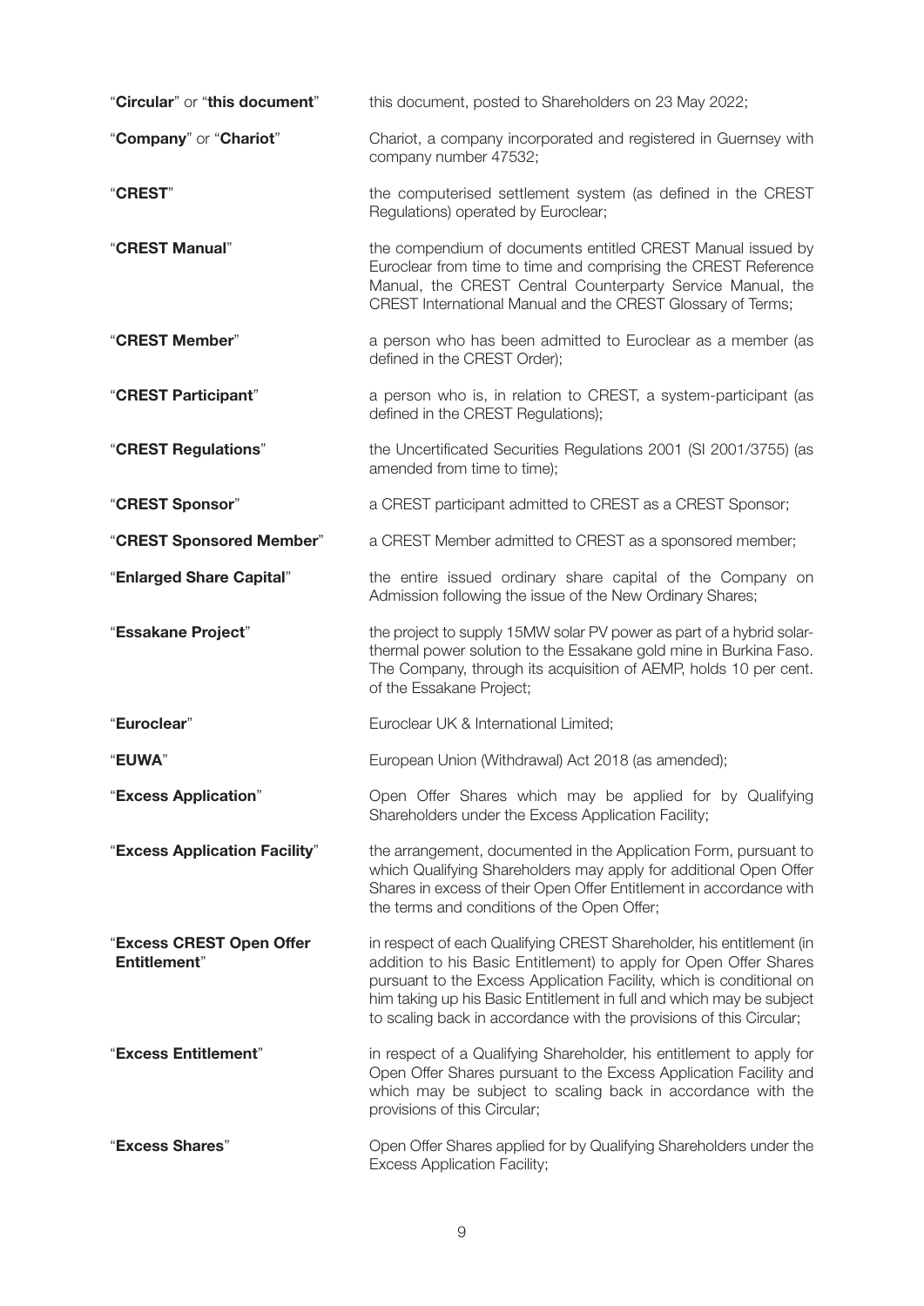| | |
|---|---|
| "**Circular**" or "**this document**" | this document, posted to Shareholders on 23 May 2022; |
| "**Company**" or "**Chariot**" | Chariot, a company incorporated and registered in Guernsey with company number 47532; |
| "**CREST**" | the computerised settlement system (as defined in the CREST Regulations) operated by Euroclear; |
| "**CREST Manual**" | the compendium of documents entitled CREST Manual issued by Euroclear from time to time and comprising the CREST Reference Manual, the CREST Central Counterparty Service Manual, the CREST International Manual and the CREST Glossary of Terms; |
| "**CREST Member**" | a person who has been admitted to Euroclear as a member (as defined in the CREST Order); |
| "**CREST Participant**" | a person who is, in relation to CREST, a system-participant (as defined in the CREST Regulations); |
| "**CREST Regulations**" | the Uncertificated Securities Regulations 2001 (SI 2001/3755) (as amended from time to time); |
| "**CREST Sponsor**" | a CREST participant admitted to CREST as a CREST Sponsor; |
| "**CREST Sponsored Member**" | a CREST Member admitted to CREST as a sponsored member; |
| "**Enlarged Share Capital**" | the entire issued ordinary share capital of the Company on Admission following the issue of the New Ordinary Shares; |
| "**Essakane Project**" | the project to supply 15MW solar PV power as part of a hybrid solar-thermal power solution to the Essakane gold mine in Burkina Faso. The Company, through its acquisition of AEMP, holds 10 per cent. of the Essakane Project; |
| "**Euroclear**" | Euroclear UK & International Limited; |
| "**EUWA**" | European Union (Withdrawal) Act 2018 (as amended); |
| "**Excess Application**" | Open Offer Shares which may be applied for by Qualifying Shareholders under the Excess Application Facility; |
| "**Excess Application Facility**" | the arrangement, documented in the Application Form, pursuant to which Qualifying Shareholders may apply for additional Open Offer Shares in excess of their Open Offer Entitlement in accordance with the terms and conditions of the Open Offer; |
| "**Excess CREST Open Offer Entitlement**" | in respect of each Qualifying CREST Shareholder, his entitlement (in addition to his Basic Entitlement) to apply for Open Offer Shares pursuant to the Excess Application Facility, which is conditional on him taking up his Basic Entitlement in full and which may be subject to scaling back in accordance with the provisions of this Circular; |
| "**Excess Entitlement**" | in respect of a Qualifying Shareholder, his entitlement to apply for Open Offer Shares pursuant to the Excess Application Facility and which may be subject to scaling back in accordance with the provisions of this Circular; |
| "**Excess Shares**" | Open Offer Shares applied for by Qualifying Shareholders under the Excess Application Facility; |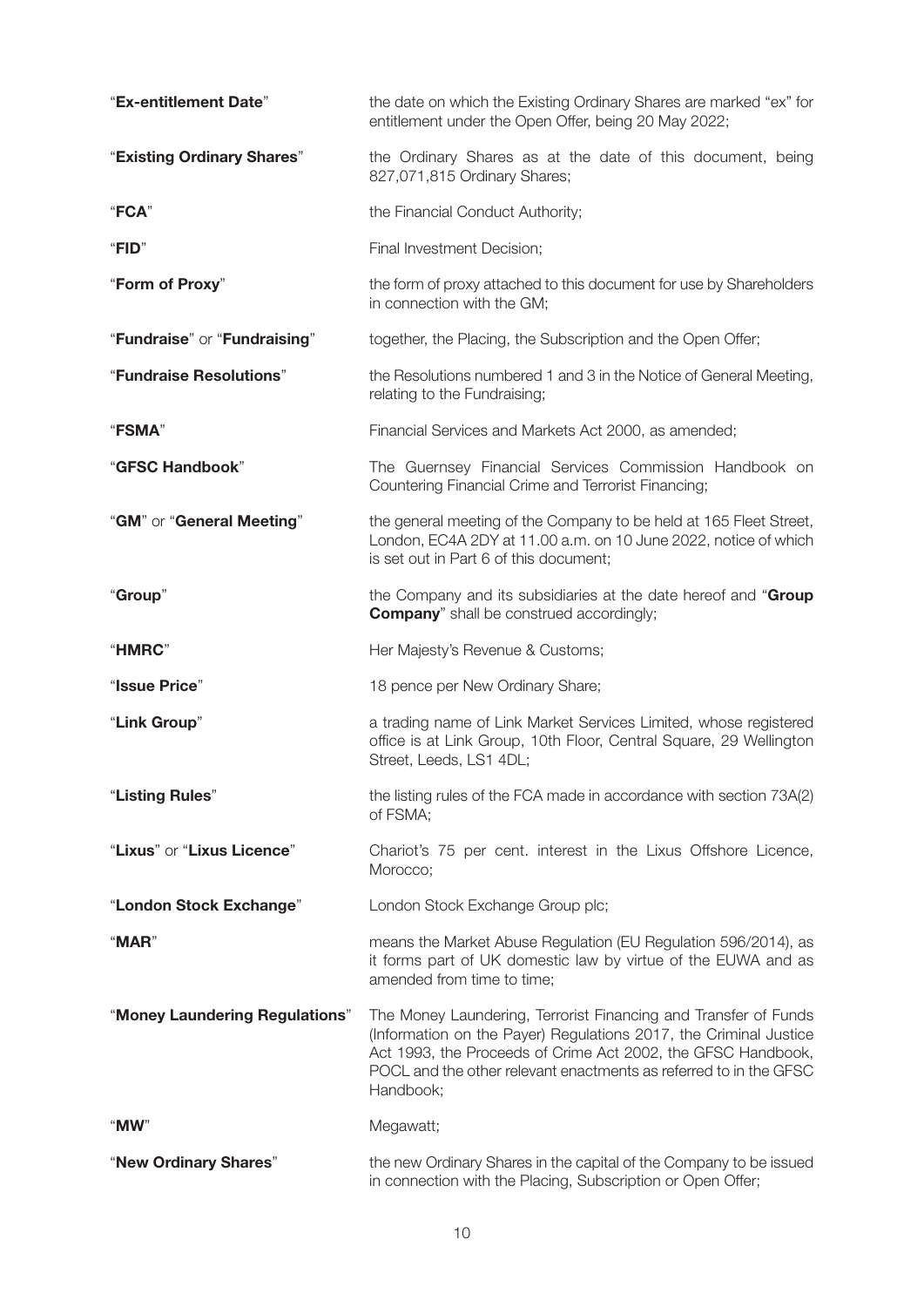| | |
|---|---|
| "**Ex-entitlement Date**" | the date on which the Existing Ordinary Shares are marked "ex" for entitlement under the Open Offer, being 20 May 2022; |
| "**Existing Ordinary Shares**" | the Ordinary Shares as at the date of this document, being 827,071,815 Ordinary Shares; |
| "**FCA**" | the Financial Conduct Authority; |
| "**FID**" | Final Investment Decision; |
| "**Form of Proxy**" | the form of proxy attached to this document for use by Shareholders in connection with the GM; |
| "**Fundraise**" or "**Fundraising**" | together, the Placing, the Subscription and the Open Offer; |
| "**Fundraise Resolutions**" | the Resolutions numbered 1 and 3 in the Notice of General Meeting, relating to the Fundraising; |
| "**FSMA**" | Financial Services and Markets Act 2000, as amended; |
| "**GFSC Handbook**" | The Guernsey Financial Services Commission Handbook on Countering Financial Crime and Terrorist Financing; |
| "**GM**" or "**General Meeting**" | the general meeting of the Company to be held at 165 Fleet Street, London, EC4A 2DY at 11.00 a.m. on 10 June 2022, notice of which is set out in Part 6 of this document; |
| "**Group**" | the Company and its subsidiaries at the date hereof and "**Group Company**" shall be construed accordingly; |
| "**HMRC**" | Her Majesty's Revenue & Customs; |
| "**Issue Price**" | 18 pence per New Ordinary Share; |
| "**Link Group**" | a trading name of Link Market Services Limited, whose registered office is at Link Group, 10th Floor, Central Square, 29 Wellington Street, Leeds, LS1 4DL; |
| "**Listing Rules**" | the listing rules of the FCA made in accordance with section 73A(2) of FSMA; |
| "**Lixus**" or "**Lixus Licence**" | Chariot's 75 per cent. interest in the Lixus Offshore Licence, Morocco; |
| "**London Stock Exchange**" | London Stock Exchange Group plc; |
| "**MAR**" | means the Market Abuse Regulation (EU Regulation 596/2014), as it forms part of UK domestic law by virtue of the EUWA and as amended from time to time; |
| "**Money Laundering Regulations**" | The Money Laundering, Terrorist Financing and Transfer of Funds (Information on the Payer) Regulations 2017, the Criminal Justice Act 1993, the Proceeds of Crime Act 2002, the GFSC Handbook, POCL and the other relevant enactments as referred to in the GFSC Handbook; |
| "**MW**" | Megawatt; |
| "**New Ordinary Shares**" | the new Ordinary Shares in the capital of the Company to be issued in connection with the Placing, Subscription or Open Offer; |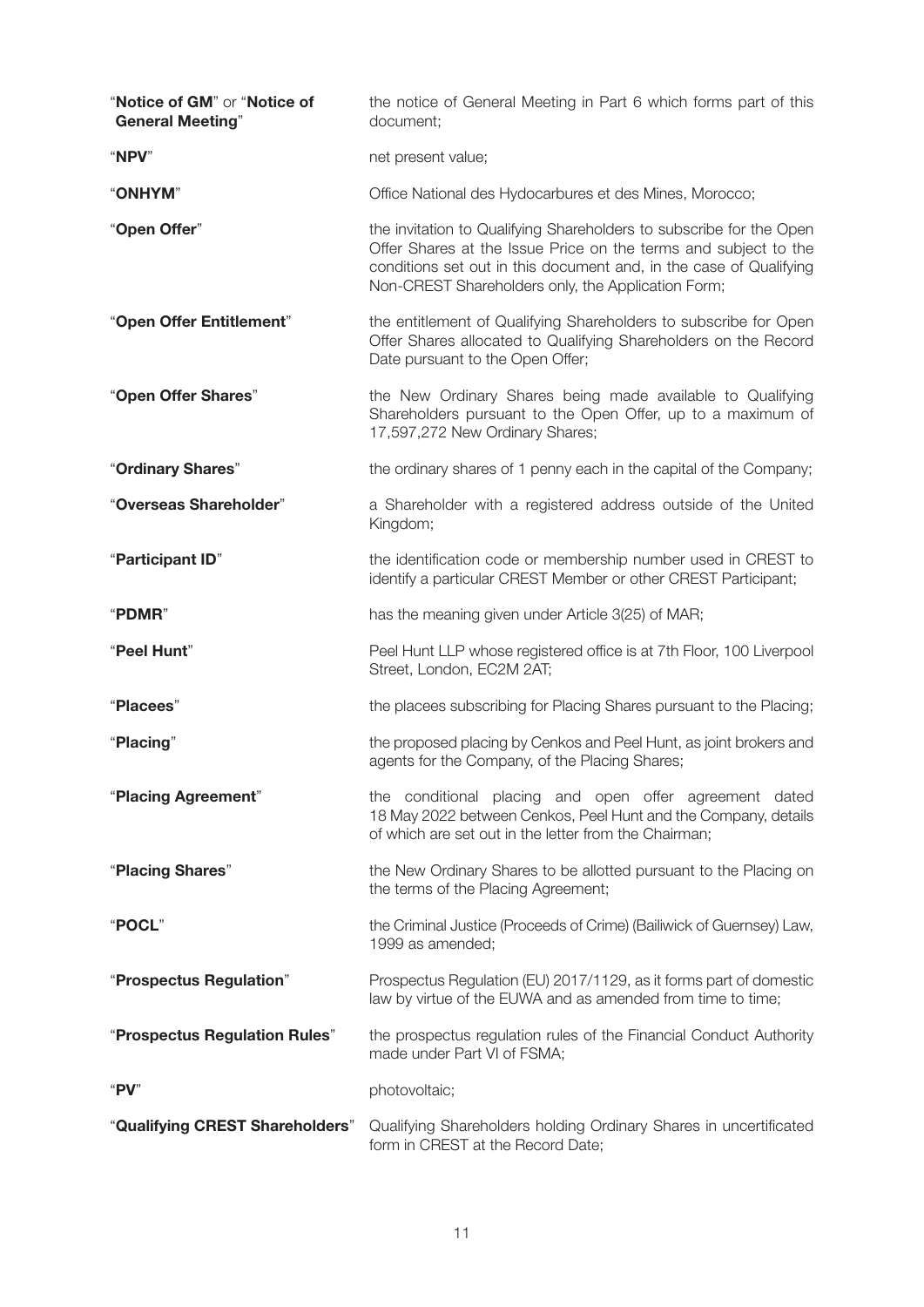| | |
|---|---|
| "**Notice of GM**" or "**Notice of General Meeting**" | the notice of General Meeting in Part 6 which forms part of this document; |
| "**NPV**" | net present value; |
| "**ONHYM**" | Office National des Hydocarbures et des Mines, Morocco; |
| "**Open Offer**" | the invitation to Qualifying Shareholders to subscribe for the Open Offer Shares at the Issue Price on the terms and subject to the conditions set out in this document and, in the case of Qualifying Non-CREST Shareholders only, the Application Form; |
| "**Open Offer Entitlement**" | the entitlement of Qualifying Shareholders to subscribe for Open Offer Shares allocated to Qualifying Shareholders on the Record Date pursuant to the Open Offer; |
| "**Open Offer Shares**" | the New Ordinary Shares being made available to Qualifying Shareholders pursuant to the Open Offer, up to a maximum of 17,597,272 New Ordinary Shares; |
| "**Ordinary Shares**" | the ordinary shares of 1 penny each in the capital of the Company; |
| "**Overseas Shareholder**" | a Shareholder with a registered address outside of the United Kingdom; |
| "**Participant ID**" | the identification code or membership number used in CREST to identify a particular CREST Member or other CREST Participant; |
| "**PDMR**" | has the meaning given under Article 3(25) of MAR; |
| "**Peel Hunt**" | Peel Hunt LLP whose registered office is at 7th Floor, 100 Liverpool Street, London, EC2M 2AT; |
| "**Placees**" | the placees subscribing for Placing Shares pursuant to the Placing; |
| "**Placing**" | the proposed placing by Cenkos and Peel Hunt, as joint brokers and agents for the Company, of the Placing Shares; |
| "**Placing Agreement**" | the conditional placing and open offer agreement dated 18 May 2022 between Cenkos, Peel Hunt and the Company, details of which are set out in the letter from the Chairman; |
| "**Placing Shares**" | the New Ordinary Shares to be allotted pursuant to the Placing on the terms of the Placing Agreement; |
| "**POCL**" | the Criminal Justice (Proceeds of Crime) (Bailiwick of Guernsey) Law, 1999 as amended; |
| "**Prospectus Regulation**" | Prospectus Regulation (EU) 2017/1129, as it forms part of domestic law by virtue of the EUWA and as amended from time to time; |
| "**Prospectus Regulation Rules**" | the prospectus regulation rules of the Financial Conduct Authority made under Part VI of FSMA; |
| "**PV**" | photovoltaic; |
| "**Qualifying CREST Shareholders**" | Qualifying Shareholders holding Ordinary Shares in uncertificated form in CREST at the Record Date; |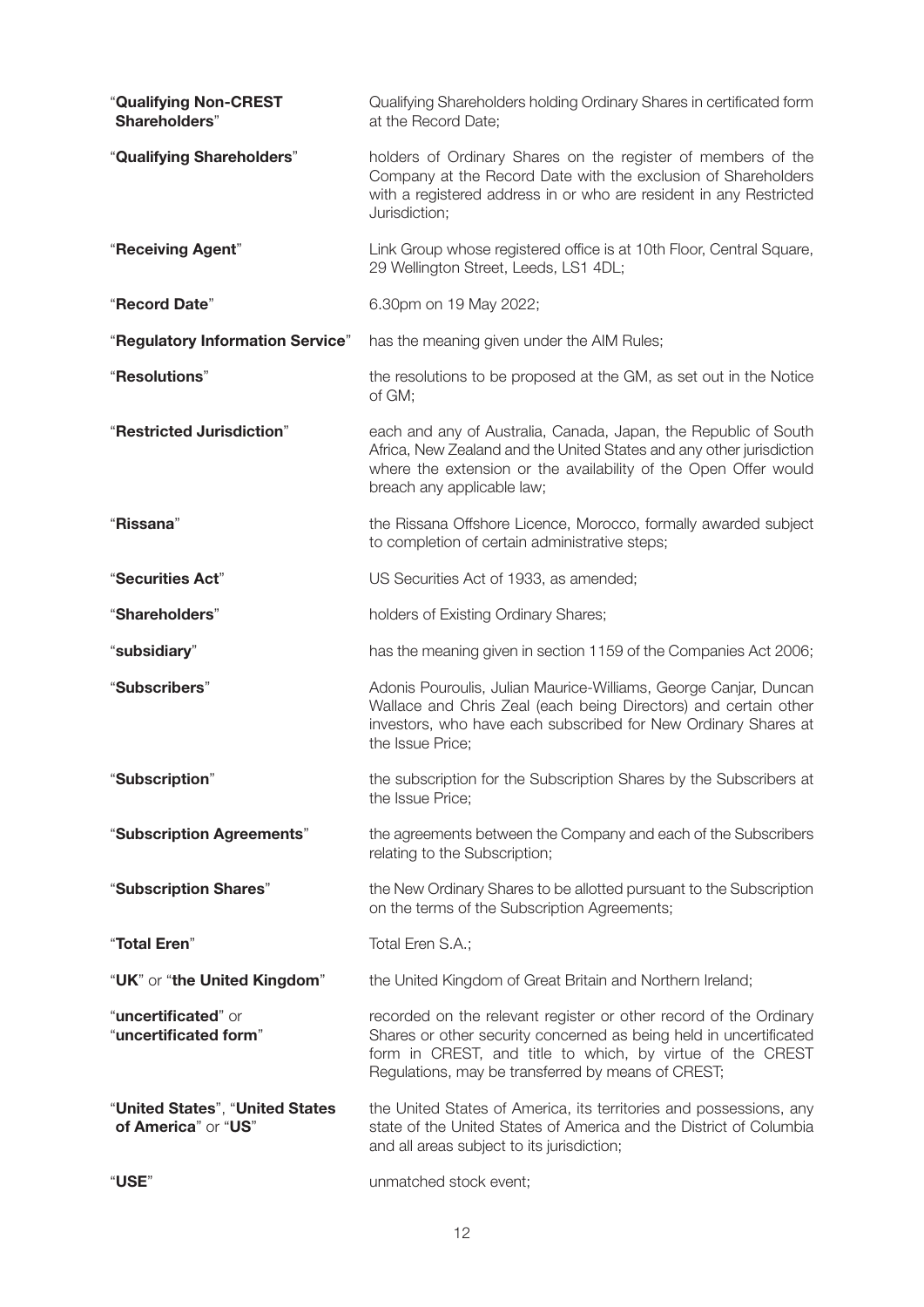| | |
|---|---|
| "**Qualifying Non-CREST Shareholders**" | Qualifying Shareholders holding Ordinary Shares in certificated form at the Record Date; |
| "**Qualifying Shareholders**" | holders of Ordinary Shares on the register of members of the Company at the Record Date with the exclusion of Shareholders with a registered address in or who are resident in any Restricted Jurisdiction; |
| "**Receiving Agent**" | Link Group whose registered office is at 10th Floor, Central Square, 29 Wellington Street, Leeds, LS1 4DL; |
| "**Record Date**" | 6.30pm on 19 May 2022; |
| "**Regulatory Information Service**" | has the meaning given under the AIM Rules; |
| "**Resolutions**" | the resolutions to be proposed at the GM, as set out in the Notice of GM; |
| "**Restricted Jurisdiction**" | each and any of Australia, Canada, Japan, the Republic of South Africa, New Zealand and the United States and any other jurisdiction where the extension or the availability of the Open Offer would breach any applicable law; |
| "**Rissana**" | the Rissana Offshore Licence, Morocco, formally awarded subject to completion of certain administrative steps; |
| "**Securities Act**" | US Securities Act of 1933, as amended; |
| "**Shareholders**" | holders of Existing Ordinary Shares; |
| "**subsidiary**" | has the meaning given in section 1159 of the Companies Act 2006; |
| "**Subscribers**" | Adonis Pouroulis, Julian Maurice-Williams, George Canjar, Duncan Wallace and Chris Zeal (each being Directors) and certain other investors, who have each subscribed for New Ordinary Shares at the Issue Price; |
| "**Subscription**" | the subscription for the Subscription Shares by the Subscribers at the Issue Price; |
| "**Subscription Agreements**" | the agreements between the Company and each of the Subscribers relating to the Subscription; |
| "**Subscription Shares**" | the New Ordinary Shares to be allotted pursuant to the Subscription on the terms of the Subscription Agreements; |
| "**Total Eren**" | Total Eren S.A.; |
| "**UK**" or "**the United Kingdom**" | the United Kingdom of Great Britain and Northern Ireland; |
| "**uncertificated**" or "**uncertificated form**" | recorded on the relevant register or other record of the Ordinary Shares or other security concerned as being held in uncertificated form in CREST, and title to which, by virtue of the CREST Regulations, may be transferred by means of CREST; |
| "**United States**", "**United States of America**" or "**US**" | the United States of America, its territories and possessions, any state of the United States of America and the District of Columbia and all areas subject to its jurisdiction; |
| "**USE**" | unmatched stock event; |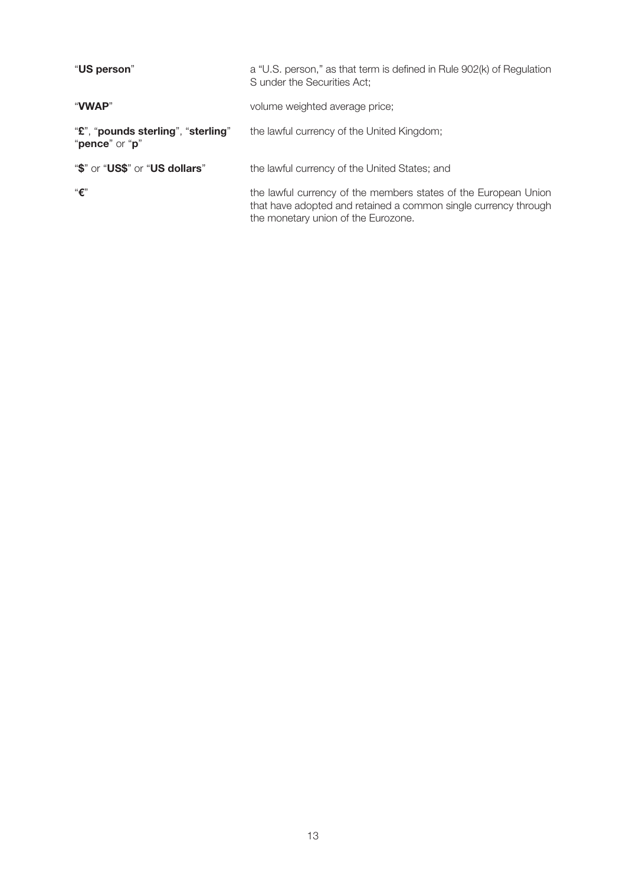| | |
|---|---|
| "**US person**" | a "U.S. person," as that term is defined in Rule 902(k) of Regulation S under the Securities Act; |
| "**VWAP**" | volume weighted average price; |
| "**£**", "**pounds sterling**", "**sterling**" "**pence**" or "**p**" | the lawful currency of the United Kingdom; |
| "**$**" or "**US$**" or "**US dollars**" | the lawful currency of the United States; and |
| "**€**" | the lawful currency of the members states of the European Union that have adopted and retained a common single currency through the monetary union of the Eurozone. |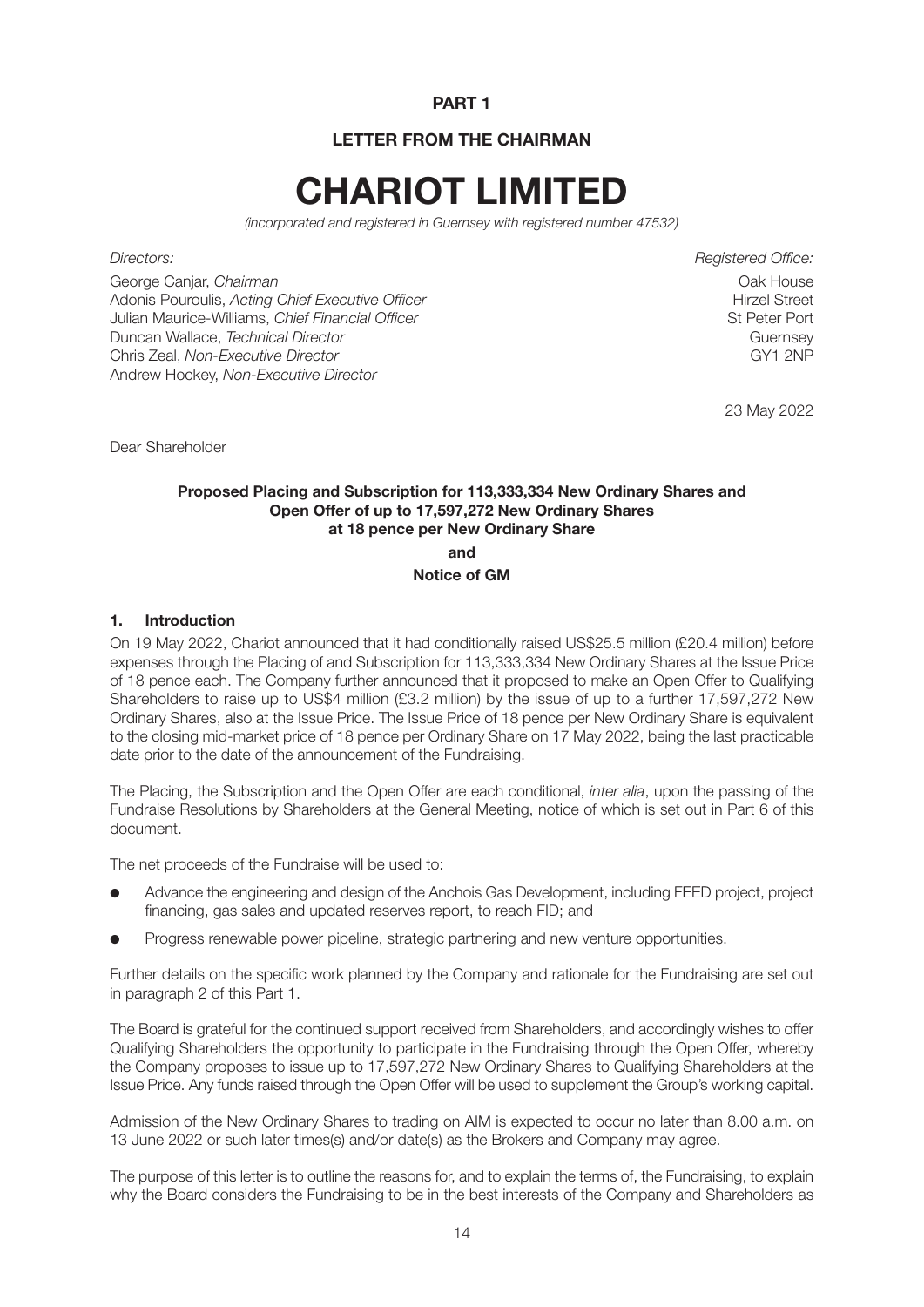**PART 1**

**LETTER FROM THE CHAIRMAN**

# CHARIOT LIMITED

*(incorporated and registered in Guernsey with registered number 47532)*

*Directors:*

George Canjar, *Chairman*
Adonis Pouroulis, *Acting Chief Executive Officer*
Julian Maurice-Williams, *Chief Financial Officer*
Duncan Wallace, *Technical Director*
Chris Zeal, *Non-Executive Director*
Andrew Hockey, *Non-Executive Director*

*Registered Office:*

Oak House
Hirzel Street
St Peter Port
Guernsey
GY1 2NP

23 May 2022

Dear Shareholder

**Proposed Placing and Subscription for 113,333,334 New Ordinary Shares and Open Offer of up to 17,597,272 New Ordinary Shares at 18 pence per New Ordinary Share**

**and**

**Notice of GM**

## 1. Introduction

On 19 May 2022, Chariot announced that it had conditionally raised US$25.5 million (£20.4 million) before expenses through the Placing of and Subscription for 113,333,334 New Ordinary Shares at the Issue Price of 18 pence each. The Company further announced that it proposed to make an Open Offer to Qualifying Shareholders to raise up to US$4 million (£3.2 million) by the issue of up to a further 17,597,272 New Ordinary Shares, also at the Issue Price. The Issue Price of 18 pence per New Ordinary Share is equivalent to the closing mid-market price of 18 pence per Ordinary Share on 17 May 2022, being the last practicable date prior to the date of the announcement of the Fundraising.

The Placing, the Subscription and the Open Offer are each conditional, *inter alia*, upon the passing of the Fundraise Resolutions by Shareholders at the General Meeting, notice of which is set out in Part 6 of this document.

The net proceeds of the Fundraise will be used to:

- Advance the engineering and design of the Anchois Gas Development, including FEED project, project financing, gas sales and updated reserves report, to reach FID; and
- Progress renewable power pipeline, strategic partnering and new venture opportunities.

Further details on the specific work planned by the Company and rationale for the Fundraising are set out in paragraph 2 of this Part 1.

The Board is grateful for the continued support received from Shareholders, and accordingly wishes to offer Qualifying Shareholders the opportunity to participate in the Fundraising through the Open Offer, whereby the Company proposes to issue up to 17,597,272 New Ordinary Shares to Qualifying Shareholders at the Issue Price. Any funds raised through the Open Offer will be used to supplement the Group's working capital.

Admission of the New Ordinary Shares to trading on AIM is expected to occur no later than 8.00 a.m. on 13 June 2022 or such later times(s) and/or date(s) as the Brokers and Company may agree.

The purpose of this letter is to outline the reasons for, and to explain the terms of, the Fundraising, to explain why the Board considers the Fundraising to be in the best interests of the Company and Shareholders as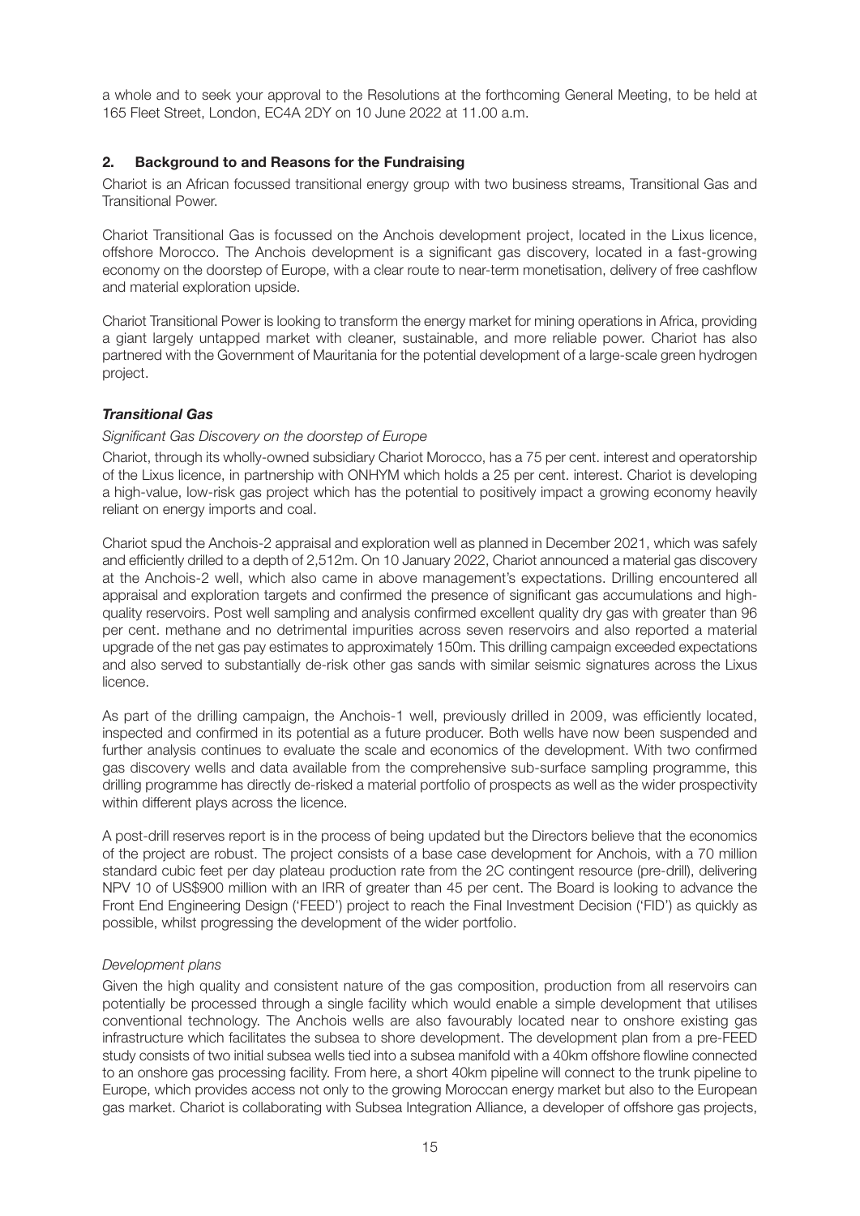a whole and to seek your approval to the Resolutions at the forthcoming General Meeting, to be held at 165 Fleet Street, London, EC4A 2DY on 10 June 2022 at 11.00 a.m.

## 2. Background to and Reasons for the Fundraising

Chariot is an African focussed transitional energy group with two business streams, Transitional Gas and Transitional Power.

Chariot Transitional Gas is focussed on the Anchois development project, located in the Lixus licence, offshore Morocco. The Anchois development is a significant gas discovery, located in a fast-growing economy on the doorstep of Europe, with a clear route to near-term monetisation, delivery of free cashflow and material exploration upside.

Chariot Transitional Power is looking to transform the energy market for mining operations in Africa, providing a giant largely untapped market with cleaner, sustainable, and more reliable power. Chariot has also partnered with the Government of Mauritania for the potential development of a large-scale green hydrogen project.

### *Transitional Gas*

*Significant Gas Discovery on the doorstep of Europe*

Chariot, through its wholly-owned subsidiary Chariot Morocco, has a 75 per cent. interest and operatorship of the Lixus licence, in partnership with ONHYM which holds a 25 per cent. interest. Chariot is developing a high-value, low-risk gas project which has the potential to positively impact a growing economy heavily reliant on energy imports and coal.

Chariot spud the Anchois-2 appraisal and exploration well as planned in December 2021, which was safely and efficiently drilled to a depth of 2,512m. On 10 January 2022, Chariot announced a material gas discovery at the Anchois-2 well, which also came in above management's expectations. Drilling encountered all appraisal and exploration targets and confirmed the presence of significant gas accumulations and high-quality reservoirs. Post well sampling and analysis confirmed excellent quality dry gas with greater than 96 per cent. methane and no detrimental impurities across seven reservoirs and also reported a material upgrade of the net gas pay estimates to approximately 150m. This drilling campaign exceeded expectations and also served to substantially de-risk other gas sands with similar seismic signatures across the Lixus licence.

As part of the drilling campaign, the Anchois-1 well, previously drilled in 2009, was efficiently located, inspected and confirmed in its potential as a future producer. Both wells have now been suspended and further analysis continues to evaluate the scale and economics of the development. With two confirmed gas discovery wells and data available from the comprehensive sub-surface sampling programme, this drilling programme has directly de-risked a material portfolio of prospects as well as the wider prospectivity within different plays across the licence.

A post-drill reserves report is in the process of being updated but the Directors believe that the economics of the project are robust. The project consists of a base case development for Anchois, with a 70 million standard cubic feet per day plateau production rate from the 2C contingent resource (pre-drill), delivering NPV 10 of US$900 million with an IRR of greater than 45 per cent. The Board is looking to advance the Front End Engineering Design ('FEED') project to reach the Final Investment Decision ('FID') as quickly as possible, whilst progressing the development of the wider portfolio.

*Development plans*

Given the high quality and consistent nature of the gas composition, production from all reservoirs can potentially be processed through a single facility which would enable a simple development that utilises conventional technology. The Anchois wells are also favourably located near to onshore existing gas infrastructure which facilitates the subsea to shore development. The development plan from a pre-FEED study consists of two initial subsea wells tied into a subsea manifold with a 40km offshore flowline connected to an onshore gas processing facility. From here, a short 40km pipeline will connect to the trunk pipeline to Europe, which provides access not only to the growing Moroccan energy market but also to the European gas market. Chariot is collaborating with Subsea Integration Alliance, a developer of offshore gas projects,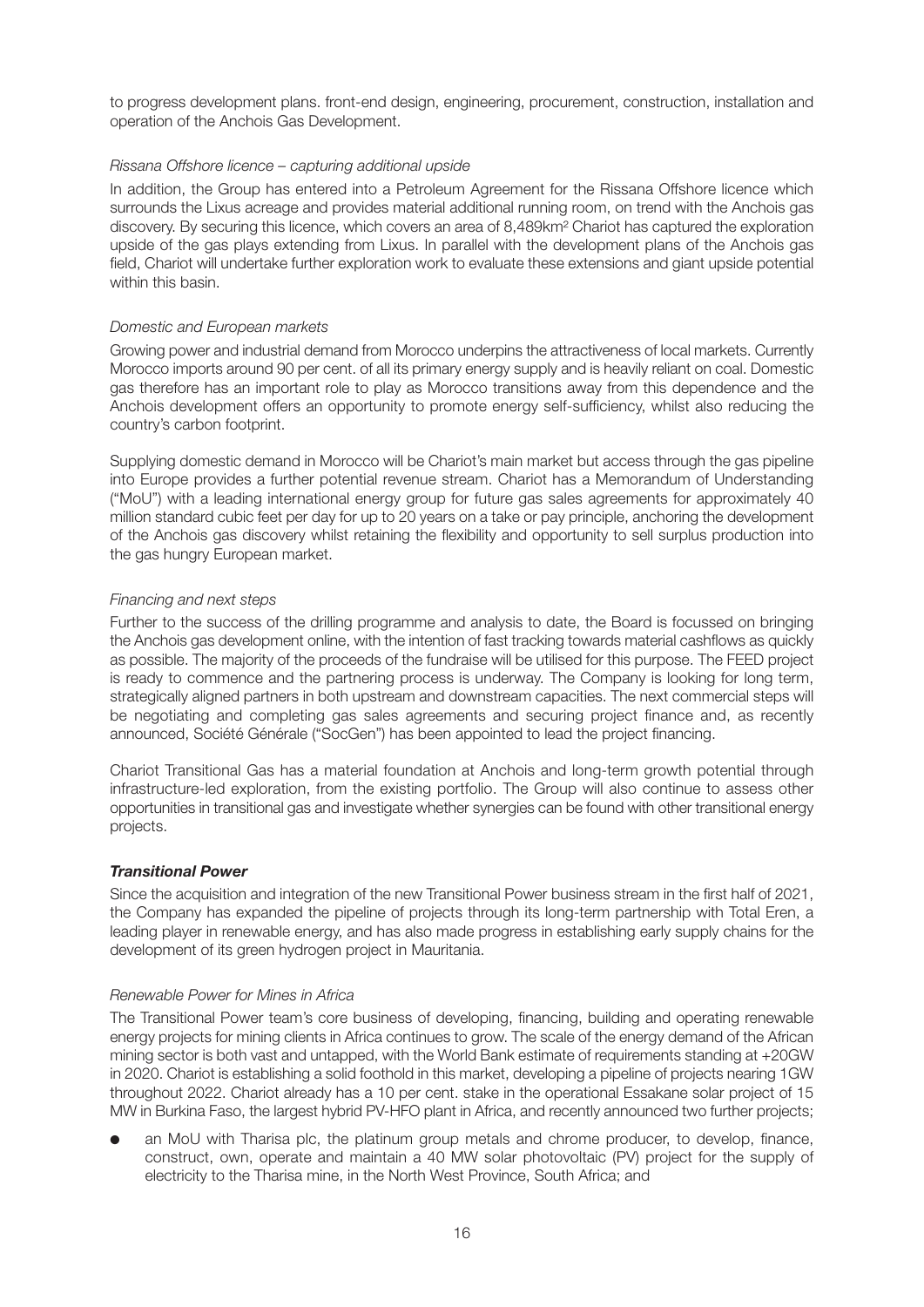to progress development plans. front-end design, engineering, procurement, construction, installation and operation of the Anchois Gas Development.

*Rissana Offshore licence – capturing additional upside*

In addition, the Group has entered into a Petroleum Agreement for the Rissana Offshore licence which surrounds the Lixus acreage and provides material additional running room, on trend with the Anchois gas discovery. By securing this licence, which covers an area of 8,489km² Chariot has captured the exploration upside of the gas plays extending from Lixus. In parallel with the development plans of the Anchois gas field, Chariot will undertake further exploration work to evaluate these extensions and giant upside potential within this basin.

*Domestic and European markets*

Growing power and industrial demand from Morocco underpins the attractiveness of local markets. Currently Morocco imports around 90 per cent. of all its primary energy supply and is heavily reliant on coal. Domestic gas therefore has an important role to play as Morocco transitions away from this dependence and the Anchois development offers an opportunity to promote energy self-sufficiency, whilst also reducing the country's carbon footprint.

Supplying domestic demand in Morocco will be Chariot's main market but access through the gas pipeline into Europe provides a further potential revenue stream. Chariot has a Memorandum of Understanding ("MoU") with a leading international energy group for future gas sales agreements for approximately 40 million standard cubic feet per day for up to 20 years on a take or pay principle, anchoring the development of the Anchois gas discovery whilst retaining the flexibility and opportunity to sell surplus production into the gas hungry European market.

*Financing and next steps*

Further to the success of the drilling programme and analysis to date, the Board is focussed on bringing the Anchois gas development online, with the intention of fast tracking towards material cashflows as quickly as possible. The majority of the proceeds of the fundraise will be utilised for this purpose. The FEED project is ready to commence and the partnering process is underway. The Company is looking for long term, strategically aligned partners in both upstream and downstream capacities. The next commercial steps will be negotiating and completing gas sales agreements and securing project finance and, as recently announced, Société Générale ("SocGen") has been appointed to lead the project financing.

Chariot Transitional Gas has a material foundation at Anchois and long-term growth potential through infrastructure-led exploration, from the existing portfolio. The Group will also continue to assess other opportunities in transitional gas and investigate whether synergies can be found with other transitional energy projects.

***Transitional Power***

Since the acquisition and integration of the new Transitional Power business stream in the first half of 2021, the Company has expanded the pipeline of projects through its long-term partnership with Total Eren, a leading player in renewable energy, and has also made progress in establishing early supply chains for the development of its green hydrogen project in Mauritania.

*Renewable Power for Mines in Africa*

The Transitional Power team's core business of developing, financing, building and operating renewable energy projects for mining clients in Africa continues to grow. The scale of the energy demand of the African mining sector is both vast and untapped, with the World Bank estimate of requirements standing at +20GW in 2020. Chariot is establishing a solid foothold in this market, developing a pipeline of projects nearing 1GW throughout 2022. Chariot already has a 10 per cent. stake in the operational Essakane solar project of 15 MW in Burkina Faso, the largest hybrid PV-HFO plant in Africa, and recently announced two further projects;

- an MoU with Tharisa plc, the platinum group metals and chrome producer, to develop, finance, construct, own, operate and maintain a 40 MW solar photovoltaic (PV) project for the supply of electricity to the Tharisa mine, in the North West Province, South Africa; and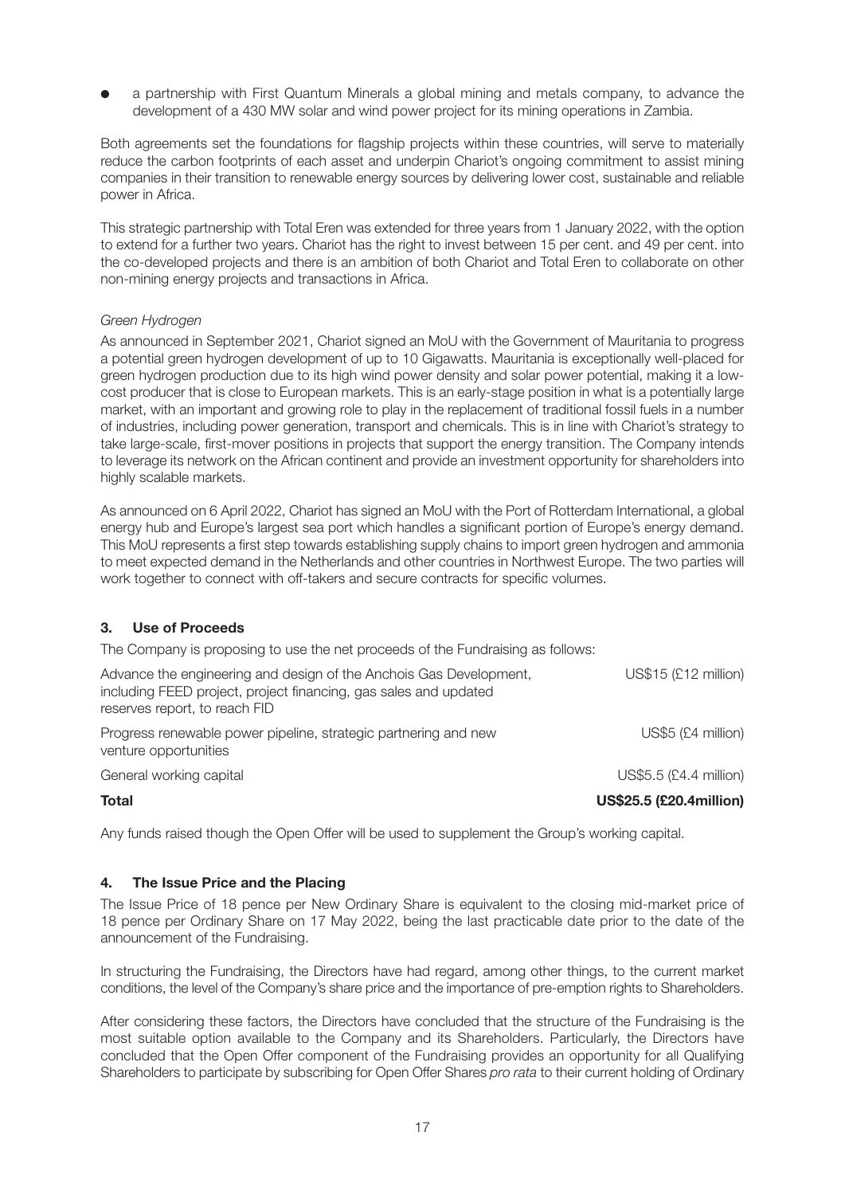- a partnership with First Quantum Minerals a global mining and metals company, to advance the development of a 430 MW solar and wind power project for its mining operations in Zambia.

Both agreements set the foundations for flagship projects within these countries, will serve to materially reduce the carbon footprints of each asset and underpin Chariot's ongoing commitment to assist mining companies in their transition to renewable energy sources by delivering lower cost, sustainable and reliable power in Africa.

This strategic partnership with Total Eren was extended for three years from 1 January 2022, with the option to extend for a further two years. Chariot has the right to invest between 15 per cent. and 49 per cent. into the co-developed projects and there is an ambition of both Chariot and Total Eren to collaborate on other non-mining energy projects and transactions in Africa.

*Green Hydrogen*

As announced in September 2021, Chariot signed an MoU with the Government of Mauritania to progress a potential green hydrogen development of up to 10 Gigawatts. Mauritania is exceptionally well-placed for green hydrogen production due to its high wind power density and solar power potential, making it a low-cost producer that is close to European markets. This is an early-stage position in what is a potentially large market, with an important and growing role to play in the replacement of traditional fossil fuels in a number of industries, including power generation, transport and chemicals. This is in line with Chariot's strategy to take large-scale, first-mover positions in projects that support the energy transition. The Company intends to leverage its network on the African continent and provide an investment opportunity for shareholders into highly scalable markets.

As announced on 6 April 2022, Chariot has signed an MoU with the Port of Rotterdam International, a global energy hub and Europe's largest sea port which handles a significant portion of Europe's energy demand. This MoU represents a first step towards establishing supply chains to import green hydrogen and ammonia to meet expected demand in the Netherlands and other countries in Northwest Europe. The two parties will work together to connect with off-takers and secure contracts for specific volumes.

## 3. Use of Proceeds

The Company is proposing to use the net proceeds of the Fundraising as follows:

| | |
|---|---|
| Advance the engineering and design of the Anchois Gas Development, including FEED project, project financing, gas sales and updated reserves report, to reach FID | US$15 (£12 million) |
| Progress renewable power pipeline, strategic partnering and new venture opportunities | US$5 (£4 million) |
| General working capital | US$5.5 (£4.4 million) |
| **Total** | **US$25.5 (£20.4million)** |

Any funds raised though the Open Offer will be used to supplement the Group's working capital.

## 4. The Issue Price and the Placing

The Issue Price of 18 pence per New Ordinary Share is equivalent to the closing mid-market price of 18 pence per Ordinary Share on 17 May 2022, being the last practicable date prior to the date of the announcement of the Fundraising.

In structuring the Fundraising, the Directors have had regard, among other things, to the current market conditions, the level of the Company's share price and the importance of pre-emption rights to Shareholders.

After considering these factors, the Directors have concluded that the structure of the Fundraising is the most suitable option available to the Company and its Shareholders. Particularly, the Directors have concluded that the Open Offer component of the Fundraising provides an opportunity for all Qualifying Shareholders to participate by subscribing for Open Offer Shares *pro rata* to their current holding of Ordinary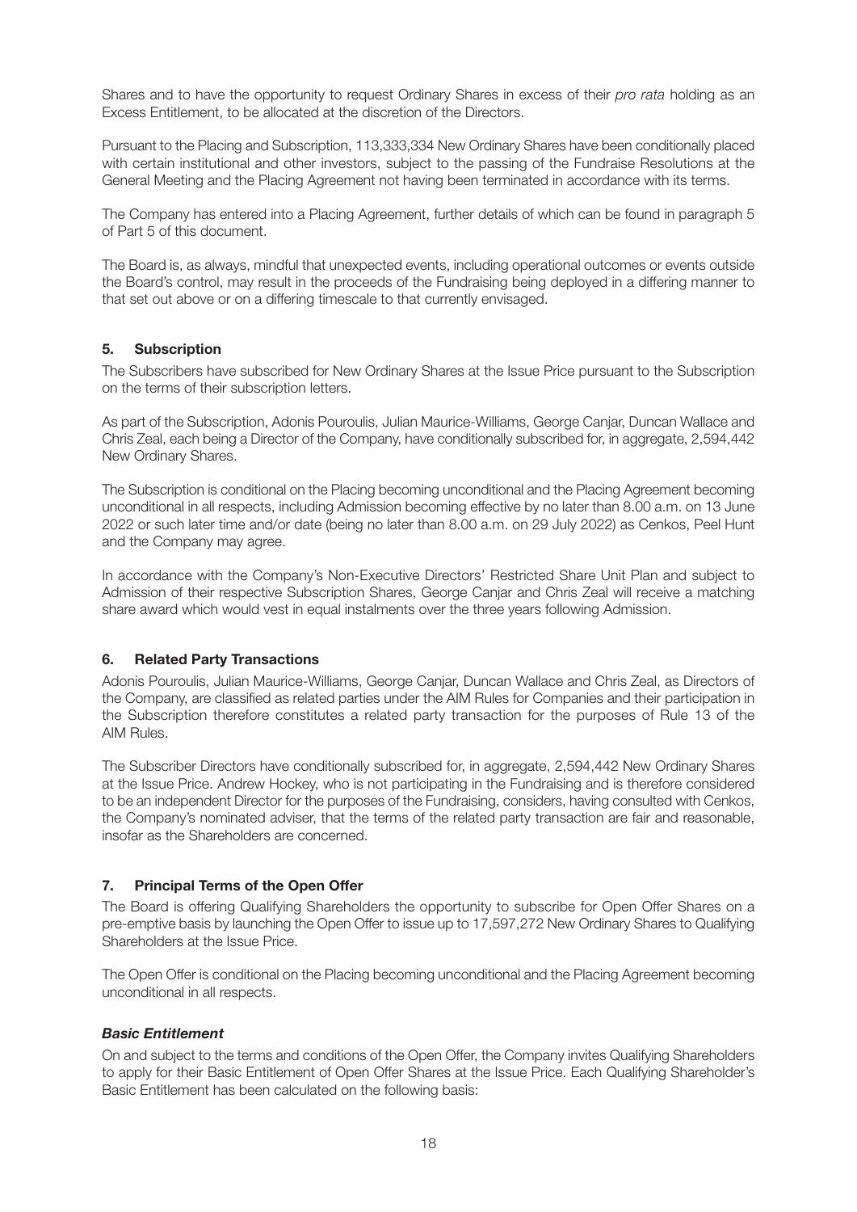Shares and to have the opportunity to request Ordinary Shares in excess of their *pro rata* holding as an Excess Entitlement, to be allocated at the discretion of the Directors.

Pursuant to the Placing and Subscription, 113,333,334 New Ordinary Shares have been conditionally placed with certain institutional and other investors, subject to the passing of the Fundraise Resolutions at the General Meeting and the Placing Agreement not having been terminated in accordance with its terms.

The Company has entered into a Placing Agreement, further details of which can be found in paragraph 5 of Part 5 of this document.

The Board is, as always, mindful that unexpected events, including operational outcomes or events outside the Board's control, may result in the proceeds of the Fundraising being deployed in a differing manner to that set out above or on a differing timescale to that currently envisaged.

## 5. Subscription

The Subscribers have subscribed for New Ordinary Shares at the Issue Price pursuant to the Subscription on the terms of their subscription letters.

As part of the Subscription, Adonis Pouroulis, Julian Maurice-Williams, George Canjar, Duncan Wallace and Chris Zeal, each being a Director of the Company, have conditionally subscribed for, in aggregate, 2,594,442 New Ordinary Shares.

The Subscription is conditional on the Placing becoming unconditional and the Placing Agreement becoming unconditional in all respects, including Admission becoming effective by no later than 8.00 a.m. on 13 June 2022 or such later time and/or date (being no later than 8.00 a.m. on 29 July 2022) as Cenkos, Peel Hunt and the Company may agree.

In accordance with the Company's Non-Executive Directors' Restricted Share Unit Plan and subject to Admission of their respective Subscription Shares, George Canjar and Chris Zeal will receive a matching share award which would vest in equal instalments over the three years following Admission.

## 6. Related Party Transactions

Adonis Pouroulis, Julian Maurice-Williams, George Canjar, Duncan Wallace and Chris Zeal, as Directors of the Company, are classified as related parties under the AIM Rules for Companies and their participation in the Subscription therefore constitutes a related party transaction for the purposes of Rule 13 of the AIM Rules.

The Subscriber Directors have conditionally subscribed for, in aggregate, 2,594,442 New Ordinary Shares at the Issue Price. Andrew Hockey, who is not participating in the Fundraising and is therefore considered to be an independent Director for the purposes of the Fundraising, considers, having consulted with Cenkos, the Company's nominated adviser, that the terms of the related party transaction are fair and reasonable, insofar as the Shareholders are concerned.

## 7. Principal Terms of the Open Offer

The Board is offering Qualifying Shareholders the opportunity to subscribe for Open Offer Shares on a pre-emptive basis by launching the Open Offer to issue up to 17,597,272 New Ordinary Shares to Qualifying Shareholders at the Issue Price.

The Open Offer is conditional on the Placing becoming unconditional and the Placing Agreement becoming unconditional in all respects.

### *Basic Entitlement*

On and subject to the terms and conditions of the Open Offer, the Company invites Qualifying Shareholders to apply for their Basic Entitlement of Open Offer Shares at the Issue Price. Each Qualifying Shareholder's Basic Entitlement has been calculated on the following basis: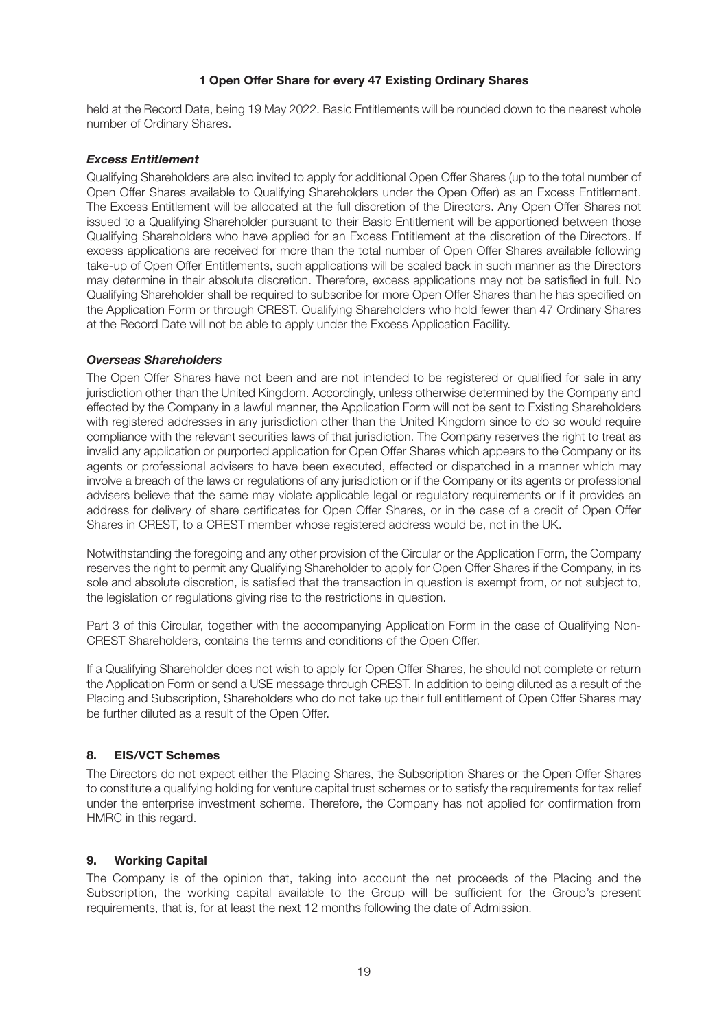**1 Open Offer Share for every 47 Existing Ordinary Shares**

held at the Record Date, being 19 May 2022. Basic Entitlements will be rounded down to the nearest whole number of Ordinary Shares.

***Excess Entitlement***

Qualifying Shareholders are also invited to apply for additional Open Offer Shares (up to the total number of Open Offer Shares available to Qualifying Shareholders under the Open Offer) as an Excess Entitlement. The Excess Entitlement will be allocated at the full discretion of the Directors. Any Open Offer Shares not issued to a Qualifying Shareholder pursuant to their Basic Entitlement will be apportioned between those Qualifying Shareholders who have applied for an Excess Entitlement at the discretion of the Directors. If excess applications are received for more than the total number of Open Offer Shares available following take-up of Open Offer Entitlements, such applications will be scaled back in such manner as the Directors may determine in their absolute discretion. Therefore, excess applications may not be satisfied in full. No Qualifying Shareholder shall be required to subscribe for more Open Offer Shares than he has specified on the Application Form or through CREST. Qualifying Shareholders who hold fewer than 47 Ordinary Shares at the Record Date will not be able to apply under the Excess Application Facility.

***Overseas Shareholders***

The Open Offer Shares have not been and are not intended to be registered or qualified for sale in any jurisdiction other than the United Kingdom. Accordingly, unless otherwise determined by the Company and effected by the Company in a lawful manner, the Application Form will not be sent to Existing Shareholders with registered addresses in any jurisdiction other than the United Kingdom since to do so would require compliance with the relevant securities laws of that jurisdiction. The Company reserves the right to treat as invalid any application or purported application for Open Offer Shares which appears to the Company or its agents or professional advisers to have been executed, effected or dispatched in a manner which may involve a breach of the laws or regulations of any jurisdiction or if the Company or its agents or professional advisers believe that the same may violate applicable legal or regulatory requirements or if it provides an address for delivery of share certificates for Open Offer Shares, or in the case of a credit of Open Offer Shares in CREST, to a CREST member whose registered address would be, not in the UK.

Notwithstanding the foregoing and any other provision of the Circular or the Application Form, the Company reserves the right to permit any Qualifying Shareholder to apply for Open Offer Shares if the Company, in its sole and absolute discretion, is satisfied that the transaction in question is exempt from, or not subject to, the legislation or regulations giving rise to the restrictions in question.

Part 3 of this Circular, together with the accompanying Application Form in the case of Qualifying Non-CREST Shareholders, contains the terms and conditions of the Open Offer.

If a Qualifying Shareholder does not wish to apply for Open Offer Shares, he should not complete or return the Application Form or send a USE message through CREST. In addition to being diluted as a result of the Placing and Subscription, Shareholders who do not take up their full entitlement of Open Offer Shares may be further diluted as a result of the Open Offer.

## 8. EIS/VCT Schemes

The Directors do not expect either the Placing Shares, the Subscription Shares or the Open Offer Shares to constitute a qualifying holding for venture capital trust schemes or to satisfy the requirements for tax relief under the enterprise investment scheme. Therefore, the Company has not applied for confirmation from HMRC in this regard.

## 9. Working Capital

The Company is of the opinion that, taking into account the net proceeds of the Placing and the Subscription, the working capital available to the Group will be sufficient for the Group's present requirements, that is, for at least the next 12 months following the date of Admission.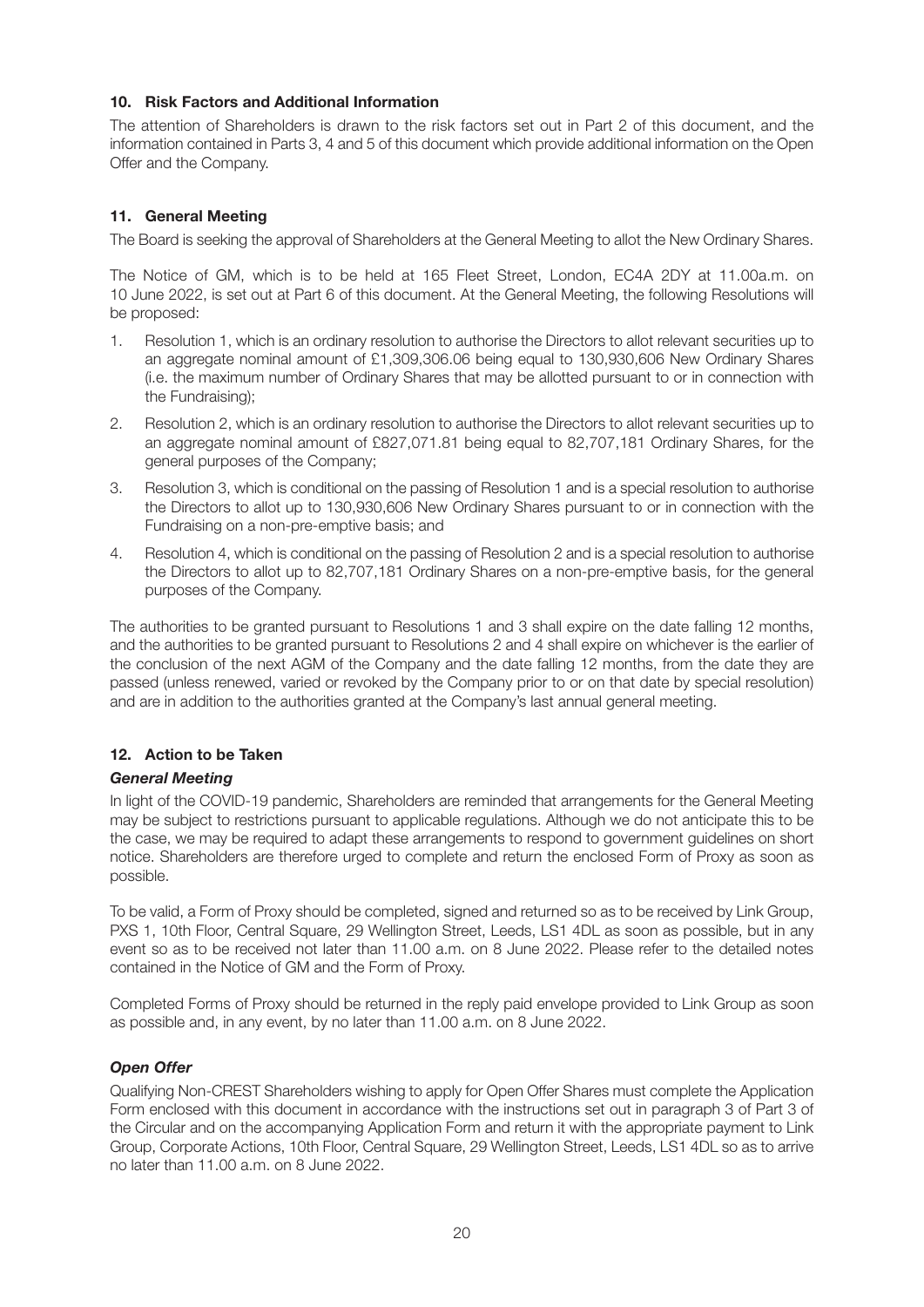## 10. Risk Factors and Additional Information

The attention of Shareholders is drawn to the risk factors set out in Part 2 of this document, and the information contained in Parts 3, 4 and 5 of this document which provide additional information on the Open Offer and the Company.

## 11. General Meeting

The Board is seeking the approval of Shareholders at the General Meeting to allot the New Ordinary Shares.

The Notice of GM, which is to be held at 165 Fleet Street, London, EC4A 2DY at 11.00a.m. on 10 June 2022, is set out at Part 6 of this document. At the General Meeting, the following Resolutions will be proposed:

1. Resolution 1, which is an ordinary resolution to authorise the Directors to allot relevant securities up to an aggregate nominal amount of £1,309,306.06 being equal to 130,930,606 New Ordinary Shares (i.e. the maximum number of Ordinary Shares that may be allotted pursuant to or in connection with the Fundraising);
2. Resolution 2, which is an ordinary resolution to authorise the Directors to allot relevant securities up to an aggregate nominal amount of £827,071.81 being equal to 82,707,181 Ordinary Shares, for the general purposes of the Company;
3. Resolution 3, which is conditional on the passing of Resolution 1 and is a special resolution to authorise the Directors to allot up to 130,930,606 New Ordinary Shares pursuant to or in connection with the Fundraising on a non-pre-emptive basis; and
4. Resolution 4, which is conditional on the passing of Resolution 2 and is a special resolution to authorise the Directors to allot up to 82,707,181 Ordinary Shares on a non-pre-emptive basis, for the general purposes of the Company.

The authorities to be granted pursuant to Resolutions 1 and 3 shall expire on the date falling 12 months, and the authorities to be granted pursuant to Resolutions 2 and 4 shall expire on whichever is the earlier of the conclusion of the next AGM of the Company and the date falling 12 months, from the date they are passed (unless renewed, varied or revoked by the Company prior to or on that date by special resolution) and are in addition to the authorities granted at the Company's last annual general meeting.

## 12. Action to be Taken

### *General Meeting*

In light of the COVID-19 pandemic, Shareholders are reminded that arrangements for the General Meeting may be subject to restrictions pursuant to applicable regulations. Although we do not anticipate this to be the case, we may be required to adapt these arrangements to respond to government guidelines on short notice. Shareholders are therefore urged to complete and return the enclosed Form of Proxy as soon as possible.

To be valid, a Form of Proxy should be completed, signed and returned so as to be received by Link Group, PXS 1, 10th Floor, Central Square, 29 Wellington Street, Leeds, LS1 4DL as soon as possible, but in any event so as to be received not later than 11.00 a.m. on 8 June 2022. Please refer to the detailed notes contained in the Notice of GM and the Form of Proxy.

Completed Forms of Proxy should be returned in the reply paid envelope provided to Link Group as soon as possible and, in any event, by no later than 11.00 a.m. on 8 June 2022.

### *Open Offer*

Qualifying Non-CREST Shareholders wishing to apply for Open Offer Shares must complete the Application Form enclosed with this document in accordance with the instructions set out in paragraph 3 of Part 3 of the Circular and on the accompanying Application Form and return it with the appropriate payment to Link Group, Corporate Actions, 10th Floor, Central Square, 29 Wellington Street, Leeds, LS1 4DL so as to arrive no later than 11.00 a.m. on 8 June 2022.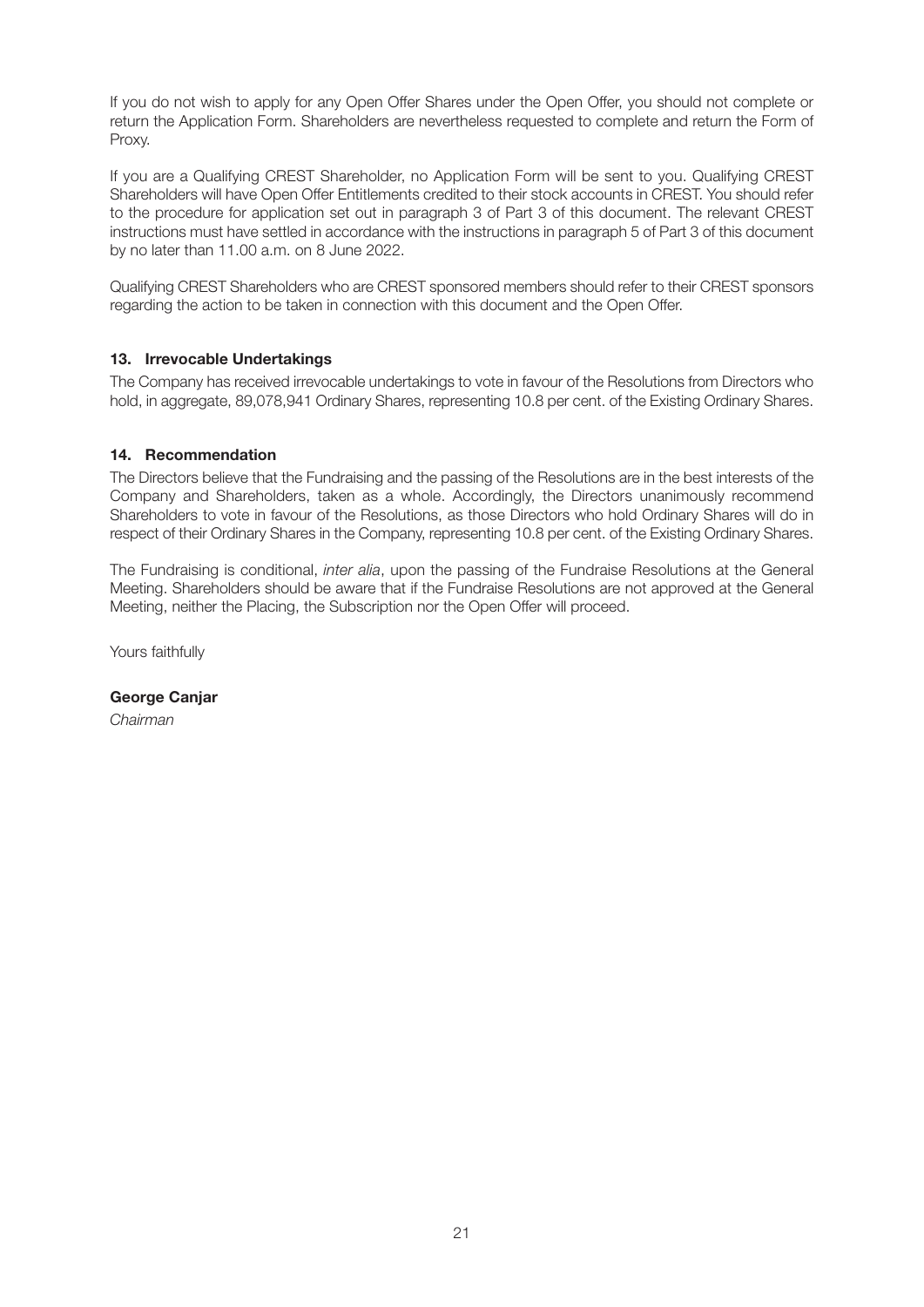If you do not wish to apply for any Open Offer Shares under the Open Offer, you should not complete or return the Application Form. Shareholders are nevertheless requested to complete and return the Form of Proxy.

If you are a Qualifying CREST Shareholder, no Application Form will be sent to you. Qualifying CREST Shareholders will have Open Offer Entitlements credited to their stock accounts in CREST. You should refer to the procedure for application set out in paragraph 3 of Part 3 of this document. The relevant CREST instructions must have settled in accordance with the instructions in paragraph 5 of Part 3 of this document by no later than 11.00 a.m. on 8 June 2022.

Qualifying CREST Shareholders who are CREST sponsored members should refer to their CREST sponsors regarding the action to be taken in connection with this document and the Open Offer.

## 13. Irrevocable Undertakings

The Company has received irrevocable undertakings to vote in favour of the Resolutions from Directors who hold, in aggregate, 89,078,941 Ordinary Shares, representing 10.8 per cent. of the Existing Ordinary Shares.

## 14. Recommendation

The Directors believe that the Fundraising and the passing of the Resolutions are in the best interests of the Company and Shareholders, taken as a whole. Accordingly, the Directors unanimously recommend Shareholders to vote in favour of the Resolutions, as those Directors who hold Ordinary Shares will do in respect of their Ordinary Shares in the Company, representing 10.8 per cent. of the Existing Ordinary Shares.

The Fundraising is conditional, *inter alia*, upon the passing of the Fundraise Resolutions at the General Meeting. Shareholders should be aware that if the Fundraise Resolutions are not approved at the General Meeting, neither the Placing, the Subscription nor the Open Offer will proceed.

Yours faithfully

**George Canjar**
*Chairman*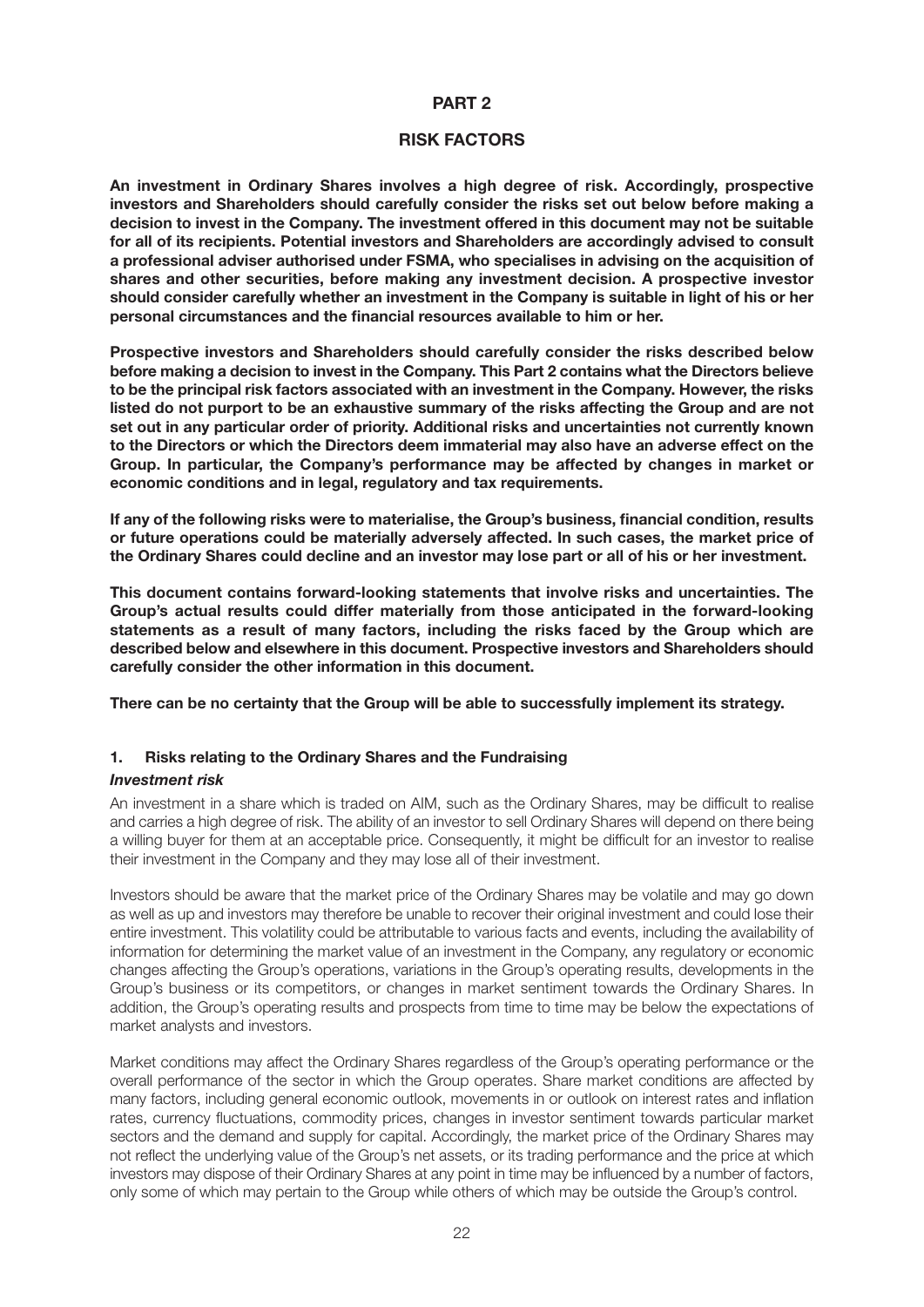# PART 2

# RISK FACTORS

**An investment in Ordinary Shares involves a high degree of risk. Accordingly, prospective investors and Shareholders should carefully consider the risks set out below before making a decision to invest in the Company. The investment offered in this document may not be suitable for all of its recipients. Potential investors and Shareholders are accordingly advised to consult a professional adviser authorised under FSMA, who specialises in advising on the acquisition of shares and other securities, before making any investment decision. A prospective investor should consider carefully whether an investment in the Company is suitable in light of his or her personal circumstances and the financial resources available to him or her.**

**Prospective investors and Shareholders should carefully consider the risks described below before making a decision to invest in the Company. This Part 2 contains what the Directors believe to be the principal risk factors associated with an investment in the Company. However, the risks listed do not purport to be an exhaustive summary of the risks affecting the Group and are not set out in any particular order of priority. Additional risks and uncertainties not currently known to the Directors or which the Directors deem immaterial may also have an adverse effect on the Group. In particular, the Company's performance may be affected by changes in market or economic conditions and in legal, regulatory and tax requirements.**

**If any of the following risks were to materialise, the Group's business, financial condition, results or future operations could be materially adversely affected. In such cases, the market price of the Ordinary Shares could decline and an investor may lose part or all of his or her investment.**

**This document contains forward-looking statements that involve risks and uncertainties. The Group's actual results could differ materially from those anticipated in the forward-looking statements as a result of many factors, including the risks faced by the Group which are described below and elsewhere in this document. Prospective investors and Shareholders should carefully consider the other information in this document.**

**There can be no certainty that the Group will be able to successfully implement its strategy.**

## 1. Risks relating to the Ordinary Shares and the Fundraising

### *Investment risk*

An investment in a share which is traded on AIM, such as the Ordinary Shares, may be difficult to realise and carries a high degree of risk. The ability of an investor to sell Ordinary Shares will depend on there being a willing buyer for them at an acceptable price. Consequently, it might be difficult for an investor to realise their investment in the Company and they may lose all of their investment.

Investors should be aware that the market price of the Ordinary Shares may be volatile and may go down as well as up and investors may therefore be unable to recover their original investment and could lose their entire investment. This volatility could be attributable to various facts and events, including the availability of information for determining the market value of an investment in the Company, any regulatory or economic changes affecting the Group's operations, variations in the Group's operating results, developments in the Group's business or its competitors, or changes in market sentiment towards the Ordinary Shares. In addition, the Group's operating results and prospects from time to time may be below the expectations of market analysts and investors.

Market conditions may affect the Ordinary Shares regardless of the Group's operating performance or the overall performance of the sector in which the Group operates. Share market conditions are affected by many factors, including general economic outlook, movements in or outlook on interest rates and inflation rates, currency fluctuations, commodity prices, changes in investor sentiment towards particular market sectors and the demand and supply for capital. Accordingly, the market price of the Ordinary Shares may not reflect the underlying value of the Group's net assets, or its trading performance and the price at which investors may dispose of their Ordinary Shares at any point in time may be influenced by a number of factors, only some of which may pertain to the Group while others of which may be outside the Group's control.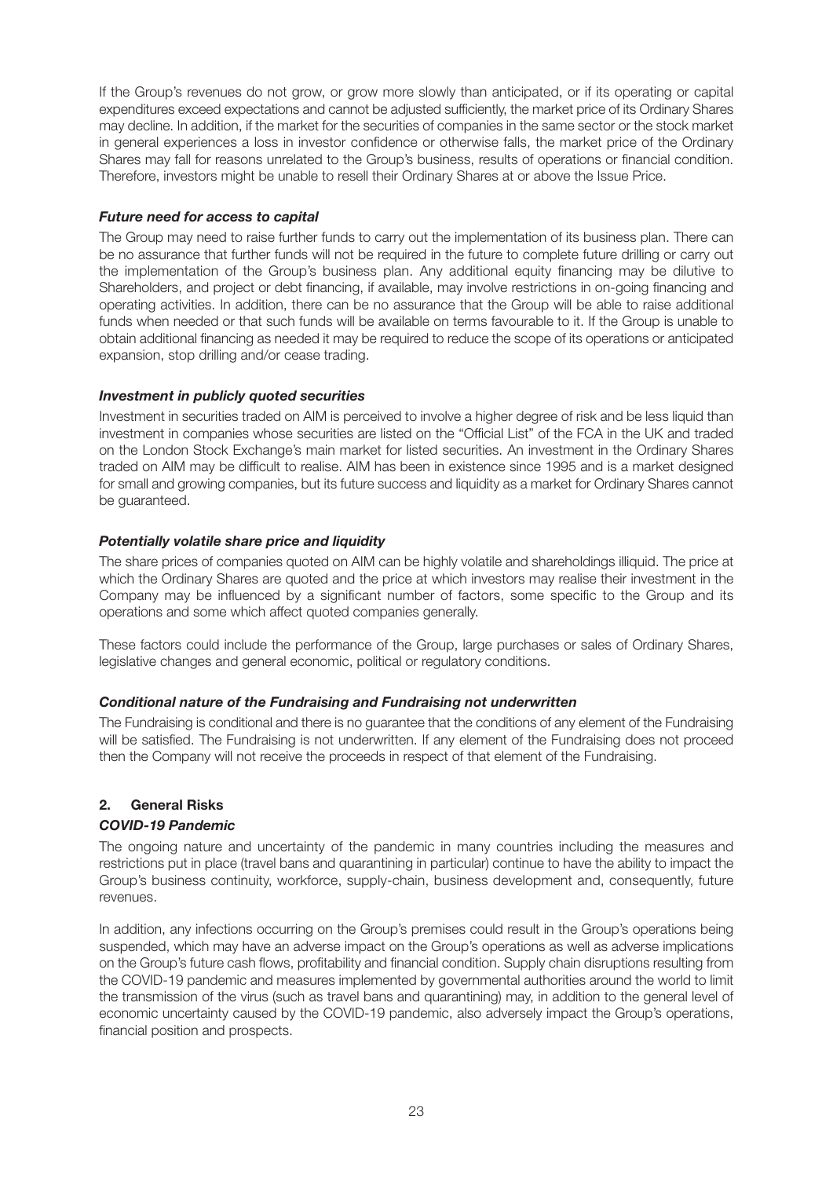If the Group's revenues do not grow, or grow more slowly than anticipated, or if its operating or capital expenditures exceed expectations and cannot be adjusted sufficiently, the market price of its Ordinary Shares may decline. In addition, if the market for the securities of companies in the same sector or the stock market in general experiences a loss in investor confidence or otherwise falls, the market price of the Ordinary Shares may fall for reasons unrelated to the Group's business, results of operations or financial condition. Therefore, investors might be unable to resell their Ordinary Shares at or above the Issue Price.

***Future need for access to capital***

The Group may need to raise further funds to carry out the implementation of its business plan. There can be no assurance that further funds will not be required in the future to complete future drilling or carry out the implementation of the Group's business plan. Any additional equity financing may be dilutive to Shareholders, and project or debt financing, if available, may involve restrictions in on-going financing and operating activities. In addition, there can be no assurance that the Group will be able to raise additional funds when needed or that such funds will be available on terms favourable to it. If the Group is unable to obtain additional financing as needed it may be required to reduce the scope of its operations or anticipated expansion, stop drilling and/or cease trading.

***Investment in publicly quoted securities***

Investment in securities traded on AIM is perceived to involve a higher degree of risk and be less liquid than investment in companies whose securities are listed on the "Official List" of the FCA in the UK and traded on the London Stock Exchange's main market for listed securities. An investment in the Ordinary Shares traded on AIM may be difficult to realise. AIM has been in existence since 1995 and is a market designed for small and growing companies, but its future success and liquidity as a market for Ordinary Shares cannot be guaranteed.

***Potentially volatile share price and liquidity***

The share prices of companies quoted on AIM can be highly volatile and shareholdings illiquid. The price at which the Ordinary Shares are quoted and the price at which investors may realise their investment in the Company may be influenced by a significant number of factors, some specific to the Group and its operations and some which affect quoted companies generally.

These factors could include the performance of the Group, large purchases or sales of Ordinary Shares, legislative changes and general economic, political or regulatory conditions.

***Conditional nature of the Fundraising and Fundraising not underwritten***

The Fundraising is conditional and there is no guarantee that the conditions of any element of the Fundraising will be satisfied. The Fundraising is not underwritten. If any element of the Fundraising does not proceed then the Company will not receive the proceeds in respect of that element of the Fundraising.

## 2. General Risks

***COVID-19 Pandemic***

The ongoing nature and uncertainty of the pandemic in many countries including the measures and restrictions put in place (travel bans and quarantining in particular) continue to have the ability to impact the Group's business continuity, workforce, supply-chain, business development and, consequently, future revenues.

In addition, any infections occurring on the Group's premises could result in the Group's operations being suspended, which may have an adverse impact on the Group's operations as well as adverse implications on the Group's future cash flows, profitability and financial condition. Supply chain disruptions resulting from the COVID-19 pandemic and measures implemented by governmental authorities around the world to limit the transmission of the virus (such as travel bans and quarantining) may, in addition to the general level of economic uncertainty caused by the COVID-19 pandemic, also adversely impact the Group's operations, financial position and prospects.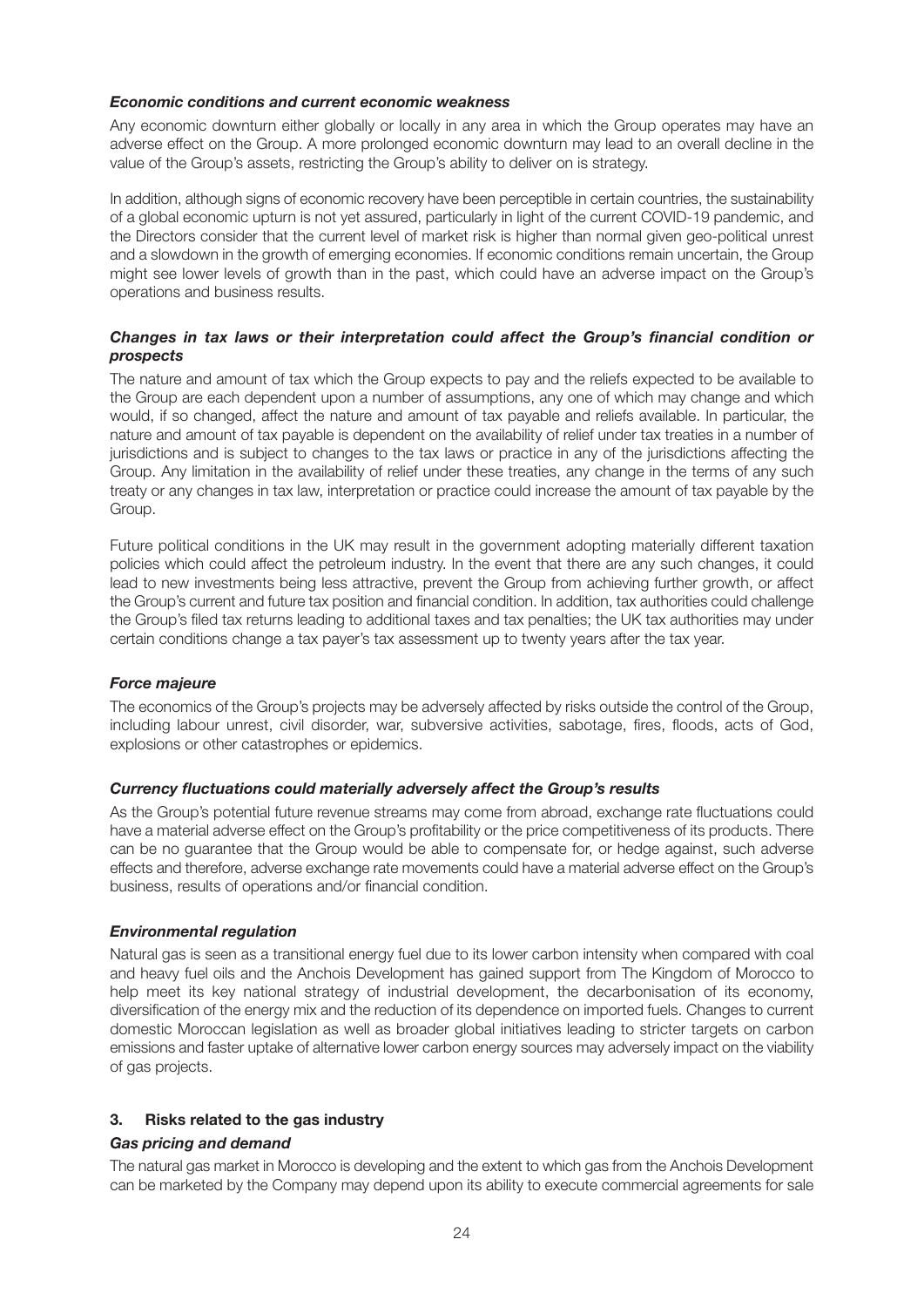### *Economic conditions and current economic weakness*

Any economic downturn either globally or locally in any area in which the Group operates may have an adverse effect on the Group. A more prolonged economic downturn may lead to an overall decline in the value of the Group's assets, restricting the Group's ability to deliver on is strategy.

In addition, although signs of economic recovery have been perceptible in certain countries, the sustainability of a global economic upturn is not yet assured, particularly in light of the current COVID-19 pandemic, and the Directors consider that the current level of market risk is higher than normal given geo-political unrest and a slowdown in the growth of emerging economies. If economic conditions remain uncertain, the Group might see lower levels of growth than in the past, which could have an adverse impact on the Group's operations and business results.

### *Changes in tax laws or their interpretation could affect the Group's financial condition or prospects*

The nature and amount of tax which the Group expects to pay and the reliefs expected to be available to the Group are each dependent upon a number of assumptions, any one of which may change and which would, if so changed, affect the nature and amount of tax payable and reliefs available. In particular, the nature and amount of tax payable is dependent on the availability of relief under tax treaties in a number of jurisdictions and is subject to changes to the tax laws or practice in any of the jurisdictions affecting the Group. Any limitation in the availability of relief under these treaties, any change in the terms of any such treaty or any changes in tax law, interpretation or practice could increase the amount of tax payable by the Group.

Future political conditions in the UK may result in the government adopting materially different taxation policies which could affect the petroleum industry. In the event that there are any such changes, it could lead to new investments being less attractive, prevent the Group from achieving further growth, or affect the Group's current and future tax position and financial condition. In addition, tax authorities could challenge the Group's filed tax returns leading to additional taxes and tax penalties; the UK tax authorities may under certain conditions change a tax payer's tax assessment up to twenty years after the tax year.

### *Force majeure*

The economics of the Group's projects may be adversely affected by risks outside the control of the Group, including labour unrest, civil disorder, war, subversive activities, sabotage, fires, floods, acts of God, explosions or other catastrophes or epidemics.

### *Currency fluctuations could materially adversely affect the Group's results*

As the Group's potential future revenue streams may come from abroad, exchange rate fluctuations could have a material adverse effect on the Group's profitability or the price competitiveness of its products. There can be no guarantee that the Group would be able to compensate for, or hedge against, such adverse effects and therefore, adverse exchange rate movements could have a material adverse effect on the Group's business, results of operations and/or financial condition.

### *Environmental regulation*

Natural gas is seen as a transitional energy fuel due to its lower carbon intensity when compared with coal and heavy fuel oils and the Anchois Development has gained support from The Kingdom of Morocco to help meet its key national strategy of industrial development, the decarbonisation of its economy, diversification of the energy mix and the reduction of its dependence on imported fuels. Changes to current domestic Moroccan legislation as well as broader global initiatives leading to stricter targets on carbon emissions and faster uptake of alternative lower carbon energy sources may adversely impact on the viability of gas projects.

## 3. Risks related to the gas industry

### *Gas pricing and demand*

The natural gas market in Morocco is developing and the extent to which gas from the Anchois Development can be marketed by the Company may depend upon its ability to execute commercial agreements for sale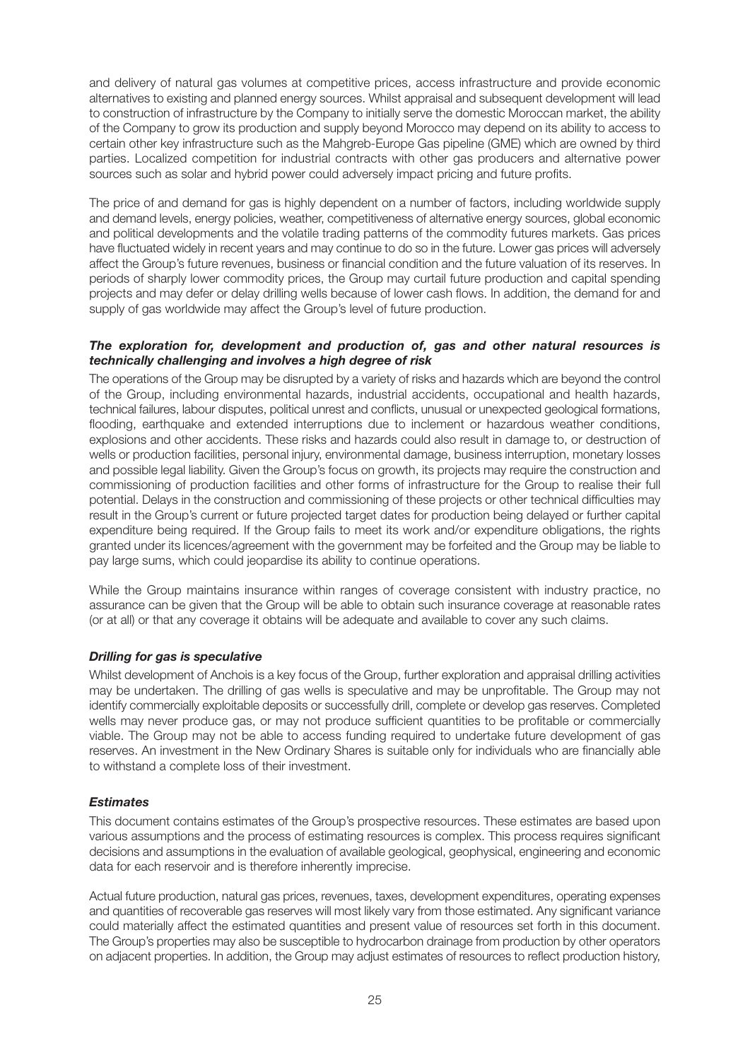and delivery of natural gas volumes at competitive prices, access infrastructure and provide economic alternatives to existing and planned energy sources. Whilst appraisal and subsequent development will lead to construction of infrastructure by the Company to initially serve the domestic Moroccan market, the ability of the Company to grow its production and supply beyond Morocco may depend on its ability to access to certain other key infrastructure such as the Mahgreb-Europe Gas pipeline (GME) which are owned by third parties. Localized competition for industrial contracts with other gas producers and alternative power sources such as solar and hybrid power could adversely impact pricing and future profits.

The price of and demand for gas is highly dependent on a number of factors, including worldwide supply and demand levels, energy policies, weather, competitiveness of alternative energy sources, global economic and political developments and the volatile trading patterns of the commodity futures markets. Gas prices have fluctuated widely in recent years and may continue to do so in the future. Lower gas prices will adversely affect the Group's future revenues, business or financial condition and the future valuation of its reserves. In periods of sharply lower commodity prices, the Group may curtail future production and capital spending projects and may defer or delay drilling wells because of lower cash flows. In addition, the demand for and supply of gas worldwide may affect the Group's level of future production.

***The exploration for, development and production of, gas and other natural resources is technically challenging and involves a high degree of risk***

The operations of the Group may be disrupted by a variety of risks and hazards which are beyond the control of the Group, including environmental hazards, industrial accidents, occupational and health hazards, technical failures, labour disputes, political unrest and conflicts, unusual or unexpected geological formations, flooding, earthquake and extended interruptions due to inclement or hazardous weather conditions, explosions and other accidents. These risks and hazards could also result in damage to, or destruction of wells or production facilities, personal injury, environmental damage, business interruption, monetary losses and possible legal liability. Given the Group's focus on growth, its projects may require the construction and commissioning of production facilities and other forms of infrastructure for the Group to realise their full potential. Delays in the construction and commissioning of these projects or other technical difficulties may result in the Group's current or future projected target dates for production being delayed or further capital expenditure being required. If the Group fails to meet its work and/or expenditure obligations, the rights granted under its licences/agreement with the government may be forfeited and the Group may be liable to pay large sums, which could jeopardise its ability to continue operations.

While the Group maintains insurance within ranges of coverage consistent with industry practice, no assurance can be given that the Group will be able to obtain such insurance coverage at reasonable rates (or at all) or that any coverage it obtains will be adequate and available to cover any such claims.

***Drilling for gas is speculative***

Whilst development of Anchois is a key focus of the Group, further exploration and appraisal drilling activities may be undertaken. The drilling of gas wells is speculative and may be unprofitable. The Group may not identify commercially exploitable deposits or successfully drill, complete or develop gas reserves. Completed wells may never produce gas, or may not produce sufficient quantities to be profitable or commercially viable. The Group may not be able to access funding required to undertake future development of gas reserves. An investment in the New Ordinary Shares is suitable only for individuals who are financially able to withstand a complete loss of their investment.

***Estimates***

This document contains estimates of the Group's prospective resources. These estimates are based upon various assumptions and the process of estimating resources is complex. This process requires significant decisions and assumptions in the evaluation of available geological, geophysical, engineering and economic data for each reservoir and is therefore inherently imprecise.

Actual future production, natural gas prices, revenues, taxes, development expenditures, operating expenses and quantities of recoverable gas reserves will most likely vary from those estimated. Any significant variance could materially affect the estimated quantities and present value of resources set forth in this document. The Group's properties may also be susceptible to hydrocarbon drainage from production by other operators on adjacent properties. In addition, the Group may adjust estimates of resources to reflect production history,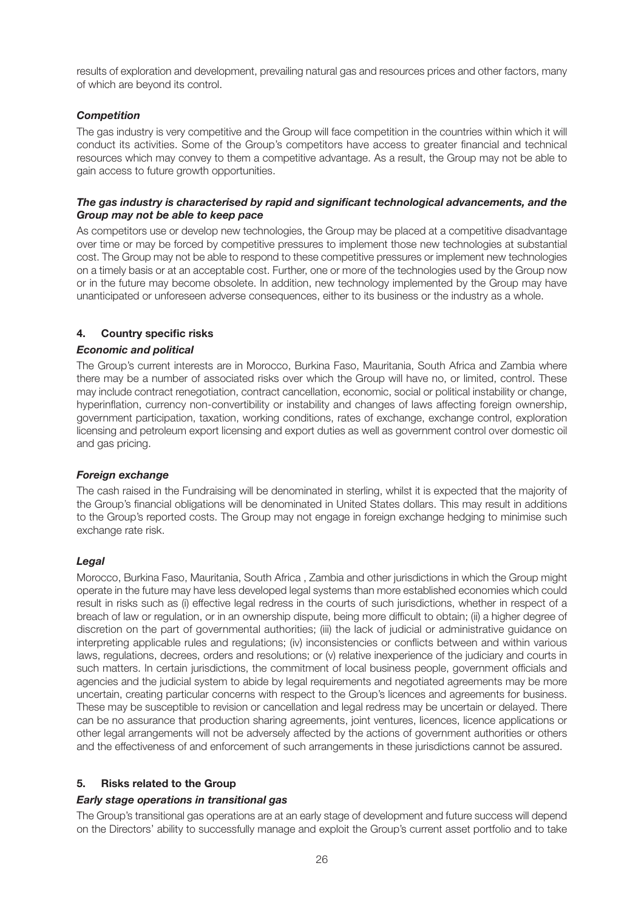results of exploration and development, prevailing natural gas and resources prices and other factors, many of which are beyond its control.

***Competition***

The gas industry is very competitive and the Group will face competition in the countries within which it will conduct its activities. Some of the Group's competitors have access to greater financial and technical resources which may convey to them a competitive advantage. As a result, the Group may not be able to gain access to future growth opportunities.

***The gas industry is characterised by rapid and significant technological advancements, and the Group may not be able to keep pace***

As competitors use or develop new technologies, the Group may be placed at a competitive disadvantage over time or may be forced by competitive pressures to implement those new technologies at substantial cost. The Group may not be able to respond to these competitive pressures or implement new technologies on a timely basis or at an acceptable cost. Further, one or more of the technologies used by the Group now or in the future may become obsolete. In addition, new technology implemented by the Group may have unanticipated or unforeseen adverse consequences, either to its business or the industry as a whole.

## 4. Country specific risks

***Economic and political***

The Group's current interests are in Morocco, Burkina Faso, Mauritania, South Africa and Zambia where there may be a number of associated risks over which the Group will have no, or limited, control. These may include contract renegotiation, contract cancellation, economic, social or political instability or change, hyperinflation, currency non-convertibility or instability and changes of laws affecting foreign ownership, government participation, taxation, working conditions, rates of exchange, exchange control, exploration licensing and petroleum export licensing and export duties as well as government control over domestic oil and gas pricing.

***Foreign exchange***

The cash raised in the Fundraising will be denominated in sterling, whilst it is expected that the majority of the Group's financial obligations will be denominated in United States dollars. This may result in additions to the Group's reported costs. The Group may not engage in foreign exchange hedging to minimise such exchange rate risk.

***Legal***

Morocco, Burkina Faso, Mauritania, South Africa , Zambia and other jurisdictions in which the Group might operate in the future may have less developed legal systems than more established economies which could result in risks such as (i) effective legal redress in the courts of such jurisdictions, whether in respect of a breach of law or regulation, or in an ownership dispute, being more difficult to obtain; (ii) a higher degree of discretion on the part of governmental authorities; (iii) the lack of judicial or administrative guidance on interpreting applicable rules and regulations; (iv) inconsistencies or conflicts between and within various laws, regulations, decrees, orders and resolutions; or (v) relative inexperience of the judiciary and courts in such matters. In certain jurisdictions, the commitment of local business people, government officials and agencies and the judicial system to abide by legal requirements and negotiated agreements may be more uncertain, creating particular concerns with respect to the Group's licences and agreements for business. These may be susceptible to revision or cancellation and legal redress may be uncertain or delayed. There can be no assurance that production sharing agreements, joint ventures, licences, licence applications or other legal arrangements will not be adversely affected by the actions of government authorities or others and the effectiveness of and enforcement of such arrangements in these jurisdictions cannot be assured.

## 5. Risks related to the Group

***Early stage operations in transitional gas***

The Group's transitional gas operations are at an early stage of development and future success will depend on the Directors' ability to successfully manage and exploit the Group's current asset portfolio and to take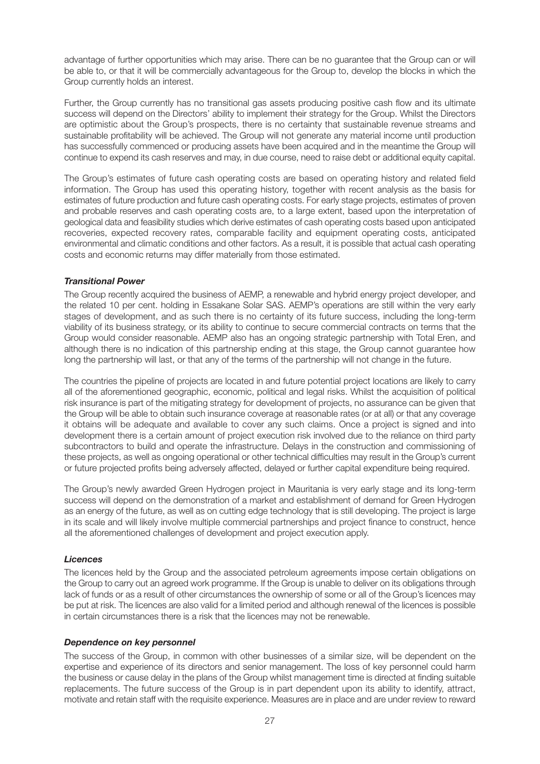advantage of further opportunities which may arise. There can be no guarantee that the Group can or will be able to, or that it will be commercially advantageous for the Group to, develop the blocks in which the Group currently holds an interest.

Further, the Group currently has no transitional gas assets producing positive cash flow and its ultimate success will depend on the Directors' ability to implement their strategy for the Group. Whilst the Directors are optimistic about the Group's prospects, there is no certainty that sustainable revenue streams and sustainable profitability will be achieved. The Group will not generate any material income until production has successfully commenced or producing assets have been acquired and in the meantime the Group will continue to expend its cash reserves and may, in due course, need to raise debt or additional equity capital.

The Group's estimates of future cash operating costs are based on operating history and related field information. The Group has used this operating history, together with recent analysis as the basis for estimates of future production and future cash operating costs. For early stage projects, estimates of proven and probable reserves and cash operating costs are, to a large extent, based upon the interpretation of geological data and feasibility studies which derive estimates of cash operating costs based upon anticipated recoveries, expected recovery rates, comparable facility and equipment operating costs, anticipated environmental and climatic conditions and other factors. As a result, it is possible that actual cash operating costs and economic returns may differ materially from those estimated.

***Transitional Power***

The Group recently acquired the business of AEMP, a renewable and hybrid energy project developer, and the related 10 per cent. holding in Essakane Solar SAS. AEMP's operations are still within the very early stages of development, and as such there is no certainty of its future success, including the long-term viability of its business strategy, or its ability to continue to secure commercial contracts on terms that the Group would consider reasonable. AEMP also has an ongoing strategic partnership with Total Eren, and although there is no indication of this partnership ending at this stage, the Group cannot guarantee how long the partnership will last, or that any of the terms of the partnership will not change in the future.

The countries the pipeline of projects are located in and future potential project locations are likely to carry all of the aforementioned geographic, economic, political and legal risks. Whilst the acquisition of political risk insurance is part of the mitigating strategy for development of projects, no assurance can be given that the Group will be able to obtain such insurance coverage at reasonable rates (or at all) or that any coverage it obtains will be adequate and available to cover any such claims. Once a project is signed and into development there is a certain amount of project execution risk involved due to the reliance on third party subcontractors to build and operate the infrastructure. Delays in the construction and commissioning of these projects, as well as ongoing operational or other technical difficulties may result in the Group's current or future projected profits being adversely affected, delayed or further capital expenditure being required.

The Group's newly awarded Green Hydrogen project in Mauritania is very early stage and its long-term success will depend on the demonstration of a market and establishment of demand for Green Hydrogen as an energy of the future, as well as on cutting edge technology that is still developing. The project is large in its scale and will likely involve multiple commercial partnerships and project finance to construct, hence all the aforementioned challenges of development and project execution apply.

***Licences***

The licences held by the Group and the associated petroleum agreements impose certain obligations on the Group to carry out an agreed work programme. If the Group is unable to deliver on its obligations through lack of funds or as a result of other circumstances the ownership of some or all of the Group's licences may be put at risk. The licences are also valid for a limited period and although renewal of the licences is possible in certain circumstances there is a risk that the licences may not be renewable.

***Dependence on key personnel***

The success of the Group, in common with other businesses of a similar size, will be dependent on the expertise and experience of its directors and senior management. The loss of key personnel could harm the business or cause delay in the plans of the Group whilst management time is directed at finding suitable replacements. The future success of the Group is in part dependent upon its ability to identify, attract, motivate and retain staff with the requisite experience. Measures are in place and are under review to reward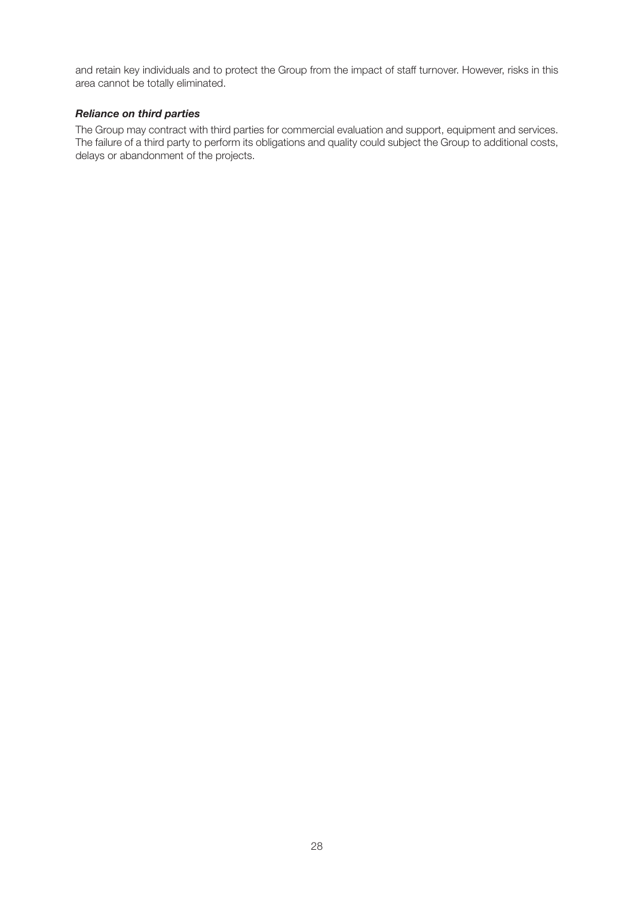and retain key individuals and to protect the Group from the impact of staff turnover. However, risks in this area cannot be totally eliminated.

***Reliance on third parties***

The Group may contract with third parties for commercial evaluation and support, equipment and services. The failure of a third party to perform its obligations and quality could subject the Group to additional costs, delays or abandonment of the projects.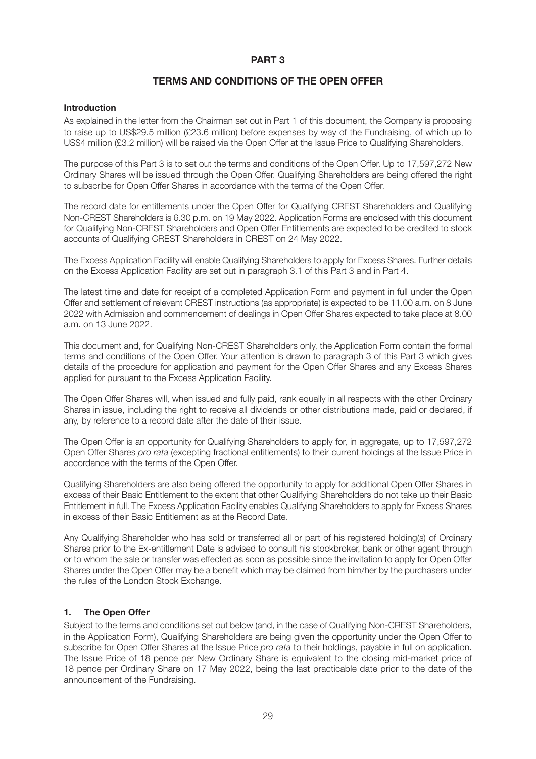# PART 3

## TERMS AND CONDITIONS OF THE OPEN OFFER

### Introduction

As explained in the letter from the Chairman set out in Part 1 of this document, the Company is proposing to raise up to US$29.5 million (£23.6 million) before expenses by way of the Fundraising, of which up to US$4 million (£3.2 million) will be raised via the Open Offer at the Issue Price to Qualifying Shareholders.

The purpose of this Part 3 is to set out the terms and conditions of the Open Offer. Up to 17,597,272 New Ordinary Shares will be issued through the Open Offer. Qualifying Shareholders are being offered the right to subscribe for Open Offer Shares in accordance with the terms of the Open Offer.

The record date for entitlements under the Open Offer for Qualifying CREST Shareholders and Qualifying Non-CREST Shareholders is 6.30 p.m. on 19 May 2022. Application Forms are enclosed with this document for Qualifying Non-CREST Shareholders and Open Offer Entitlements are expected to be credited to stock accounts of Qualifying CREST Shareholders in CREST on 24 May 2022.

The Excess Application Facility will enable Qualifying Shareholders to apply for Excess Shares. Further details on the Excess Application Facility are set out in paragraph 3.1 of this Part 3 and in Part 4.

The latest time and date for receipt of a completed Application Form and payment in full under the Open Offer and settlement of relevant CREST instructions (as appropriate) is expected to be 11.00 a.m. on 8 June 2022 with Admission and commencement of dealings in Open Offer Shares expected to take place at 8.00 a.m. on 13 June 2022.

This document and, for Qualifying Non-CREST Shareholders only, the Application Form contain the formal terms and conditions of the Open Offer. Your attention is drawn to paragraph 3 of this Part 3 which gives details of the procedure for application and payment for the Open Offer Shares and any Excess Shares applied for pursuant to the Excess Application Facility.

The Open Offer Shares will, when issued and fully paid, rank equally in all respects with the other Ordinary Shares in issue, including the right to receive all dividends or other distributions made, paid or declared, if any, by reference to a record date after the date of their issue.

The Open Offer is an opportunity for Qualifying Shareholders to apply for, in aggregate, up to 17,597,272 Open Offer Shares *pro rata* (excepting fractional entitlements) to their current holdings at the Issue Price in accordance with the terms of the Open Offer.

Qualifying Shareholders are also being offered the opportunity to apply for additional Open Offer Shares in excess of their Basic Entitlement to the extent that other Qualifying Shareholders do not take up their Basic Entitlement in full. The Excess Application Facility enables Qualifying Shareholders to apply for Excess Shares in excess of their Basic Entitlement as at the Record Date.

Any Qualifying Shareholder who has sold or transferred all or part of his registered holding(s) of Ordinary Shares prior to the Ex-entitlement Date is advised to consult his stockbroker, bank or other agent through or to whom the sale or transfer was effected as soon as possible since the invitation to apply for Open Offer Shares under the Open Offer may be a benefit which may be claimed from him/her by the purchasers under the rules of the London Stock Exchange.

### 1. The Open Offer

Subject to the terms and conditions set out below (and, in the case of Qualifying Non-CREST Shareholders, in the Application Form), Qualifying Shareholders are being given the opportunity under the Open Offer to subscribe for Open Offer Shares at the Issue Price *pro rata* to their holdings, payable in full on application. The Issue Price of 18 pence per New Ordinary Share is equivalent to the closing mid-market price of 18 pence per Ordinary Share on 17 May 2022, being the last practicable date prior to the date of the announcement of the Fundraising.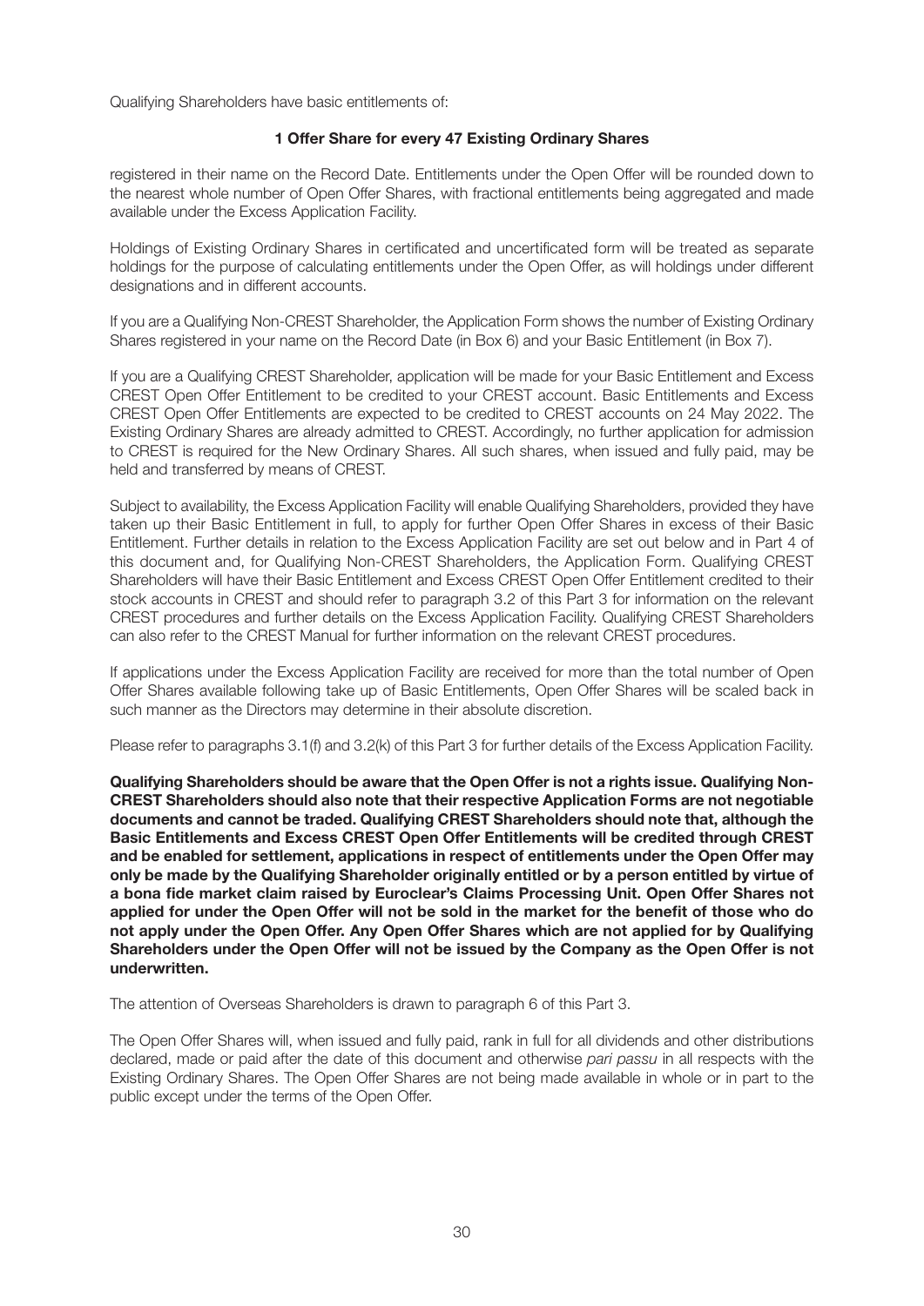Qualifying Shareholders have basic entitlements of:

**1 Offer Share for every 47 Existing Ordinary Shares**

registered in their name on the Record Date. Entitlements under the Open Offer will be rounded down to the nearest whole number of Open Offer Shares, with fractional entitlements being aggregated and made available under the Excess Application Facility.

Holdings of Existing Ordinary Shares in certificated and uncertificated form will be treated as separate holdings for the purpose of calculating entitlements under the Open Offer, as will holdings under different designations and in different accounts.

If you are a Qualifying Non-CREST Shareholder, the Application Form shows the number of Existing Ordinary Shares registered in your name on the Record Date (in Box 6) and your Basic Entitlement (in Box 7).

If you are a Qualifying CREST Shareholder, application will be made for your Basic Entitlement and Excess CREST Open Offer Entitlement to be credited to your CREST account. Basic Entitlements and Excess CREST Open Offer Entitlements are expected to be credited to CREST accounts on 24 May 2022. The Existing Ordinary Shares are already admitted to CREST. Accordingly, no further application for admission to CREST is required for the New Ordinary Shares. All such shares, when issued and fully paid, may be held and transferred by means of CREST.

Subject to availability, the Excess Application Facility will enable Qualifying Shareholders, provided they have taken up their Basic Entitlement in full, to apply for further Open Offer Shares in excess of their Basic Entitlement. Further details in relation to the Excess Application Facility are set out below and in Part 4 of this document and, for Qualifying Non-CREST Shareholders, the Application Form. Qualifying CREST Shareholders will have their Basic Entitlement and Excess CREST Open Offer Entitlement credited to their stock accounts in CREST and should refer to paragraph 3.2 of this Part 3 for information on the relevant CREST procedures and further details on the Excess Application Facility. Qualifying CREST Shareholders can also refer to the CREST Manual for further information on the relevant CREST procedures.

If applications under the Excess Application Facility are received for more than the total number of Open Offer Shares available following take up of Basic Entitlements, Open Offer Shares will be scaled back in such manner as the Directors may determine in their absolute discretion.

Please refer to paragraphs 3.1(f) and 3.2(k) of this Part 3 for further details of the Excess Application Facility.

**Qualifying Shareholders should be aware that the Open Offer is not a rights issue. Qualifying Non-CREST Shareholders should also note that their respective Application Forms are not negotiable documents and cannot be traded. Qualifying CREST Shareholders should note that, although the Basic Entitlements and Excess CREST Open Offer Entitlements will be credited through CREST and be enabled for settlement, applications in respect of entitlements under the Open Offer may only be made by the Qualifying Shareholder originally entitled or by a person entitled by virtue of a bona fide market claim raised by Euroclear's Claims Processing Unit. Open Offer Shares not applied for under the Open Offer will not be sold in the market for the benefit of those who do not apply under the Open Offer. Any Open Offer Shares which are not applied for by Qualifying Shareholders under the Open Offer will not be issued by the Company as the Open Offer is not underwritten.**

The attention of Overseas Shareholders is drawn to paragraph 6 of this Part 3.

The Open Offer Shares will, when issued and fully paid, rank in full for all dividends and other distributions declared, made or paid after the date of this document and otherwise *pari passu* in all respects with the Existing Ordinary Shares. The Open Offer Shares are not being made available in whole or in part to the public except under the terms of the Open Offer.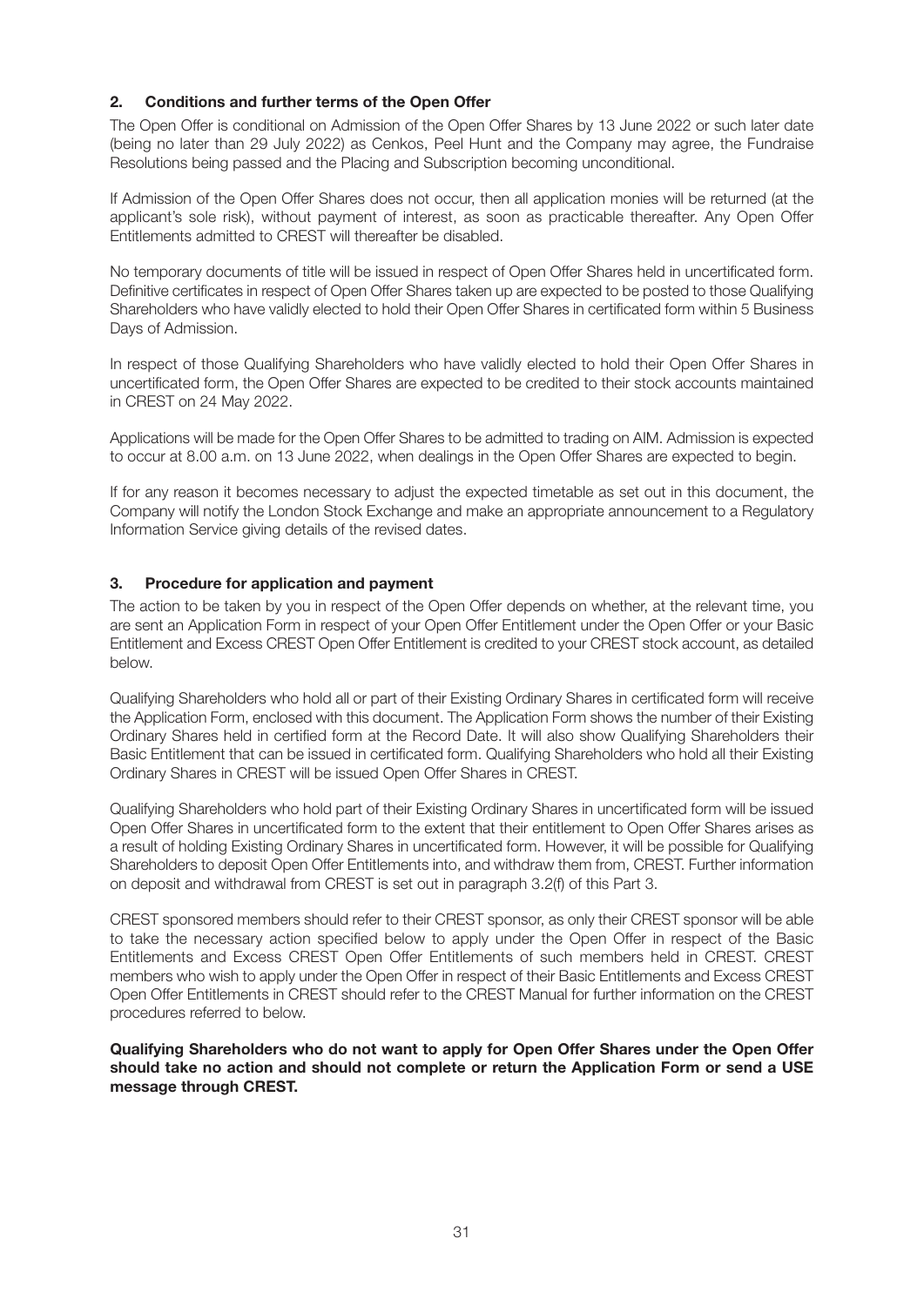## 2. Conditions and further terms of the Open Offer

The Open Offer is conditional on Admission of the Open Offer Shares by 13 June 2022 or such later date (being no later than 29 July 2022) as Cenkos, Peel Hunt and the Company may agree, the Fundraise Resolutions being passed and the Placing and Subscription becoming unconditional.

If Admission of the Open Offer Shares does not occur, then all application monies will be returned (at the applicant's sole risk), without payment of interest, as soon as practicable thereafter. Any Open Offer Entitlements admitted to CREST will thereafter be disabled.

No temporary documents of title will be issued in respect of Open Offer Shares held in uncertificated form. Definitive certificates in respect of Open Offer Shares taken up are expected to be posted to those Qualifying Shareholders who have validly elected to hold their Open Offer Shares in certificated form within 5 Business Days of Admission.

In respect of those Qualifying Shareholders who have validly elected to hold their Open Offer Shares in uncertificated form, the Open Offer Shares are expected to be credited to their stock accounts maintained in CREST on 24 May 2022.

Applications will be made for the Open Offer Shares to be admitted to trading on AIM. Admission is expected to occur at 8.00 a.m. on 13 June 2022, when dealings in the Open Offer Shares are expected to begin.

If for any reason it becomes necessary to adjust the expected timetable as set out in this document, the Company will notify the London Stock Exchange and make an appropriate announcement to a Regulatory Information Service giving details of the revised dates.

## 3. Procedure for application and payment

The action to be taken by you in respect of the Open Offer depends on whether, at the relevant time, you are sent an Application Form in respect of your Open Offer Entitlement under the Open Offer or your Basic Entitlement and Excess CREST Open Offer Entitlement is credited to your CREST stock account, as detailed below.

Qualifying Shareholders who hold all or part of their Existing Ordinary Shares in certificated form will receive the Application Form, enclosed with this document. The Application Form shows the number of their Existing Ordinary Shares held in certified form at the Record Date. It will also show Qualifying Shareholders their Basic Entitlement that can be issued in certificated form. Qualifying Shareholders who hold all their Existing Ordinary Shares in CREST will be issued Open Offer Shares in CREST.

Qualifying Shareholders who hold part of their Existing Ordinary Shares in uncertificated form will be issued Open Offer Shares in uncertificated form to the extent that their entitlement to Open Offer Shares arises as a result of holding Existing Ordinary Shares in uncertificated form. However, it will be possible for Qualifying Shareholders to deposit Open Offer Entitlements into, and withdraw them from, CREST. Further information on deposit and withdrawal from CREST is set out in paragraph 3.2(f) of this Part 3.

CREST sponsored members should refer to their CREST sponsor, as only their CREST sponsor will be able to take the necessary action specified below to apply under the Open Offer in respect of the Basic Entitlements and Excess CREST Open Offer Entitlements of such members held in CREST. CREST members who wish to apply under the Open Offer in respect of their Basic Entitlements and Excess CREST Open Offer Entitlements in CREST should refer to the CREST Manual for further information on the CREST procedures referred to below.

**Qualifying Shareholders who do not want to apply for Open Offer Shares under the Open Offer should take no action and should not complete or return the Application Form or send a USE message through CREST.**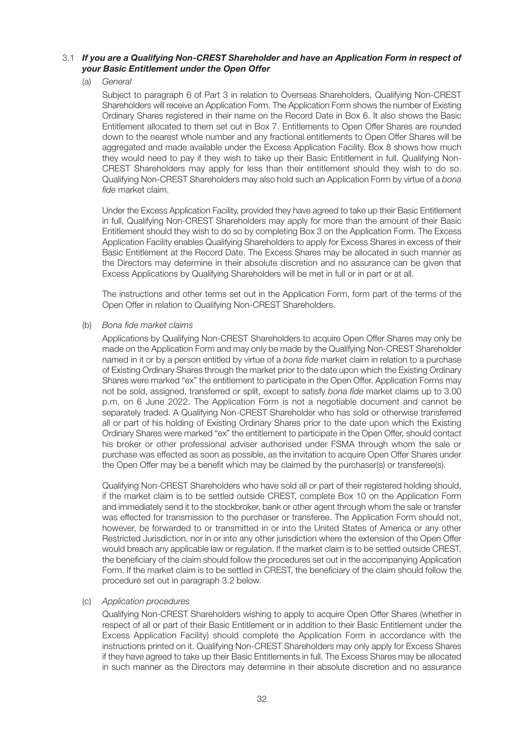### 3.1 ***If you are a Qualifying Non-CREST Shareholder and have an Application Form in respect of your Basic Entitlement under the Open Offer***

(a) *General*

Subject to paragraph 6 of Part 3 in relation to Overseas Shareholders, Qualifying Non-CREST Shareholders will receive an Application Form. The Application Form shows the number of Existing Ordinary Shares registered in their name on the Record Date in Box 6. It also shows the Basic Entitlement allocated to them set out in Box 7. Entitlements to Open Offer Shares are rounded down to the nearest whole number and any fractional entitlements to Open Offer Shares will be aggregated and made available under the Excess Application Facility. Box 8 shows how much they would need to pay if they wish to take up their Basic Entitlement in full. Qualifying Non-CREST Shareholders may apply for less than their entitlement should they wish to do so. Qualifying Non-CREST Shareholders may also hold such an Application Form by virtue of a *bona fide* market claim.

Under the Excess Application Facility, provided they have agreed to take up their Basic Entitlement in full, Qualifying Non-CREST Shareholders may apply for more than the amount of their Basic Entitlement should they wish to do so by completing Box 3 on the Application Form. The Excess Application Facility enables Qualifying Shareholders to apply for Excess Shares in excess of their Basic Entitlement at the Record Date. The Excess Shares may be allocated in such manner as the Directors may determine in their absolute discretion and no assurance can be given that Excess Applications by Qualifying Shareholders will be met in full or in part or at all.

The instructions and other terms set out in the Application Form, form part of the terms of the Open Offer in relation to Qualifying Non-CREST Shareholders.

(b) *Bona fide market claims*

Applications by Qualifying Non-CREST Shareholders to acquire Open Offer Shares may only be made on the Application Form and may only be made by the Qualifying Non-CREST Shareholder named in it or by a person entitled by virtue of a *bona fide* market claim in relation to a purchase of Existing Ordinary Shares through the market prior to the date upon which the Existing Ordinary Shares were marked "ex" the entitlement to participate in the Open Offer. Application Forms may not be sold, assigned, transferred or split, except to satisfy *bona fide* market claims up to 3.00 p.m. on 6 June 2022. The Application Form is not a negotiable document and cannot be separately traded. A Qualifying Non-CREST Shareholder who has sold or otherwise transferred all or part of his holding of Existing Ordinary Shares prior to the date upon which the Existing Ordinary Shares were marked "ex" the entitlement to participate in the Open Offer, should contact his broker or other professional adviser authorised under FSMA through whom the sale or purchase was effected as soon as possible, as the invitation to acquire Open Offer Shares under the Open Offer may be a benefit which may be claimed by the purchaser(s) or transferee(s).

Qualifying Non-CREST Shareholders who have sold all or part of their registered holding should, if the market claim is to be settled outside CREST, complete Box 10 on the Application Form and immediately send it to the stockbroker, bank or other agent through whom the sale or transfer was effected for transmission to the purchaser or transferee. The Application Form should not, however, be forwarded to or transmitted in or into the United States of America or any other Restricted Jurisdiction, nor in or into any other jurisdiction where the extension of the Open Offer would breach any applicable law or regulation. If the market claim is to be settled outside CREST, the beneficiary of the claim should follow the procedures set out in the accompanying Application Form. If the market claim is to be settled in CREST, the beneficiary of the claim should follow the procedure set out in paragraph 3.2 below.

(c) *Application procedures*

Qualifying Non-CREST Shareholders wishing to apply to acquire Open Offer Shares (whether in respect of all or part of their Basic Entitlement or in addition to their Basic Entitlement under the Excess Application Facility) should complete the Application Form in accordance with the instructions printed on it. Qualifying Non-CREST Shareholders may only apply for Excess Shares if they have agreed to take up their Basic Entitlements in full. The Excess Shares may be allocated in such manner as the Directors may determine in their absolute discretion and no assurance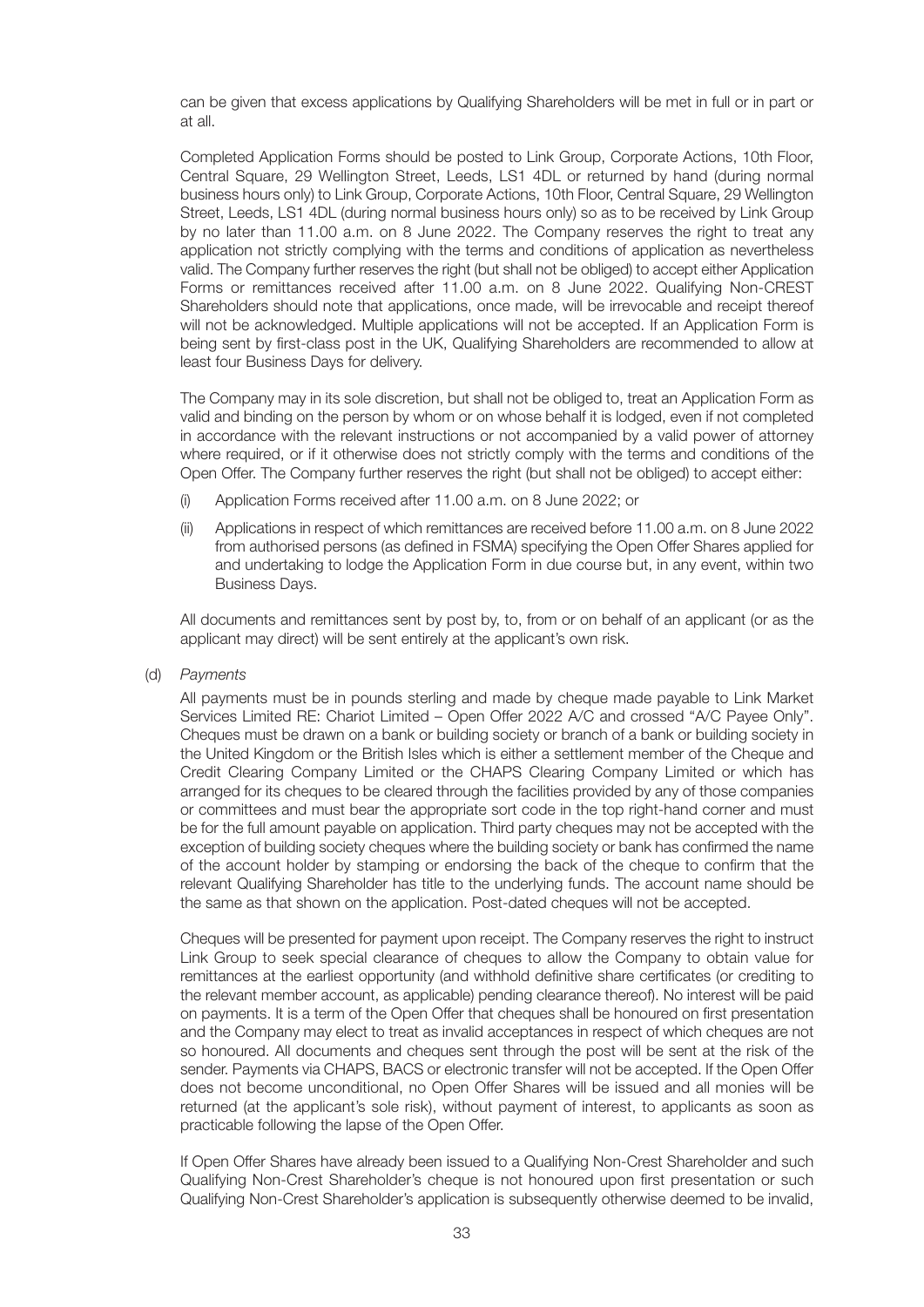can be given that excess applications by Qualifying Shareholders will be met in full or in part or at all.

Completed Application Forms should be posted to Link Group, Corporate Actions, 10th Floor, Central Square, 29 Wellington Street, Leeds, LS1 4DL or returned by hand (during normal business hours only) to Link Group, Corporate Actions, 10th Floor, Central Square, 29 Wellington Street, Leeds, LS1 4DL (during normal business hours only) so as to be received by Link Group by no later than 11.00 a.m. on 8 June 2022. The Company reserves the right to treat any application not strictly complying with the terms and conditions of application as nevertheless valid. The Company further reserves the right (but shall not be obliged) to accept either Application Forms or remittances received after 11.00 a.m. on 8 June 2022. Qualifying Non-CREST Shareholders should note that applications, once made, will be irrevocable and receipt thereof will not be acknowledged. Multiple applications will not be accepted. If an Application Form is being sent by first-class post in the UK, Qualifying Shareholders are recommended to allow at least four Business Days for delivery.

The Company may in its sole discretion, but shall not be obliged to, treat an Application Form as valid and binding on the person by whom or on whose behalf it is lodged, even if not completed in accordance with the relevant instructions or not accompanied by a valid power of attorney where required, or if it otherwise does not strictly comply with the terms and conditions of the Open Offer. The Company further reserves the right (but shall not be obliged) to accept either:

(i) Application Forms received after 11.00 a.m. on 8 June 2022; or

(ii) Applications in respect of which remittances are received before 11.00 a.m. on 8 June 2022 from authorised persons (as defined in FSMA) specifying the Open Offer Shares applied for and undertaking to lodge the Application Form in due course but, in any event, within two Business Days.

All documents and remittances sent by post by, to, from or on behalf of an applicant (or as the applicant may direct) will be sent entirely at the applicant's own risk.

(d) *Payments*

All payments must be in pounds sterling and made by cheque made payable to Link Market Services Limited RE: Chariot Limited – Open Offer 2022 A/C and crossed "A/C Payee Only". Cheques must be drawn on a bank or building society or branch of a bank or building society in the United Kingdom or the British Isles which is either a settlement member of the Cheque and Credit Clearing Company Limited or the CHAPS Clearing Company Limited or which has arranged for its cheques to be cleared through the facilities provided by any of those companies or committees and must bear the appropriate sort code in the top right-hand corner and must be for the full amount payable on application. Third party cheques may not be accepted with the exception of building society cheques where the building society or bank has confirmed the name of the account holder by stamping or endorsing the back of the cheque to confirm that the relevant Qualifying Shareholder has title to the underlying funds. The account name should be the same as that shown on the application. Post-dated cheques will not be accepted.

Cheques will be presented for payment upon receipt. The Company reserves the right to instruct Link Group to seek special clearance of cheques to allow the Company to obtain value for remittances at the earliest opportunity (and withhold definitive share certificates (or crediting to the relevant member account, as applicable) pending clearance thereof). No interest will be paid on payments. It is a term of the Open Offer that cheques shall be honoured on first presentation and the Company may elect to treat as invalid acceptances in respect of which cheques are not so honoured. All documents and cheques sent through the post will be sent at the risk of the sender. Payments via CHAPS, BACS or electronic transfer will not be accepted. If the Open Offer does not become unconditional, no Open Offer Shares will be issued and all monies will be returned (at the applicant's sole risk), without payment of interest, to applicants as soon as practicable following the lapse of the Open Offer.

If Open Offer Shares have already been issued to a Qualifying Non-Crest Shareholder and such Qualifying Non-Crest Shareholder's cheque is not honoured upon first presentation or such Qualifying Non-Crest Shareholder's application is subsequently otherwise deemed to be invalid,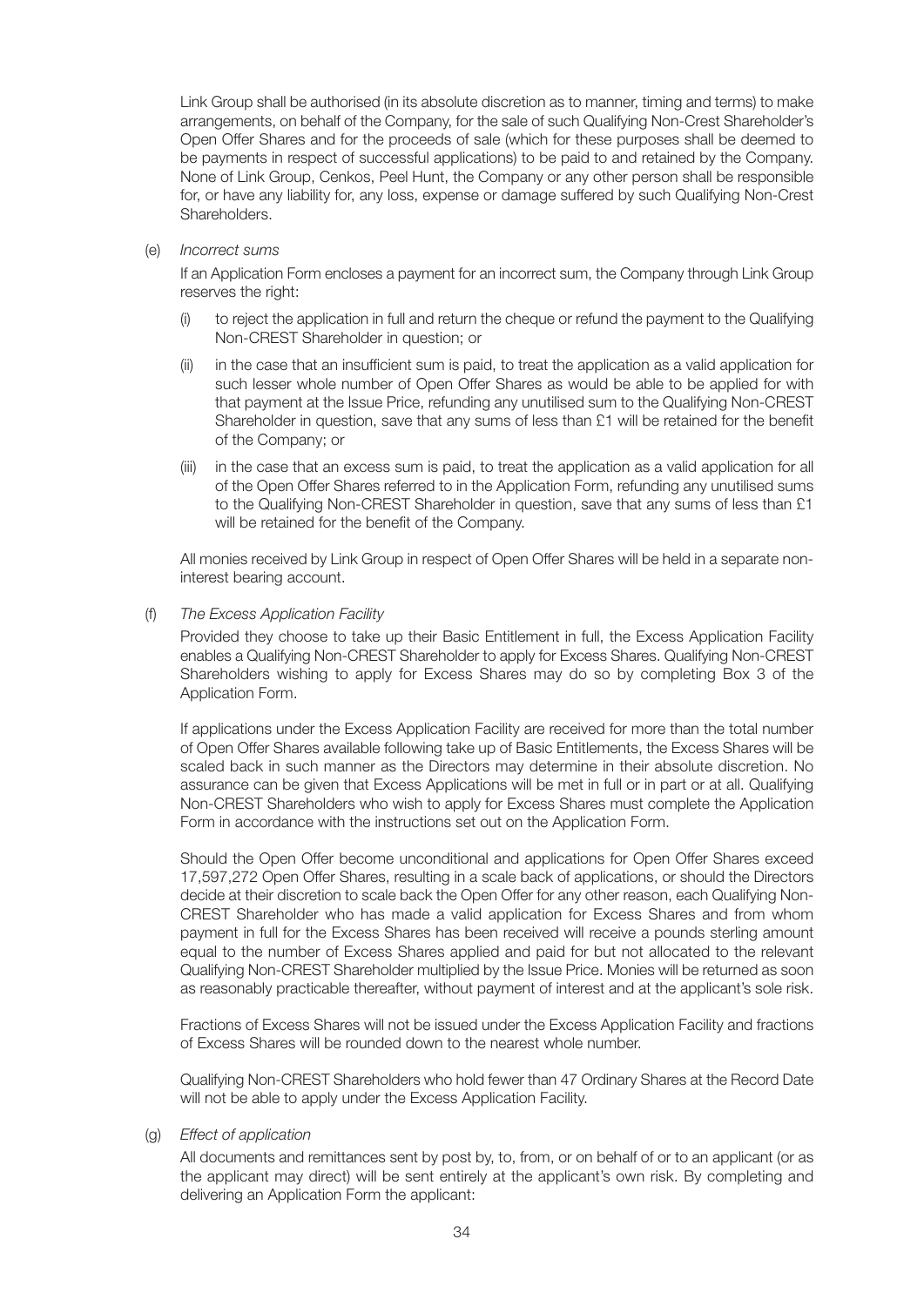Link Group shall be authorised (in its absolute discretion as to manner, timing and terms) to make arrangements, on behalf of the Company, for the sale of such Qualifying Non-Crest Shareholder's Open Offer Shares and for the proceeds of sale (which for these purposes shall be deemed to be payments in respect of successful applications) to be paid to and retained by the Company. None of Link Group, Cenkos, Peel Hunt, the Company or any other person shall be responsible for, or have any liability for, any loss, expense or damage suffered by such Qualifying Non-Crest Shareholders.

(e) *Incorrect sums*

If an Application Form encloses a payment for an incorrect sum, the Company through Link Group reserves the right:

(i) to reject the application in full and return the cheque or refund the payment to the Qualifying Non-CREST Shareholder in question; or

(ii) in the case that an insufficient sum is paid, to treat the application as a valid application for such lesser whole number of Open Offer Shares as would be able to be applied for with that payment at the Issue Price, refunding any unutilised sum to the Qualifying Non-CREST Shareholder in question, save that any sums of less than £1 will be retained for the benefit of the Company; or

(iii) in the case that an excess sum is paid, to treat the application as a valid application for all of the Open Offer Shares referred to in the Application Form, refunding any unutilised sums to the Qualifying Non-CREST Shareholder in question, save that any sums of less than £1 will be retained for the benefit of the Company.

All monies received by Link Group in respect of Open Offer Shares will be held in a separate non-interest bearing account.

(f) *The Excess Application Facility*

Provided they choose to take up their Basic Entitlement in full, the Excess Application Facility enables a Qualifying Non-CREST Shareholder to apply for Excess Shares. Qualifying Non-CREST Shareholders wishing to apply for Excess Shares may do so by completing Box 3 of the Application Form.

If applications under the Excess Application Facility are received for more than the total number of Open Offer Shares available following take up of Basic Entitlements, the Excess Shares will be scaled back in such manner as the Directors may determine in their absolute discretion. No assurance can be given that Excess Applications will be met in full or in part or at all. Qualifying Non-CREST Shareholders who wish to apply for Excess Shares must complete the Application Form in accordance with the instructions set out on the Application Form.

Should the Open Offer become unconditional and applications for Open Offer Shares exceed 17,597,272 Open Offer Shares, resulting in a scale back of applications, or should the Directors decide at their discretion to scale back the Open Offer for any other reason, each Qualifying Non-CREST Shareholder who has made a valid application for Excess Shares and from whom payment in full for the Excess Shares has been received will receive a pounds sterling amount equal to the number of Excess Shares applied and paid for but not allocated to the relevant Qualifying Non-CREST Shareholder multiplied by the Issue Price. Monies will be returned as soon as reasonably practicable thereafter, without payment of interest and at the applicant's sole risk.

Fractions of Excess Shares will not be issued under the Excess Application Facility and fractions of Excess Shares will be rounded down to the nearest whole number.

Qualifying Non-CREST Shareholders who hold fewer than 47 Ordinary Shares at the Record Date will not be able to apply under the Excess Application Facility.

(g) *Effect of application*

All documents and remittances sent by post by, to, from, or on behalf of or to an applicant (or as the applicant may direct) will be sent entirely at the applicant's own risk. By completing and delivering an Application Form the applicant: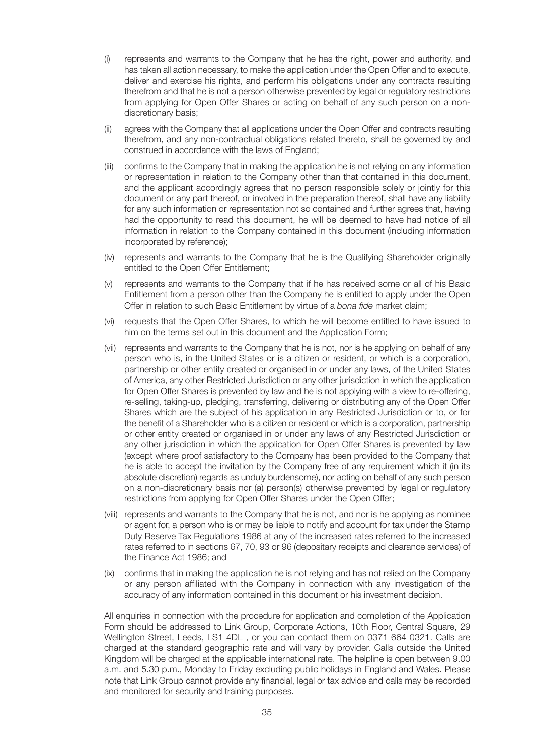(i) represents and warrants to the Company that he has the right, power and authority, and has taken all action necessary, to make the application under the Open Offer and to execute, deliver and exercise his rights, and perform his obligations under any contracts resulting therefrom and that he is not a person otherwise prevented by legal or regulatory restrictions from applying for Open Offer Shares or acting on behalf of any such person on a non-discretionary basis;

(ii) agrees with the Company that all applications under the Open Offer and contracts resulting therefrom, and any non-contractual obligations related thereto, shall be governed by and construed in accordance with the laws of England;

(iii) confirms to the Company that in making the application he is not relying on any information or representation in relation to the Company other than that contained in this document, and the applicant accordingly agrees that no person responsible solely or jointly for this document or any part thereof, or involved in the preparation thereof, shall have any liability for any such information or representation not so contained and further agrees that, having had the opportunity to read this document, he will be deemed to have had notice of all information in relation to the Company contained in this document (including information incorporated by reference);

(iv) represents and warrants to the Company that he is the Qualifying Shareholder originally entitled to the Open Offer Entitlement;

(v) represents and warrants to the Company that if he has received some or all of his Basic Entitlement from a person other than the Company he is entitled to apply under the Open Offer in relation to such Basic Entitlement by virtue of a *bona fide* market claim;

(vi) requests that the Open Offer Shares, to which he will become entitled to have issued to him on the terms set out in this document and the Application Form;

(vii) represents and warrants to the Company that he is not, nor is he applying on behalf of any person who is, in the United States or is a citizen or resident, or which is a corporation, partnership or other entity created or organised in or under any laws, of the United States of America, any other Restricted Jurisdiction or any other jurisdiction in which the application for Open Offer Shares is prevented by law and he is not applying with a view to re-offering, re-selling, taking-up, pledging, transferring, delivering or distributing any of the Open Offer Shares which are the subject of his application in any Restricted Jurisdiction or to, or for the benefit of a Shareholder who is a citizen or resident or which is a corporation, partnership or other entity created or organised in or under any laws of any Restricted Jurisdiction or any other jurisdiction in which the application for Open Offer Shares is prevented by law (except where proof satisfactory to the Company has been provided to the Company that he is able to accept the invitation by the Company free of any requirement which it (in its absolute discretion) regards as unduly burdensome), nor acting on behalf of any such person on a non-discretionary basis nor (a) person(s) otherwise prevented by legal or regulatory restrictions from applying for Open Offer Shares under the Open Offer;

(viii) represents and warrants to the Company that he is not, and nor is he applying as nominee or agent for, a person who is or may be liable to notify and account for tax under the Stamp Duty Reserve Tax Regulations 1986 at any of the increased rates referred to the increased rates referred to in sections 67, 70, 93 or 96 (depositary receipts and clearance services) of the Finance Act 1986; and

(ix) confirms that in making the application he is not relying and has not relied on the Company or any person affiliated with the Company in connection with any investigation of the accuracy of any information contained in this document or his investment decision.

All enquiries in connection with the procedure for application and completion of the Application Form should be addressed to Link Group, Corporate Actions, 10th Floor, Central Square, 29 Wellington Street, Leeds, LS1 4DL , or you can contact them on 0371 664 0321. Calls are charged at the standard geographic rate and will vary by provider. Calls outside the United Kingdom will be charged at the applicable international rate. The helpline is open between 9.00 a.m. and 5.30 p.m., Monday to Friday excluding public holidays in England and Wales. Please note that Link Group cannot provide any financial, legal or tax advice and calls may be recorded and monitored for security and training purposes.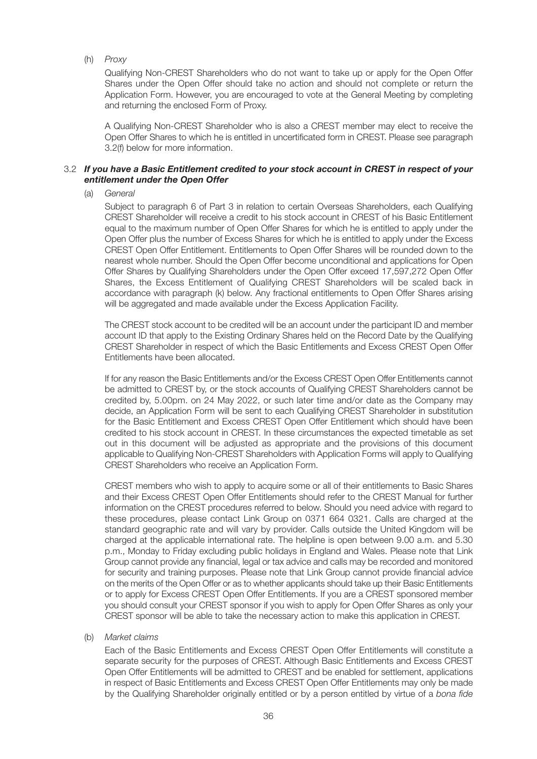(h) *Proxy*

Qualifying Non-CREST Shareholders who do not want to take up or apply for the Open Offer Shares under the Open Offer should take no action and should not complete or return the Application Form. However, you are encouraged to vote at the General Meeting by completing and returning the enclosed Form of Proxy.

A Qualifying Non-CREST Shareholder who is also a CREST member may elect to receive the Open Offer Shares to which he is entitled in uncertificated form in CREST. Please see paragraph 3.2(f) below for more information.

### 3.2 *If you have a Basic Entitlement credited to your stock account in CREST in respect of your entitlement under the Open Offer*

(a) *General*

Subject to paragraph 6 of Part 3 in relation to certain Overseas Shareholders, each Qualifying CREST Shareholder will receive a credit to his stock account in CREST of his Basic Entitlement equal to the maximum number of Open Offer Shares for which he is entitled to apply under the Open Offer plus the number of Excess Shares for which he is entitled to apply under the Excess CREST Open Offer Entitlement. Entitlements to Open Offer Shares will be rounded down to the nearest whole number. Should the Open Offer become unconditional and applications for Open Offer Shares by Qualifying Shareholders under the Open Offer exceed 17,597,272 Open Offer Shares, the Excess Entitlement of Qualifying CREST Shareholders will be scaled back in accordance with paragraph (k) below. Any fractional entitlements to Open Offer Shares arising will be aggregated and made available under the Excess Application Facility.

The CREST stock account to be credited will be an account under the participant ID and member account ID that apply to the Existing Ordinary Shares held on the Record Date by the Qualifying CREST Shareholder in respect of which the Basic Entitlements and Excess CREST Open Offer Entitlements have been allocated.

If for any reason the Basic Entitlements and/or the Excess CREST Open Offer Entitlements cannot be admitted to CREST by, or the stock accounts of Qualifying CREST Shareholders cannot be credited by, 5.00pm. on 24 May 2022, or such later time and/or date as the Company may decide, an Application Form will be sent to each Qualifying CREST Shareholder in substitution for the Basic Entitlement and Excess CREST Open Offer Entitlement which should have been credited to his stock account in CREST. In these circumstances the expected timetable as set out in this document will be adjusted as appropriate and the provisions of this document applicable to Qualifying Non-CREST Shareholders with Application Forms will apply to Qualifying CREST Shareholders who receive an Application Form.

CREST members who wish to apply to acquire some or all of their entitlements to Basic Shares and their Excess CREST Open Offer Entitlements should refer to the CREST Manual for further information on the CREST procedures referred to below. Should you need advice with regard to these procedures, please contact Link Group on 0371 664 0321. Calls are charged at the standard geographic rate and will vary by provider. Calls outside the United Kingdom will be charged at the applicable international rate. The helpline is open between 9.00 a.m. and 5.30 p.m., Monday to Friday excluding public holidays in England and Wales. Please note that Link Group cannot provide any financial, legal or tax advice and calls may be recorded and monitored for security and training purposes. Please note that Link Group cannot provide financial advice on the merits of the Open Offer or as to whether applicants should take up their Basic Entitlements or to apply for Excess CREST Open Offer Entitlements. If you are a CREST sponsored member you should consult your CREST sponsor if you wish to apply for Open Offer Shares as only your CREST sponsor will be able to take the necessary action to make this application in CREST.

(b) *Market claims*

Each of the Basic Entitlements and Excess CREST Open Offer Entitlements will constitute a separate security for the purposes of CREST. Although Basic Entitlements and Excess CREST Open Offer Entitlements will be admitted to CREST and be enabled for settlement, applications in respect of Basic Entitlements and Excess CREST Open Offer Entitlements may only be made by the Qualifying Shareholder originally entitled or by a person entitled by virtue of a *bona fide*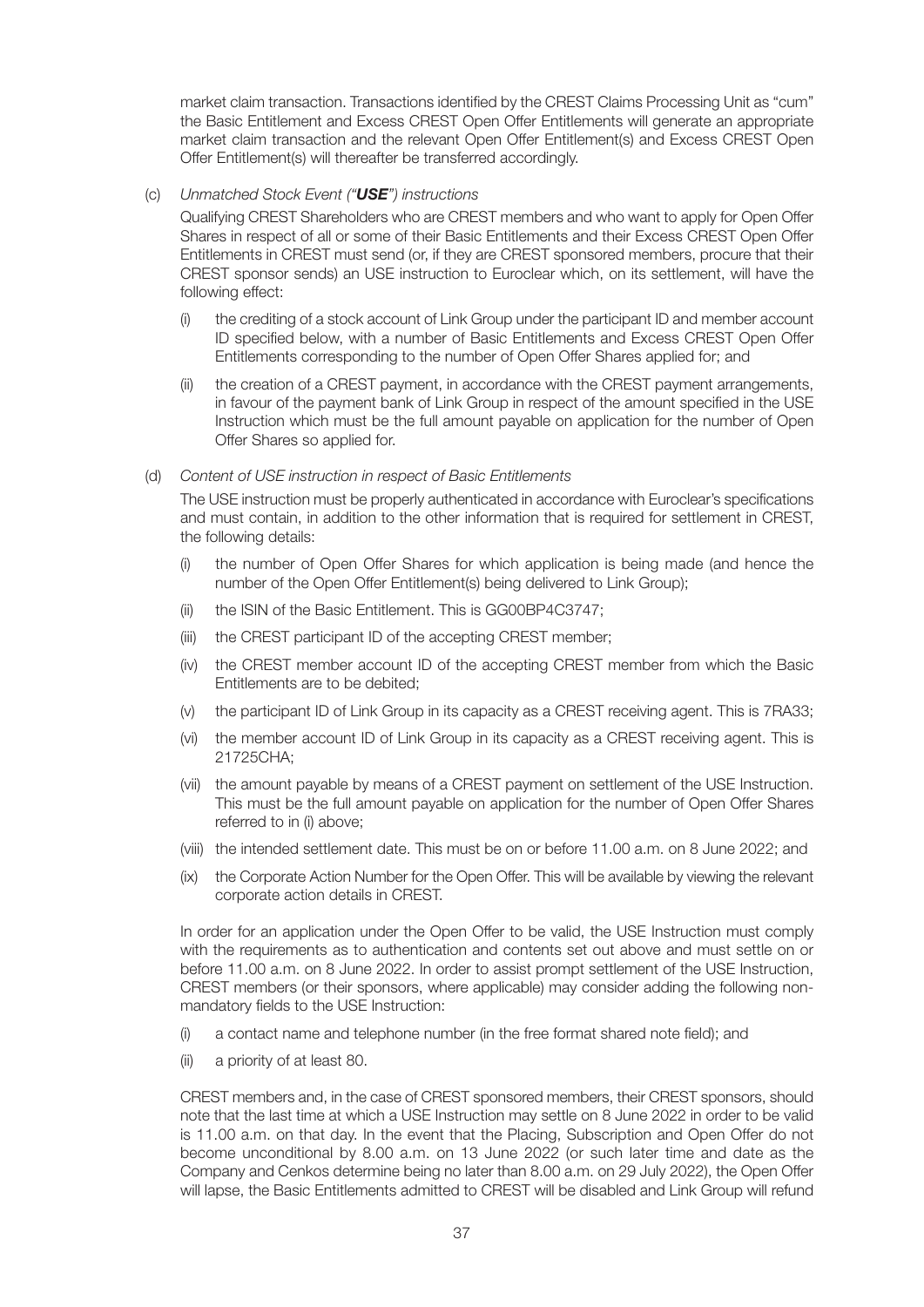market claim transaction. Transactions identified by the CREST Claims Processing Unit as "cum" the Basic Entitlement and Excess CREST Open Offer Entitlements will generate an appropriate market claim transaction and the relevant Open Offer Entitlement(s) and Excess CREST Open Offer Entitlement(s) will thereafter be transferred accordingly.

(c) *Unmatched Stock Event ("**USE**") instructions*

Qualifying CREST Shareholders who are CREST members and who want to apply for Open Offer Shares in respect of all or some of their Basic Entitlements and their Excess CREST Open Offer Entitlements in CREST must send (or, if they are CREST sponsored members, procure that their CREST sponsor sends) an USE instruction to Euroclear which, on its settlement, will have the following effect:

- (i) the crediting of a stock account of Link Group under the participant ID and member account ID specified below, with a number of Basic Entitlements and Excess CREST Open Offer Entitlements corresponding to the number of Open Offer Shares applied for; and
- (ii) the creation of a CREST payment, in accordance with the CREST payment arrangements, in favour of the payment bank of Link Group in respect of the amount specified in the USE Instruction which must be the full amount payable on application for the number of Open Offer Shares so applied for.

(d) *Content of USE instruction in respect of Basic Entitlements*

The USE instruction must be properly authenticated in accordance with Euroclear's specifications and must contain, in addition to the other information that is required for settlement in CREST, the following details:

- (i) the number of Open Offer Shares for which application is being made (and hence the number of the Open Offer Entitlement(s) being delivered to Link Group);
- (ii) the ISIN of the Basic Entitlement. This is GG00BP4C3747;
- (iii) the CREST participant ID of the accepting CREST member;
- (iv) the CREST member account ID of the accepting CREST member from which the Basic Entitlements are to be debited;
- (v) the participant ID of Link Group in its capacity as a CREST receiving agent. This is 7RA33;
- (vi) the member account ID of Link Group in its capacity as a CREST receiving agent. This is 21725CHA;
- (vii) the amount payable by means of a CREST payment on settlement of the USE Instruction. This must be the full amount payable on application for the number of Open Offer Shares referred to in (i) above;
- (viii) the intended settlement date. This must be on or before 11.00 a.m. on 8 June 2022; and
- (ix) the Corporate Action Number for the Open Offer. This will be available by viewing the relevant corporate action details in CREST.

In order for an application under the Open Offer to be valid, the USE Instruction must comply with the requirements as to authentication and contents set out above and must settle on or before 11.00 a.m. on 8 June 2022. In order to assist prompt settlement of the USE Instruction, CREST members (or their sponsors, where applicable) may consider adding the following non-mandatory fields to the USE Instruction:

- (i) a contact name and telephone number (in the free format shared note field); and
- (ii) a priority of at least 80.

CREST members and, in the case of CREST sponsored members, their CREST sponsors, should note that the last time at which a USE Instruction may settle on 8 June 2022 in order to be valid is 11.00 a.m. on that day. In the event that the Placing, Subscription and Open Offer do not become unconditional by 8.00 a.m. on 13 June 2022 (or such later time and date as the Company and Cenkos determine being no later than 8.00 a.m. on 29 July 2022), the Open Offer will lapse, the Basic Entitlements admitted to CREST will be disabled and Link Group will refund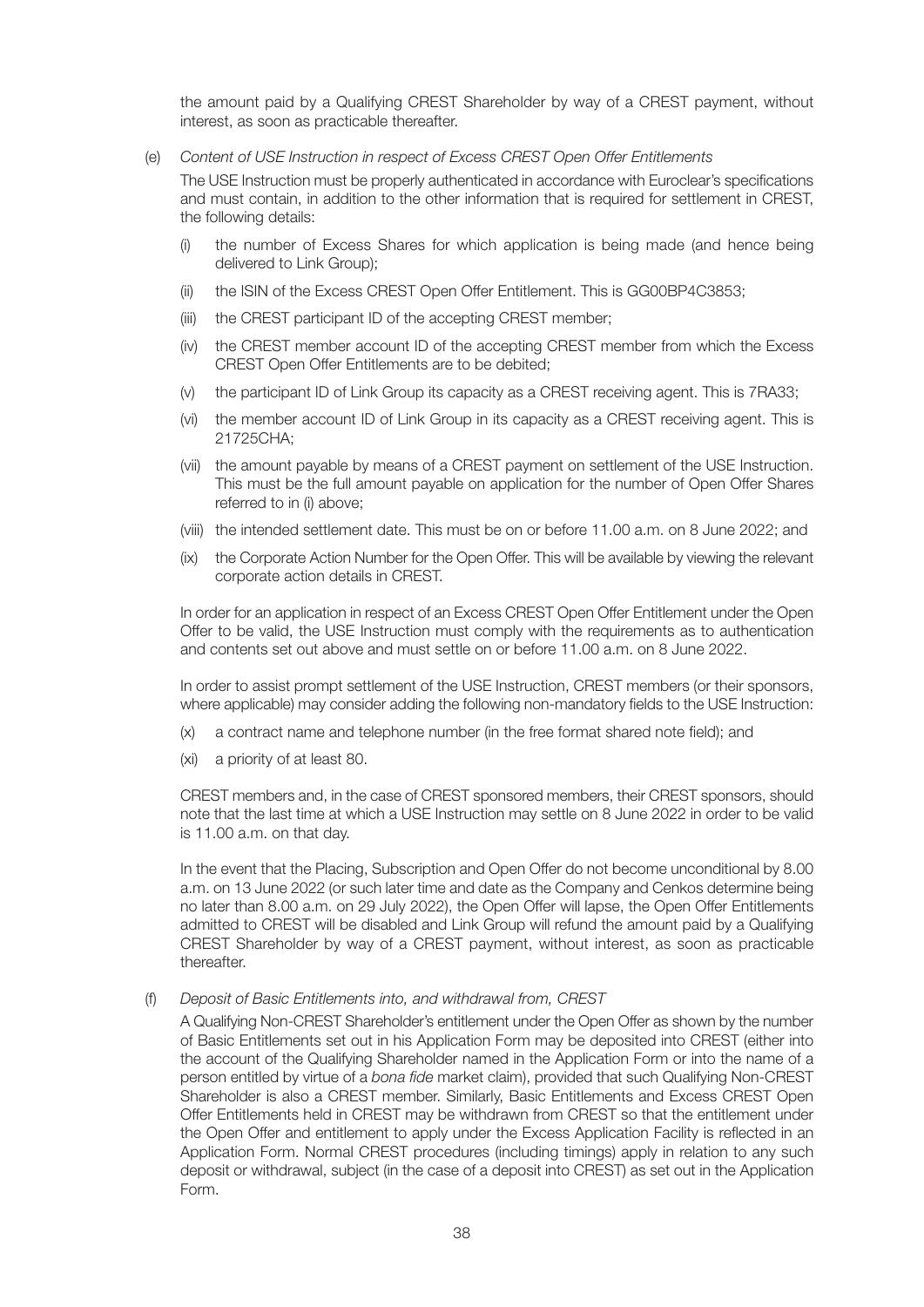the amount paid by a Qualifying CREST Shareholder by way of a CREST payment, without interest, as soon as practicable thereafter.

(e) *Content of USE Instruction in respect of Excess CREST Open Offer Entitlements*

The USE Instruction must be properly authenticated in accordance with Euroclear's specifications and must contain, in addition to the other information that is required for settlement in CREST, the following details:

(i) the number of Excess Shares for which application is being made (and hence being delivered to Link Group);

(ii) the ISIN of the Excess CREST Open Offer Entitlement. This is GG00BP4C3853;

(iii) the CREST participant ID of the accepting CREST member;

(iv) the CREST member account ID of the accepting CREST member from which the Excess CREST Open Offer Entitlements are to be debited;

(v) the participant ID of Link Group its capacity as a CREST receiving agent. This is 7RA33;

(vi) the member account ID of Link Group in its capacity as a CREST receiving agent. This is 21725CHA;

(vii) the amount payable by means of a CREST payment on settlement of the USE Instruction. This must be the full amount payable on application for the number of Open Offer Shares referred to in (i) above;

(viii) the intended settlement date. This must be on or before 11.00 a.m. on 8 June 2022; and

(ix) the Corporate Action Number for the Open Offer. This will be available by viewing the relevant corporate action details in CREST.

In order for an application in respect of an Excess CREST Open Offer Entitlement under the Open Offer to be valid, the USE Instruction must comply with the requirements as to authentication and contents set out above and must settle on or before 11.00 a.m. on 8 June 2022.

In order to assist prompt settlement of the USE Instruction, CREST members (or their sponsors, where applicable) may consider adding the following non-mandatory fields to the USE Instruction:

(x) a contract name and telephone number (in the free format shared note field); and

(xi) a priority of at least 80.

CREST members and, in the case of CREST sponsored members, their CREST sponsors, should note that the last time at which a USE Instruction may settle on 8 June 2022 in order to be valid is 11.00 a.m. on that day.

In the event that the Placing, Subscription and Open Offer do not become unconditional by 8.00 a.m. on 13 June 2022 (or such later time and date as the Company and Cenkos determine being no later than 8.00 a.m. on 29 July 2022), the Open Offer will lapse, the Open Offer Entitlements admitted to CREST will be disabled and Link Group will refund the amount paid by a Qualifying CREST Shareholder by way of a CREST payment, without interest, as soon as practicable thereafter.

(f) *Deposit of Basic Entitlements into, and withdrawal from, CREST*

A Qualifying Non-CREST Shareholder's entitlement under the Open Offer as shown by the number of Basic Entitlements set out in his Application Form may be deposited into CREST (either into the account of the Qualifying Shareholder named in the Application Form or into the name of a person entitled by virtue of a *bona fide* market claim), provided that such Qualifying Non-CREST Shareholder is also a CREST member. Similarly, Basic Entitlements and Excess CREST Open Offer Entitlements held in CREST may be withdrawn from CREST so that the entitlement under the Open Offer and entitlement to apply under the Excess Application Facility is reflected in an Application Form. Normal CREST procedures (including timings) apply in relation to any such deposit or withdrawal, subject (in the case of a deposit into CREST) as set out in the Application Form.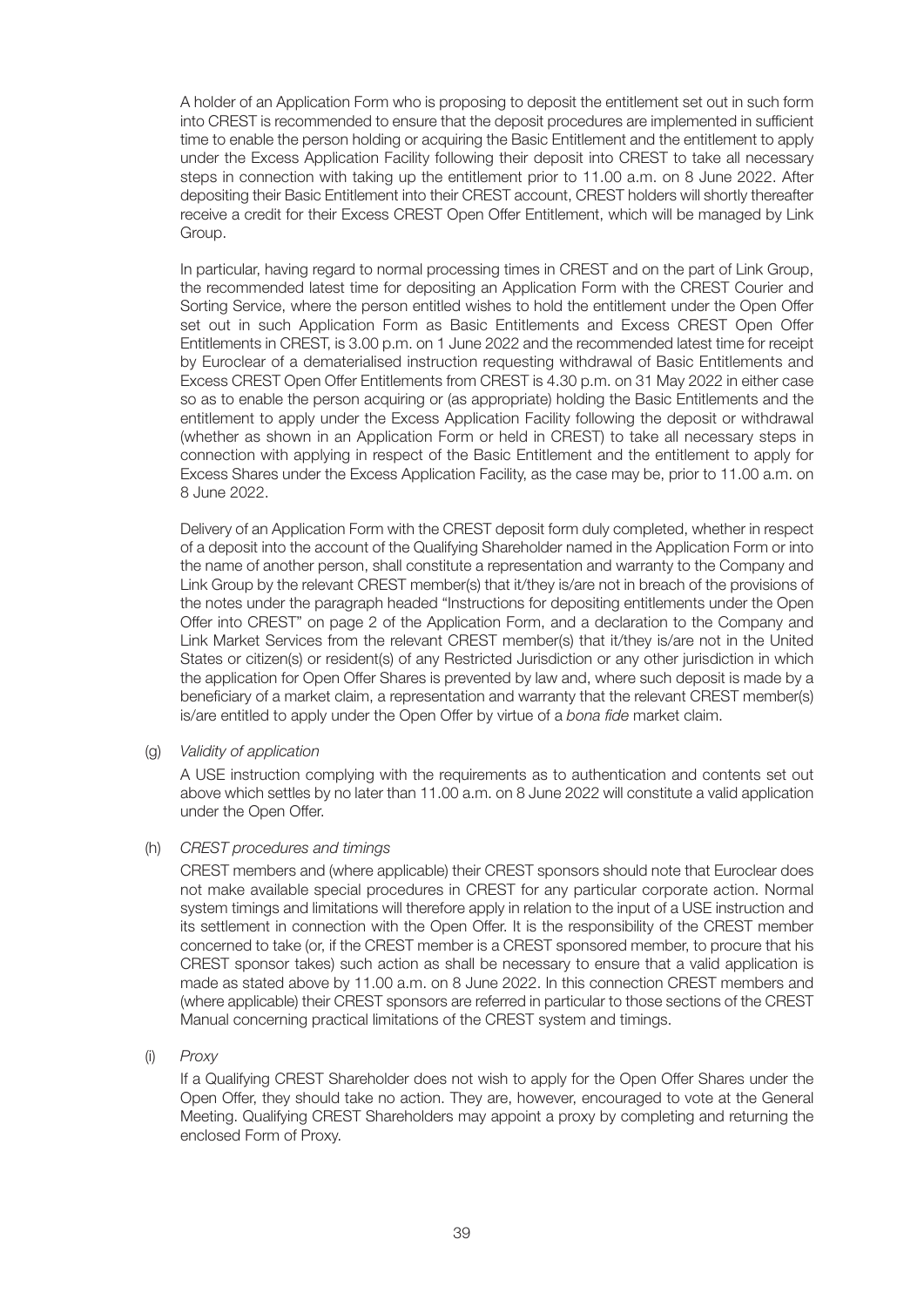A holder of an Application Form who is proposing to deposit the entitlement set out in such form into CREST is recommended to ensure that the deposit procedures are implemented in sufficient time to enable the person holding or acquiring the Basic Entitlement and the entitlement to apply under the Excess Application Facility following their deposit into CREST to take all necessary steps in connection with taking up the entitlement prior to 11.00 a.m. on 8 June 2022. After depositing their Basic Entitlement into their CREST account, CREST holders will shortly thereafter receive a credit for their Excess CREST Open Offer Entitlement, which will be managed by Link Group.

In particular, having regard to normal processing times in CREST and on the part of Link Group, the recommended latest time for depositing an Application Form with the CREST Courier and Sorting Service, where the person entitled wishes to hold the entitlement under the Open Offer set out in such Application Form as Basic Entitlements and Excess CREST Open Offer Entitlements in CREST, is 3.00 p.m. on 1 June 2022 and the recommended latest time for receipt by Euroclear of a dematerialised instruction requesting withdrawal of Basic Entitlements and Excess CREST Open Offer Entitlements from CREST is 4.30 p.m. on 31 May 2022 in either case so as to enable the person acquiring or (as appropriate) holding the Basic Entitlements and the entitlement to apply under the Excess Application Facility following the deposit or withdrawal (whether as shown in an Application Form or held in CREST) to take all necessary steps in connection with applying in respect of the Basic Entitlement and the entitlement to apply for Excess Shares under the Excess Application Facility, as the case may be, prior to 11.00 a.m. on 8 June 2022.

Delivery of an Application Form with the CREST deposit form duly completed, whether in respect of a deposit into the account of the Qualifying Shareholder named in the Application Form or into the name of another person, shall constitute a representation and warranty to the Company and Link Group by the relevant CREST member(s) that it/they is/are not in breach of the provisions of the notes under the paragraph headed "Instructions for depositing entitlements under the Open Offer into CREST" on page 2 of the Application Form, and a declaration to the Company and Link Market Services from the relevant CREST member(s) that it/they is/are not in the United States or citizen(s) or resident(s) of any Restricted Jurisdiction or any other jurisdiction in which the application for Open Offer Shares is prevented by law and, where such deposit is made by a beneficiary of a market claim, a representation and warranty that the relevant CREST member(s) is/are entitled to apply under the Open Offer by virtue of a *bona fide* market claim.

(g) *Validity of application*

A USE instruction complying with the requirements as to authentication and contents set out above which settles by no later than 11.00 a.m. on 8 June 2022 will constitute a valid application under the Open Offer.

(h) *CREST procedures and timings*

CREST members and (where applicable) their CREST sponsors should note that Euroclear does not make available special procedures in CREST for any particular corporate action. Normal system timings and limitations will therefore apply in relation to the input of a USE instruction and its settlement in connection with the Open Offer. It is the responsibility of the CREST member concerned to take (or, if the CREST member is a CREST sponsored member, to procure that his CREST sponsor takes) such action as shall be necessary to ensure that a valid application is made as stated above by 11.00 a.m. on 8 June 2022. In this connection CREST members and (where applicable) their CREST sponsors are referred in particular to those sections of the CREST Manual concerning practical limitations of the CREST system and timings.

(i) *Proxy*

If a Qualifying CREST Shareholder does not wish to apply for the Open Offer Shares under the Open Offer, they should take no action. They are, however, encouraged to vote at the General Meeting. Qualifying CREST Shareholders may appoint a proxy by completing and returning the enclosed Form of Proxy.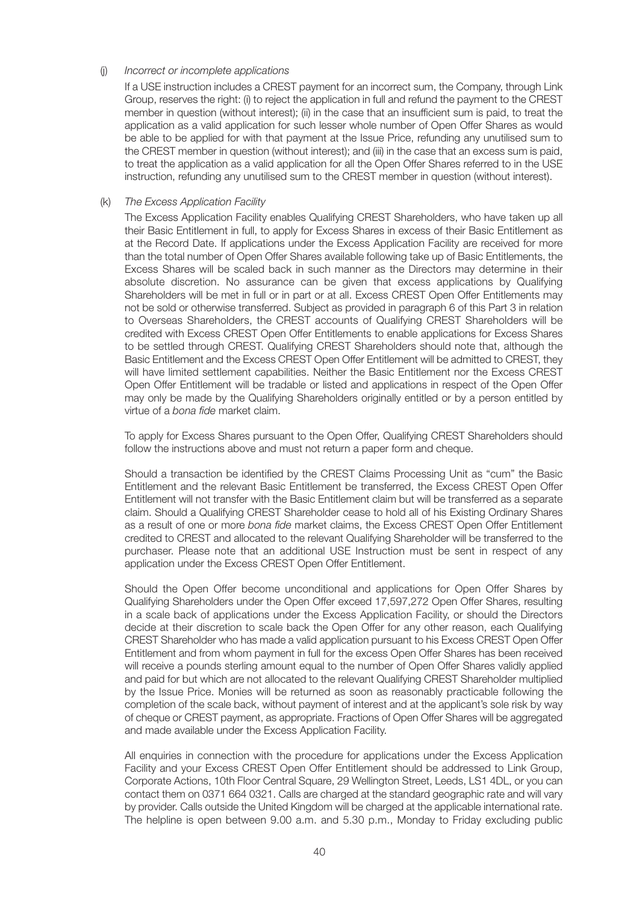(j) *Incorrect or incomplete applications*

If a USE instruction includes a CREST payment for an incorrect sum, the Company, through Link Group, reserves the right: (i) to reject the application in full and refund the payment to the CREST member in question (without interest); (ii) in the case that an insufficient sum is paid, to treat the application as a valid application for such lesser whole number of Open Offer Shares as would be able to be applied for with that payment at the Issue Price, refunding any unutilised sum to the CREST member in question (without interest); and (iii) in the case that an excess sum is paid, to treat the application as a valid application for all the Open Offer Shares referred to in the USE instruction, refunding any unutilised sum to the CREST member in question (without interest).

(k) *The Excess Application Facility*

The Excess Application Facility enables Qualifying CREST Shareholders, who have taken up all their Basic Entitlement in full, to apply for Excess Shares in excess of their Basic Entitlement as at the Record Date. If applications under the Excess Application Facility are received for more than the total number of Open Offer Shares available following take up of Basic Entitlements, the Excess Shares will be scaled back in such manner as the Directors may determine in their absolute discretion. No assurance can be given that excess applications by Qualifying Shareholders will be met in full or in part or at all. Excess CREST Open Offer Entitlements may not be sold or otherwise transferred. Subject as provided in paragraph 6 of this Part 3 in relation to Overseas Shareholders, the CREST accounts of Qualifying CREST Shareholders will be credited with Excess CREST Open Offer Entitlements to enable applications for Excess Shares to be settled through CREST. Qualifying CREST Shareholders should note that, although the Basic Entitlement and the Excess CREST Open Offer Entitlement will be admitted to CREST, they will have limited settlement capabilities. Neither the Basic Entitlement nor the Excess CREST Open Offer Entitlement will be tradable or listed and applications in respect of the Open Offer may only be made by the Qualifying Shareholders originally entitled or by a person entitled by virtue of a *bona fide* market claim.

To apply for Excess Shares pursuant to the Open Offer, Qualifying CREST Shareholders should follow the instructions above and must not return a paper form and cheque.

Should a transaction be identified by the CREST Claims Processing Unit as "cum" the Basic Entitlement and the relevant Basic Entitlement be transferred, the Excess CREST Open Offer Entitlement will not transfer with the Basic Entitlement claim but will be transferred as a separate claim. Should a Qualifying CREST Shareholder cease to hold all of his Existing Ordinary Shares as a result of one or more *bona fide* market claims, the Excess CREST Open Offer Entitlement credited to CREST and allocated to the relevant Qualifying Shareholder will be transferred to the purchaser. Please note that an additional USE Instruction must be sent in respect of any application under the Excess CREST Open Offer Entitlement.

Should the Open Offer become unconditional and applications for Open Offer Shares by Qualifying Shareholders under the Open Offer exceed 17,597,272 Open Offer Shares, resulting in a scale back of applications under the Excess Application Facility, or should the Directors decide at their discretion to scale back the Open Offer for any other reason, each Qualifying CREST Shareholder who has made a valid application pursuant to his Excess CREST Open Offer Entitlement and from whom payment in full for the excess Open Offer Shares has been received will receive a pounds sterling amount equal to the number of Open Offer Shares validly applied and paid for but which are not allocated to the relevant Qualifying CREST Shareholder multiplied by the Issue Price. Monies will be returned as soon as reasonably practicable following the completion of the scale back, without payment of interest and at the applicant's sole risk by way of cheque or CREST payment, as appropriate. Fractions of Open Offer Shares will be aggregated and made available under the Excess Application Facility.

All enquiries in connection with the procedure for applications under the Excess Application Facility and your Excess CREST Open Offer Entitlement should be addressed to Link Group, Corporate Actions, 10th Floor Central Square, 29 Wellington Street, Leeds, LS1 4DL, or you can contact them on 0371 664 0321. Calls are charged at the standard geographic rate and will vary by provider. Calls outside the United Kingdom will be charged at the applicable international rate. The helpline is open between 9.00 a.m. and 5.30 p.m., Monday to Friday excluding public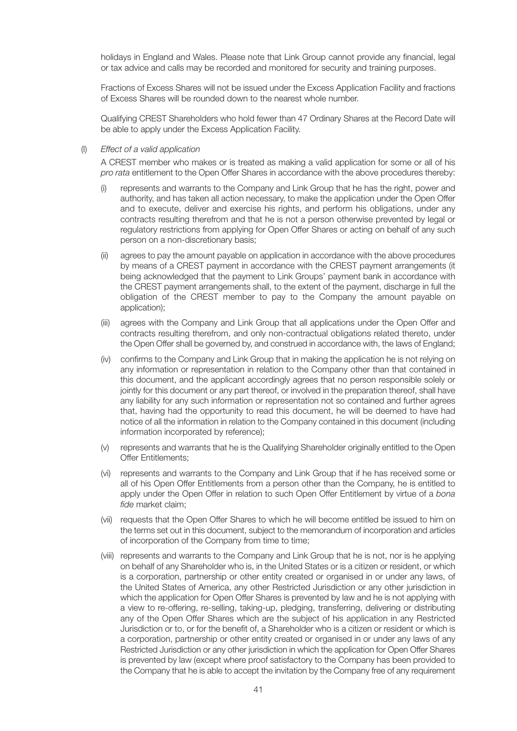holidays in England and Wales. Please note that Link Group cannot provide any financial, legal or tax advice and calls may be recorded and monitored for security and training purposes.

Fractions of Excess Shares will not be issued under the Excess Application Facility and fractions of Excess Shares will be rounded down to the nearest whole number.

Qualifying CREST Shareholders who hold fewer than 47 Ordinary Shares at the Record Date will be able to apply under the Excess Application Facility.

(l) *Effect of a valid application*

A CREST member who makes or is treated as making a valid application for some or all of his *pro rata* entitlement to the Open Offer Shares in accordance with the above procedures thereby:

(i) represents and warrants to the Company and Link Group that he has the right, power and authority, and has taken all action necessary, to make the application under the Open Offer and to execute, deliver and exercise his rights, and perform his obligations, under any contracts resulting therefrom and that he is not a person otherwise prevented by legal or regulatory restrictions from applying for Open Offer Shares or acting on behalf of any such person on a non-discretionary basis;

(ii) agrees to pay the amount payable on application in accordance with the above procedures by means of a CREST payment in accordance with the CREST payment arrangements (it being acknowledged that the payment to Link Groups' payment bank in accordance with the CREST payment arrangements shall, to the extent of the payment, discharge in full the obligation of the CREST member to pay to the Company the amount payable on application);

(iii) agrees with the Company and Link Group that all applications under the Open Offer and contracts resulting therefrom, and only non-contractual obligations related thereto, under the Open Offer shall be governed by, and construed in accordance with, the laws of England;

(iv) confirms to the Company and Link Group that in making the application he is not relying on any information or representation in relation to the Company other than that contained in this document, and the applicant accordingly agrees that no person responsible solely or jointly for this document or any part thereof, or involved in the preparation thereof, shall have any liability for any such information or representation not so contained and further agrees that, having had the opportunity to read this document, he will be deemed to have had notice of all the information in relation to the Company contained in this document (including information incorporated by reference);

(v) represents and warrants that he is the Qualifying Shareholder originally entitled to the Open Offer Entitlements;

(vi) represents and warrants to the Company and Link Group that if he has received some or all of his Open Offer Entitlements from a person other than the Company, he is entitled to apply under the Open Offer in relation to such Open Offer Entitlement by virtue of a *bona fide* market claim;

(vii) requests that the Open Offer Shares to which he will become entitled be issued to him on the terms set out in this document, subject to the memorandum of incorporation and articles of incorporation of the Company from time to time;

(viii) represents and warrants to the Company and Link Group that he is not, nor is he applying on behalf of any Shareholder who is, in the United States or is a citizen or resident, or which is a corporation, partnership or other entity created or organised in or under any laws, of the United States of America, any other Restricted Jurisdiction or any other jurisdiction in which the application for Open Offer Shares is prevented by law and he is not applying with a view to re-offering, re-selling, taking-up, pledging, transferring, delivering or distributing any of the Open Offer Shares which are the subject of his application in any Restricted Jurisdiction or to, or for the benefit of, a Shareholder who is a citizen or resident or which is a corporation, partnership or other entity created or organised in or under any laws of any Restricted Jurisdiction or any other jurisdiction in which the application for Open Offer Shares is prevented by law (except where proof satisfactory to the Company has been provided to the Company that he is able to accept the invitation by the Company free of any requirement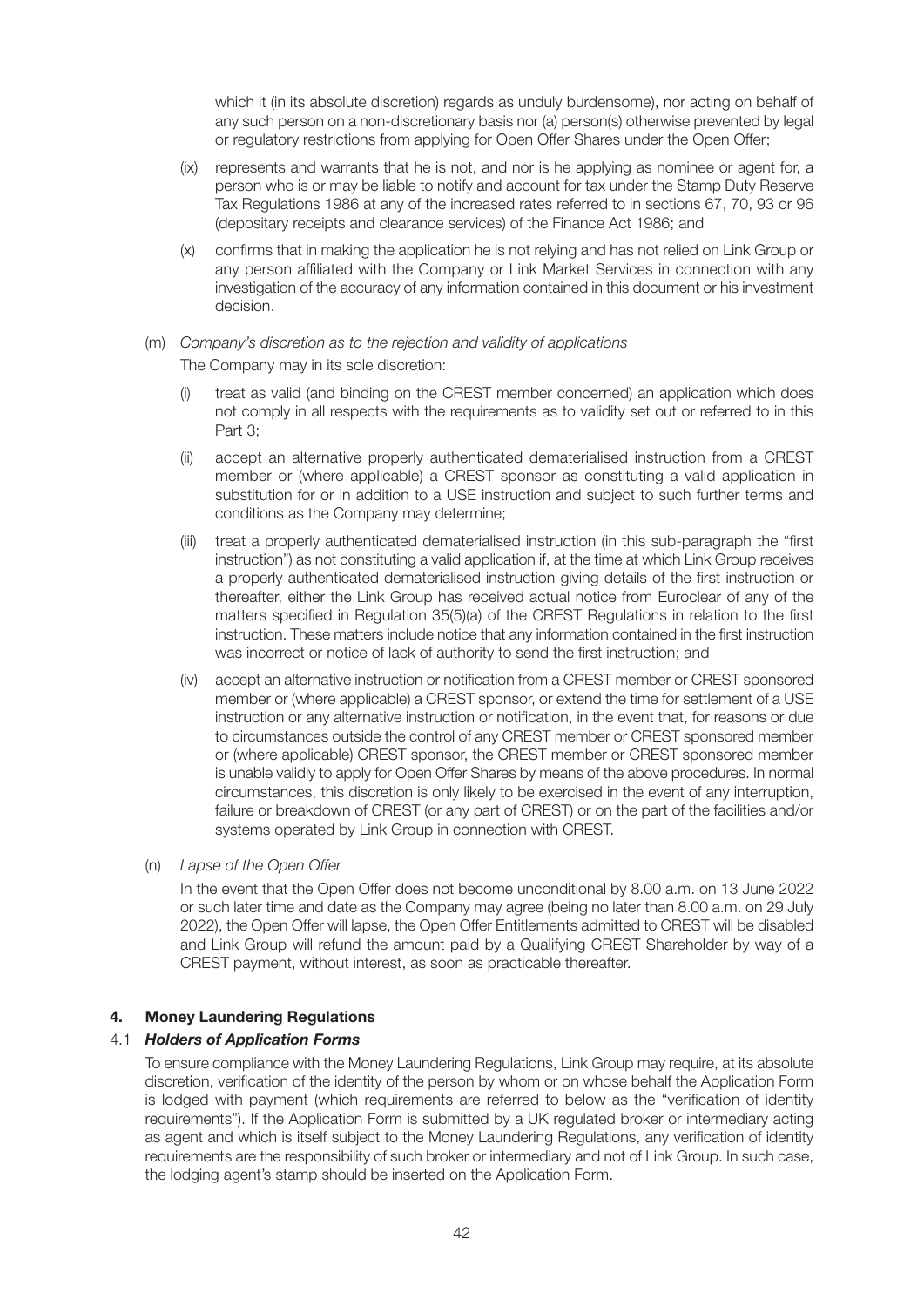which it (in its absolute discretion) regards as unduly burdensome), nor acting on behalf of any such person on a non-discretionary basis nor (a) person(s) otherwise prevented by legal or regulatory restrictions from applying for Open Offer Shares under the Open Offer;

(ix) represents and warrants that he is not, and nor is he applying as nominee or agent for, a person who is or may be liable to notify and account for tax under the Stamp Duty Reserve Tax Regulations 1986 at any of the increased rates referred to in sections 67, 70, 93 or 96 (depositary receipts and clearance services) of the Finance Act 1986; and

(x) confirms that in making the application he is not relying and has not relied on Link Group or any person affiliated with the Company or Link Market Services in connection with any investigation of the accuracy of any information contained in this document or his investment decision.

(m) *Company's discretion as to the rejection and validity of applications*

The Company may in its sole discretion:

(i) treat as valid (and binding on the CREST member concerned) an application which does not comply in all respects with the requirements as to validity set out or referred to in this Part 3;

(ii) accept an alternative properly authenticated dematerialised instruction from a CREST member or (where applicable) a CREST sponsor as constituting a valid application in substitution for or in addition to a USE instruction and subject to such further terms and conditions as the Company may determine;

(iii) treat a properly authenticated dematerialised instruction (in this sub-paragraph the "first instruction") as not constituting a valid application if, at the time at which Link Group receives a properly authenticated dematerialised instruction giving details of the first instruction or thereafter, either the Link Group has received actual notice from Euroclear of any of the matters specified in Regulation 35(5)(a) of the CREST Regulations in relation to the first instruction. These matters include notice that any information contained in the first instruction was incorrect or notice of lack of authority to send the first instruction; and

(iv) accept an alternative instruction or notification from a CREST member or CREST sponsored member or (where applicable) a CREST sponsor, or extend the time for settlement of a USE instruction or any alternative instruction or notification, in the event that, for reasons or due to circumstances outside the control of any CREST member or CREST sponsored member or (where applicable) CREST sponsor, the CREST member or CREST sponsored member is unable validly to apply for Open Offer Shares by means of the above procedures. In normal circumstances, this discretion is only likely to be exercised in the event of any interruption, failure or breakdown of CREST (or any part of CREST) or on the part of the facilities and/or systems operated by Link Group in connection with CREST.

(n) *Lapse of the Open Offer*

In the event that the Open Offer does not become unconditional by 8.00 a.m. on 13 June 2022 or such later time and date as the Company may agree (being no later than 8.00 a.m. on 29 July 2022), the Open Offer will lapse, the Open Offer Entitlements admitted to CREST will be disabled and Link Group will refund the amount paid by a Qualifying CREST Shareholder by way of a CREST payment, without interest, as soon as practicable thereafter.

## 4. Money Laundering Regulations

### 4.1 *Holders of Application Forms*

To ensure compliance with the Money Laundering Regulations, Link Group may require, at its absolute discretion, verification of the identity of the person by whom or on whose behalf the Application Form is lodged with payment (which requirements are referred to below as the "verification of identity requirements"). If the Application Form is submitted by a UK regulated broker or intermediary acting as agent and which is itself subject to the Money Laundering Regulations, any verification of identity requirements are the responsibility of such broker or intermediary and not of Link Group. In such case, the lodging agent's stamp should be inserted on the Application Form.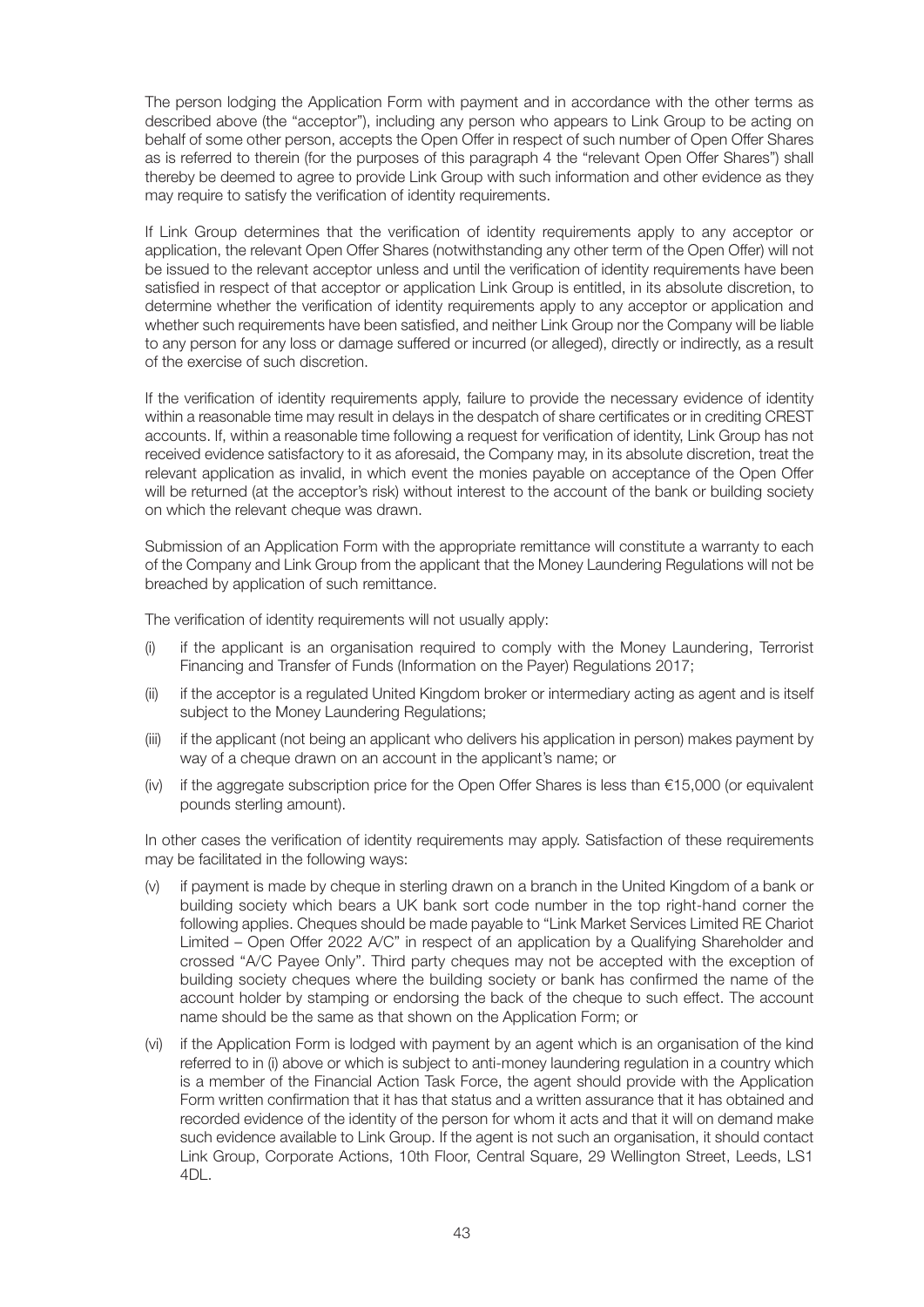The person lodging the Application Form with payment and in accordance with the other terms as described above (the "acceptor"), including any person who appears to Link Group to be acting on behalf of some other person, accepts the Open Offer in respect of such number of Open Offer Shares as is referred to therein (for the purposes of this paragraph 4 the "relevant Open Offer Shares") shall thereby be deemed to agree to provide Link Group with such information and other evidence as they may require to satisfy the verification of identity requirements.

If Link Group determines that the verification of identity requirements apply to any acceptor or application, the relevant Open Offer Shares (notwithstanding any other term of the Open Offer) will not be issued to the relevant acceptor unless and until the verification of identity requirements have been satisfied in respect of that acceptor or application Link Group is entitled, in its absolute discretion, to determine whether the verification of identity requirements apply to any acceptor or application and whether such requirements have been satisfied, and neither Link Group nor the Company will be liable to any person for any loss or damage suffered or incurred (or alleged), directly or indirectly, as a result of the exercise of such discretion.

If the verification of identity requirements apply, failure to provide the necessary evidence of identity within a reasonable time may result in delays in the despatch of share certificates or in crediting CREST accounts. If, within a reasonable time following a request for verification of identity, Link Group has not received evidence satisfactory to it as aforesaid, the Company may, in its absolute discretion, treat the relevant application as invalid, in which event the monies payable on acceptance of the Open Offer will be returned (at the acceptor's risk) without interest to the account of the bank or building society on which the relevant cheque was drawn.

Submission of an Application Form with the appropriate remittance will constitute a warranty to each of the Company and Link Group from the applicant that the Money Laundering Regulations will not be breached by application of such remittance.

The verification of identity requirements will not usually apply:

(i) if the applicant is an organisation required to comply with the Money Laundering, Terrorist Financing and Transfer of Funds (Information on the Payer) Regulations 2017;

(ii) if the acceptor is a regulated United Kingdom broker or intermediary acting as agent and is itself subject to the Money Laundering Regulations;

(iii) if the applicant (not being an applicant who delivers his application in person) makes payment by way of a cheque drawn on an account in the applicant's name; or

(iv) if the aggregate subscription price for the Open Offer Shares is less than €15,000 (or equivalent pounds sterling amount).

In other cases the verification of identity requirements may apply. Satisfaction of these requirements may be facilitated in the following ways:

(v) if payment is made by cheque in sterling drawn on a branch in the United Kingdom of a bank or building society which bears a UK bank sort code number in the top right-hand corner the following applies. Cheques should be made payable to "Link Market Services Limited RE Chariot Limited – Open Offer 2022 A/C" in respect of an application by a Qualifying Shareholder and crossed "A/C Payee Only". Third party cheques may not be accepted with the exception of building society cheques where the building society or bank has confirmed the name of the account holder by stamping or endorsing the back of the cheque to such effect. The account name should be the same as that shown on the Application Form; or

(vi) if the Application Form is lodged with payment by an agent which is an organisation of the kind referred to in (i) above or which is subject to anti-money laundering regulation in a country which is a member of the Financial Action Task Force, the agent should provide with the Application Form written confirmation that it has that status and a written assurance that it has obtained and recorded evidence of the identity of the person for whom it acts and that it will on demand make such evidence available to Link Group. If the agent is not such an organisation, it should contact Link Group, Corporate Actions, 10th Floor, Central Square, 29 Wellington Street, Leeds, LS1 4DL.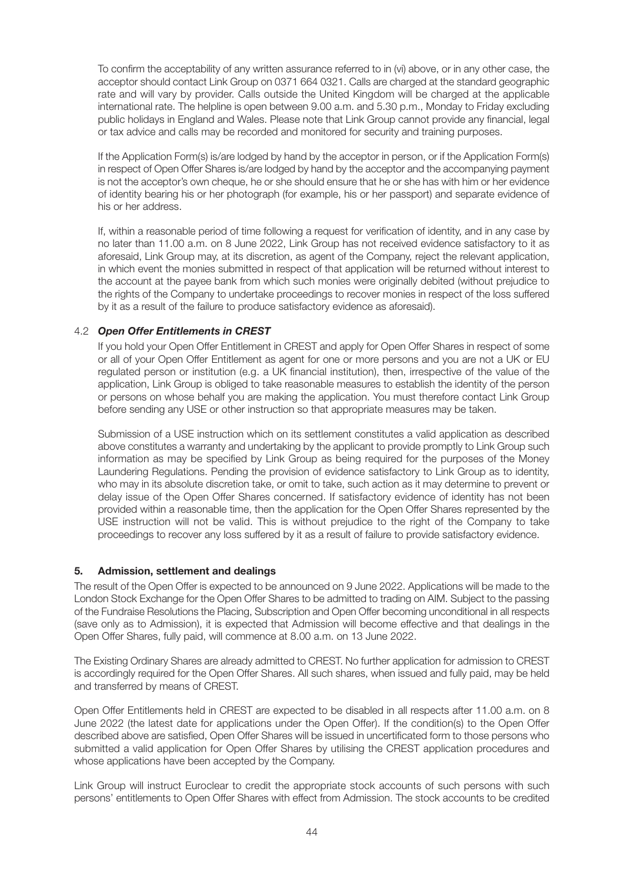To confirm the acceptability of any written assurance referred to in (vi) above, or in any other case, the acceptor should contact Link Group on 0371 664 0321. Calls are charged at the standard geographic rate and will vary by provider. Calls outside the United Kingdom will be charged at the applicable international rate. The helpline is open between 9.00 a.m. and 5.30 p.m., Monday to Friday excluding public holidays in England and Wales. Please note that Link Group cannot provide any financial, legal or tax advice and calls may be recorded and monitored for security and training purposes.

If the Application Form(s) is/are lodged by hand by the acceptor in person, or if the Application Form(s) in respect of Open Offer Shares is/are lodged by hand by the acceptor and the accompanying payment is not the acceptor's own cheque, he or she should ensure that he or she has with him or her evidence of identity bearing his or her photograph (for example, his or her passport) and separate evidence of his or her address.

If, within a reasonable period of time following a request for verification of identity, and in any case by no later than 11.00 a.m. on 8 June 2022, Link Group has not received evidence satisfactory to it as aforesaid, Link Group may, at its discretion, as agent of the Company, reject the relevant application, in which event the monies submitted in respect of that application will be returned without interest to the account at the payee bank from which such monies were originally debited (without prejudice to the rights of the Company to undertake proceedings to recover monies in respect of the loss suffered by it as a result of the failure to produce satisfactory evidence as aforesaid).

### 4.2 ***Open Offer Entitlements in CREST***

If you hold your Open Offer Entitlement in CREST and apply for Open Offer Shares in respect of some or all of your Open Offer Entitlement as agent for one or more persons and you are not a UK or EU regulated person or institution (e.g. a UK financial institution), then, irrespective of the value of the application, Link Group is obliged to take reasonable measures to establish the identity of the person or persons on whose behalf you are making the application. You must therefore contact Link Group before sending any USE or other instruction so that appropriate measures may be taken.

Submission of a USE instruction which on its settlement constitutes a valid application as described above constitutes a warranty and undertaking by the applicant to provide promptly to Link Group such information as may be specified by Link Group as being required for the purposes of the Money Laundering Regulations. Pending the provision of evidence satisfactory to Link Group as to identity, who may in its absolute discretion take, or omit to take, such action as it may determine to prevent or delay issue of the Open Offer Shares concerned. If satisfactory evidence of identity has not been provided within a reasonable time, then the application for the Open Offer Shares represented by the USE instruction will not be valid. This is without prejudice to the right of the Company to take proceedings to recover any loss suffered by it as a result of failure to provide satisfactory evidence.

## 5. Admission, settlement and dealings

The result of the Open Offer is expected to be announced on 9 June 2022. Applications will be made to the London Stock Exchange for the Open Offer Shares to be admitted to trading on AIM. Subject to the passing of the Fundraise Resolutions the Placing, Subscription and Open Offer becoming unconditional in all respects (save only as to Admission), it is expected that Admission will become effective and that dealings in the Open Offer Shares, fully paid, will commence at 8.00 a.m. on 13 June 2022.

The Existing Ordinary Shares are already admitted to CREST. No further application for admission to CREST is accordingly required for the Open Offer Shares. All such shares, when issued and fully paid, may be held and transferred by means of CREST.

Open Offer Entitlements held in CREST are expected to be disabled in all respects after 11.00 a.m. on 8 June 2022 (the latest date for applications under the Open Offer). If the condition(s) to the Open Offer described above are satisfied, Open Offer Shares will be issued in uncertificated form to those persons who submitted a valid application for Open Offer Shares by utilising the CREST application procedures and whose applications have been accepted by the Company.

Link Group will instruct Euroclear to credit the appropriate stock accounts of such persons with such persons' entitlements to Open Offer Shares with effect from Admission. The stock accounts to be credited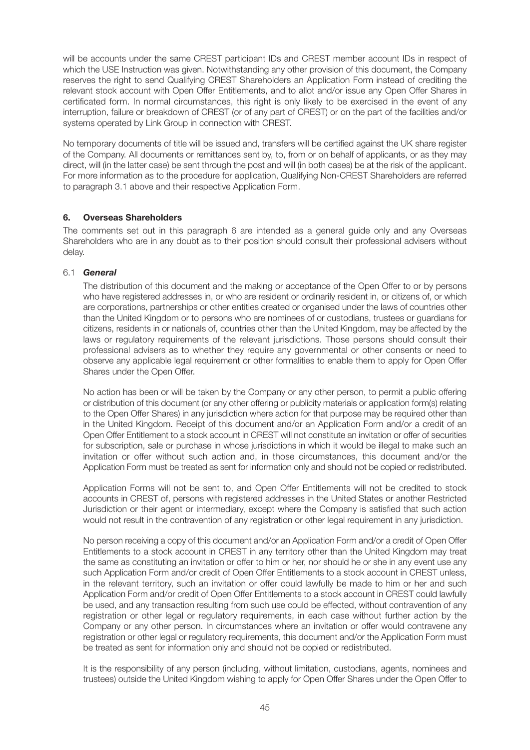will be accounts under the same CREST participant IDs and CREST member account IDs in respect of which the USE Instruction was given. Notwithstanding any other provision of this document, the Company reserves the right to send Qualifying CREST Shareholders an Application Form instead of crediting the relevant stock account with Open Offer Entitlements, and to allot and/or issue any Open Offer Shares in certificated form. In normal circumstances, this right is only likely to be exercised in the event of any interruption, failure or breakdown of CREST (or of any part of CREST) or on the part of the facilities and/or systems operated by Link Group in connection with CREST.

No temporary documents of title will be issued and, transfers will be certified against the UK share register of the Company. All documents or remittances sent by, to, from or on behalf of applicants, or as they may direct, will (in the latter case) be sent through the post and will (in both cases) be at the risk of the applicant. For more information as to the procedure for application, Qualifying Non-CREST Shareholders are referred to paragraph 3.1 above and their respective Application Form.

## 6. Overseas Shareholders

The comments set out in this paragraph 6 are intended as a general guide only and any Overseas Shareholders who are in any doubt as to their position should consult their professional advisers without delay.

### 6.1 *General*

The distribution of this document and the making or acceptance of the Open Offer to or by persons who have registered addresses in, or who are resident or ordinarily resident in, or citizens of, or which are corporations, partnerships or other entities created or organised under the laws of countries other than the United Kingdom or to persons who are nominees of or custodians, trustees or guardians for citizens, residents in or nationals of, countries other than the United Kingdom, may be affected by the laws or regulatory requirements of the relevant jurisdictions. Those persons should consult their professional advisers as to whether they require any governmental or other consents or need to observe any applicable legal requirement or other formalities to enable them to apply for Open Offer Shares under the Open Offer.

No action has been or will be taken by the Company or any other person, to permit a public offering or distribution of this document (or any other offering or publicity materials or application form(s) relating to the Open Offer Shares) in any jurisdiction where action for that purpose may be required other than in the United Kingdom. Receipt of this document and/or an Application Form and/or a credit of an Open Offer Entitlement to a stock account in CREST will not constitute an invitation or offer of securities for subscription, sale or purchase in whose jurisdictions in which it would be illegal to make such an invitation or offer without such action and, in those circumstances, this document and/or the Application Form must be treated as sent for information only and should not be copied or redistributed.

Application Forms will not be sent to, and Open Offer Entitlements will not be credited to stock accounts in CREST of, persons with registered addresses in the United States or another Restricted Jurisdiction or their agent or intermediary, except where the Company is satisfied that such action would not result in the contravention of any registration or other legal requirement in any jurisdiction.

No person receiving a copy of this document and/or an Application Form and/or a credit of Open Offer Entitlements to a stock account in CREST in any territory other than the United Kingdom may treat the same as constituting an invitation or offer to him or her, nor should he or she in any event use any such Application Form and/or credit of Open Offer Entitlements to a stock account in CREST unless, in the relevant territory, such an invitation or offer could lawfully be made to him or her and such Application Form and/or credit of Open Offer Entitlements to a stock account in CREST could lawfully be used, and any transaction resulting from such use could be effected, without contravention of any registration or other legal or regulatory requirements, in each case without further action by the Company or any other person. In circumstances where an invitation or offer would contravene any registration or other legal or regulatory requirements, this document and/or the Application Form must be treated as sent for information only and should not be copied or redistributed.

It is the responsibility of any person (including, without limitation, custodians, agents, nominees and trustees) outside the United Kingdom wishing to apply for Open Offer Shares under the Open Offer to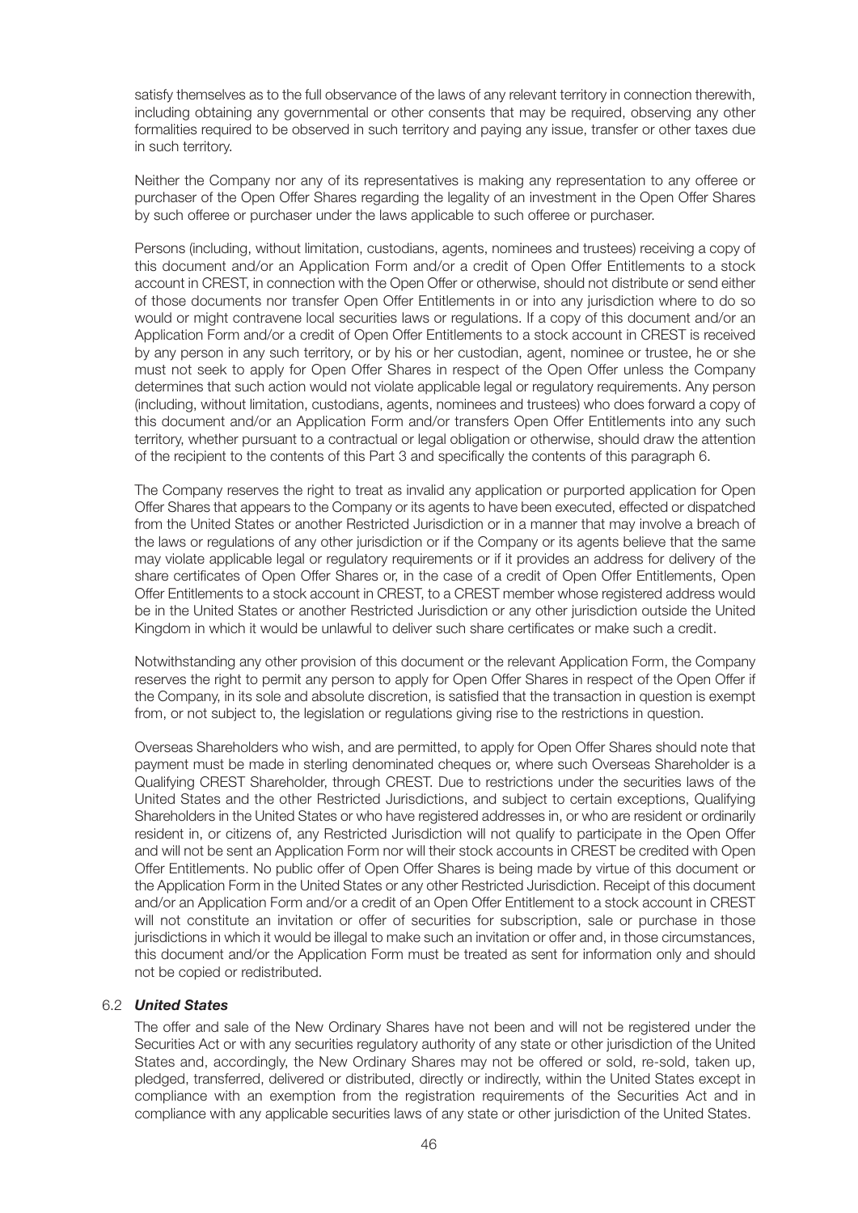satisfy themselves as to the full observance of the laws of any relevant territory in connection therewith, including obtaining any governmental or other consents that may be required, observing any other formalities required to be observed in such territory and paying any issue, transfer or other taxes due in such territory.

Neither the Company nor any of its representatives is making any representation to any offeree or purchaser of the Open Offer Shares regarding the legality of an investment in the Open Offer Shares by such offeree or purchaser under the laws applicable to such offeree or purchaser.

Persons (including, without limitation, custodians, agents, nominees and trustees) receiving a copy of this document and/or an Application Form and/or a credit of Open Offer Entitlements to a stock account in CREST, in connection with the Open Offer or otherwise, should not distribute or send either of those documents nor transfer Open Offer Entitlements in or into any jurisdiction where to do so would or might contravene local securities laws or regulations. If a copy of this document and/or an Application Form and/or a credit of Open Offer Entitlements to a stock account in CREST is received by any person in any such territory, or by his or her custodian, agent, nominee or trustee, he or she must not seek to apply for Open Offer Shares in respect of the Open Offer unless the Company determines that such action would not violate applicable legal or regulatory requirements. Any person (including, without limitation, custodians, agents, nominees and trustees) who does forward a copy of this document and/or an Application Form and/or transfers Open Offer Entitlements into any such territory, whether pursuant to a contractual or legal obligation or otherwise, should draw the attention of the recipient to the contents of this Part 3 and specifically the contents of this paragraph 6.

The Company reserves the right to treat as invalid any application or purported application for Open Offer Shares that appears to the Company or its agents to have been executed, effected or dispatched from the United States or another Restricted Jurisdiction or in a manner that may involve a breach of the laws or regulations of any other jurisdiction or if the Company or its agents believe that the same may violate applicable legal or regulatory requirements or if it provides an address for delivery of the share certificates of Open Offer Shares or, in the case of a credit of Open Offer Entitlements, Open Offer Entitlements to a stock account in CREST, to a CREST member whose registered address would be in the United States or another Restricted Jurisdiction or any other jurisdiction outside the United Kingdom in which it would be unlawful to deliver such share certificates or make such a credit.

Notwithstanding any other provision of this document or the relevant Application Form, the Company reserves the right to permit any person to apply for Open Offer Shares in respect of the Open Offer if the Company, in its sole and absolute discretion, is satisfied that the transaction in question is exempt from, or not subject to, the legislation or regulations giving rise to the restrictions in question.

Overseas Shareholders who wish, and are permitted, to apply for Open Offer Shares should note that payment must be made in sterling denominated cheques or, where such Overseas Shareholder is a Qualifying CREST Shareholder, through CREST. Due to restrictions under the securities laws of the United States and the other Restricted Jurisdictions, and subject to certain exceptions, Qualifying Shareholders in the United States or who have registered addresses in, or who are resident or ordinarily resident in, or citizens of, any Restricted Jurisdiction will not qualify to participate in the Open Offer and will not be sent an Application Form nor will their stock accounts in CREST be credited with Open Offer Entitlements. No public offer of Open Offer Shares is being made by virtue of this document or the Application Form in the United States or any other Restricted Jurisdiction. Receipt of this document and/or an Application Form and/or a credit of an Open Offer Entitlement to a stock account in CREST will not constitute an invitation or offer of securities for subscription, sale or purchase in those jurisdictions in which it would be illegal to make such an invitation or offer and, in those circumstances, this document and/or the Application Form must be treated as sent for information only and should not be copied or redistributed.

6.2 ***United States***

The offer and sale of the New Ordinary Shares have not been and will not be registered under the Securities Act or with any securities regulatory authority of any state or other jurisdiction of the United States and, accordingly, the New Ordinary Shares may not be offered or sold, re-sold, taken up, pledged, transferred, delivered or distributed, directly or indirectly, within the United States except in compliance with an exemption from the registration requirements of the Securities Act and in compliance with any applicable securities laws of any state or other jurisdiction of the United States.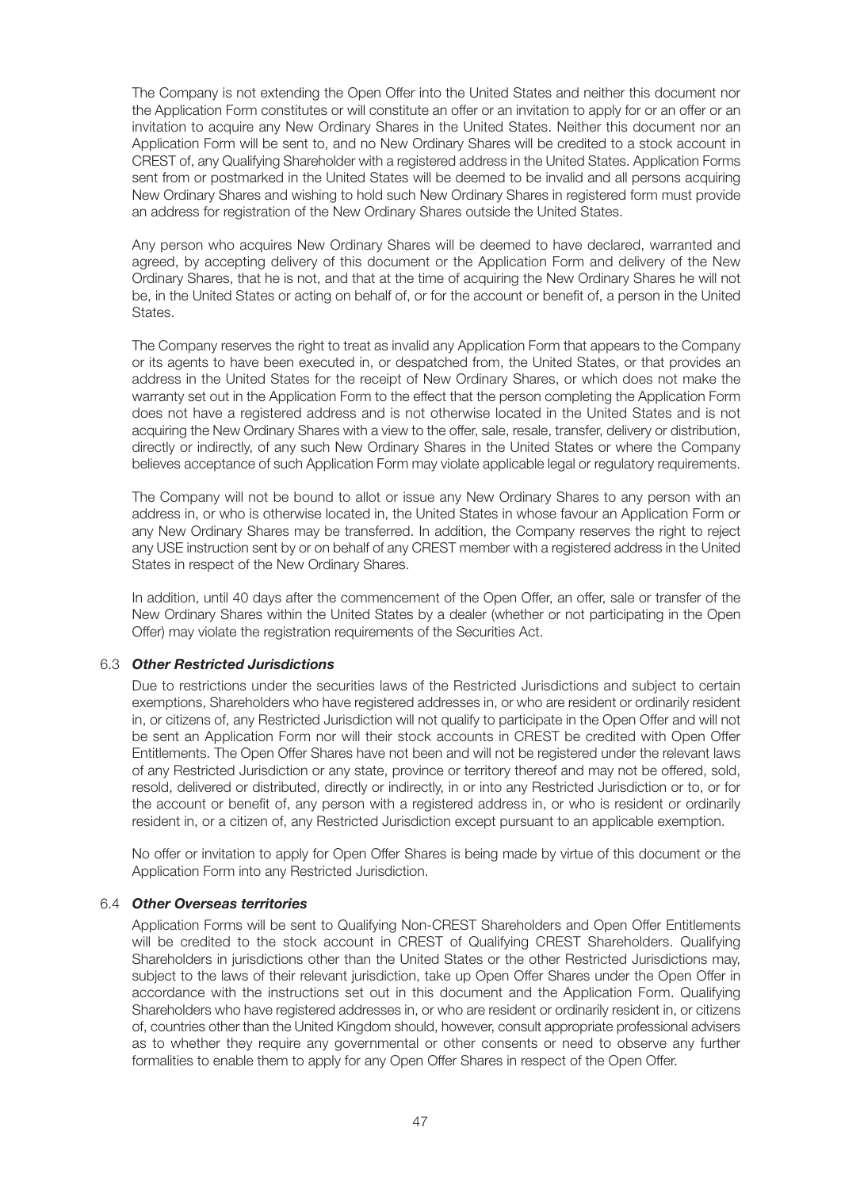The Company is not extending the Open Offer into the United States and neither this document nor the Application Form constitutes or will constitute an offer or an invitation to apply for or an offer or an invitation to acquire any New Ordinary Shares in the United States. Neither this document nor an Application Form will be sent to, and no New Ordinary Shares will be credited to a stock account in CREST of, any Qualifying Shareholder with a registered address in the United States. Application Forms sent from or postmarked in the United States will be deemed to be invalid and all persons acquiring New Ordinary Shares and wishing to hold such New Ordinary Shares in registered form must provide an address for registration of the New Ordinary Shares outside the United States.

Any person who acquires New Ordinary Shares will be deemed to have declared, warranted and agreed, by accepting delivery of this document or the Application Form and delivery of the New Ordinary Shares, that he is not, and that at the time of acquiring the New Ordinary Shares he will not be, in the United States or acting on behalf of, or for the account or benefit of, a person in the United States.

The Company reserves the right to treat as invalid any Application Form that appears to the Company or its agents to have been executed in, or despatched from, the United States, or that provides an address in the United States for the receipt of New Ordinary Shares, or which does not make the warranty set out in the Application Form to the effect that the person completing the Application Form does not have a registered address and is not otherwise located in the United States and is not acquiring the New Ordinary Shares with a view to the offer, sale, resale, transfer, delivery or distribution, directly or indirectly, of any such New Ordinary Shares in the United States or where the Company believes acceptance of such Application Form may violate applicable legal or regulatory requirements.

The Company will not be bound to allot or issue any New Ordinary Shares to any person with an address in, or who is otherwise located in, the United States in whose favour an Application Form or any New Ordinary Shares may be transferred. In addition, the Company reserves the right to reject any USE instruction sent by or on behalf of any CREST member with a registered address in the United States in respect of the New Ordinary Shares.

In addition, until 40 days after the commencement of the Open Offer, an offer, sale or transfer of the New Ordinary Shares within the United States by a dealer (whether or not participating in the Open Offer) may violate the registration requirements of the Securities Act.

### 6.3 *Other Restricted Jurisdictions*

Due to restrictions under the securities laws of the Restricted Jurisdictions and subject to certain exemptions, Shareholders who have registered addresses in, or who are resident or ordinarily resident in, or citizens of, any Restricted Jurisdiction will not qualify to participate in the Open Offer and will not be sent an Application Form nor will their stock accounts in CREST be credited with Open Offer Entitlements. The Open Offer Shares have not been and will not be registered under the relevant laws of any Restricted Jurisdiction or any state, province or territory thereof and may not be offered, sold, resold, delivered or distributed, directly or indirectly, in or into any Restricted Jurisdiction or to, or for the account or benefit of, any person with a registered address in, or who is resident or ordinarily resident in, or a citizen of, any Restricted Jurisdiction except pursuant to an applicable exemption.

No offer or invitation to apply for Open Offer Shares is being made by virtue of this document or the Application Form into any Restricted Jurisdiction.

### 6.4 *Other Overseas territories*

Application Forms will be sent to Qualifying Non-CREST Shareholders and Open Offer Entitlements will be credited to the stock account in CREST of Qualifying CREST Shareholders. Qualifying Shareholders in jurisdictions other than the United States or the other Restricted Jurisdictions may, subject to the laws of their relevant jurisdiction, take up Open Offer Shares under the Open Offer in accordance with the instructions set out in this document and the Application Form. Qualifying Shareholders who have registered addresses in, or who are resident or ordinarily resident in, or citizens of, countries other than the United Kingdom should, however, consult appropriate professional advisers as to whether they require any governmental or other consents or need to observe any further formalities to enable them to apply for any Open Offer Shares in respect of the Open Offer.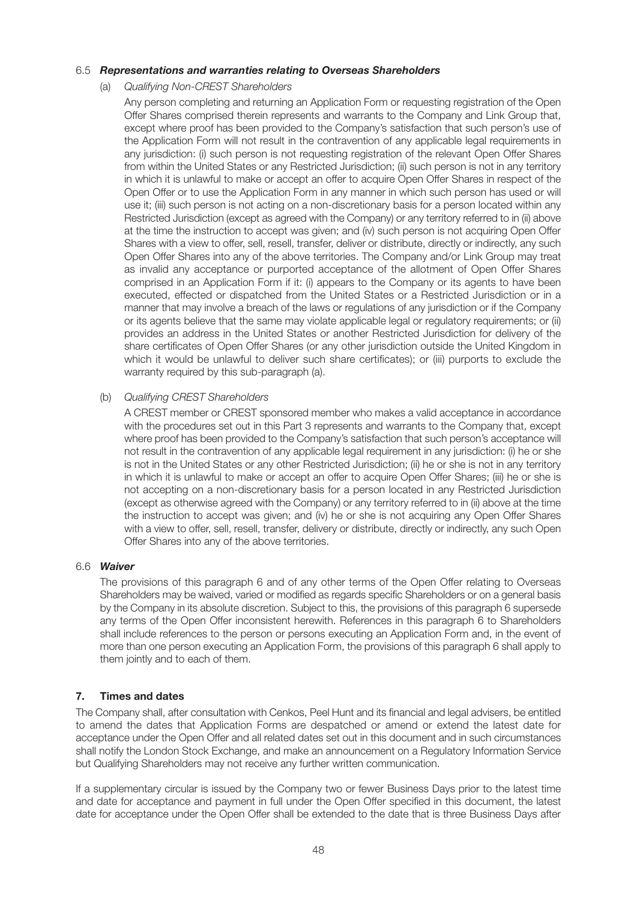### 6.5 ***Representations and warranties relating to Overseas Shareholders***

(a) *Qualifying Non-CREST Shareholders*

Any person completing and returning an Application Form or requesting registration of the Open Offer Shares comprised therein represents and warrants to the Company and Link Group that, except where proof has been provided to the Company's satisfaction that such person's use of the Application Form will not result in the contravention of any applicable legal requirements in any jurisdiction: (i) such person is not requesting registration of the relevant Open Offer Shares from within the United States or any Restricted Jurisdiction; (ii) such person is not in any territory in which it is unlawful to make or accept an offer to acquire Open Offer Shares in respect of the Open Offer or to use the Application Form in any manner in which such person has used or will use it; (iii) such person is not acting on a non-discretionary basis for a person located within any Restricted Jurisdiction (except as agreed with the Company) or any territory referred to in (ii) above at the time the instruction to accept was given; and (iv) such person is not acquiring Open Offer Shares with a view to offer, sell, resell, transfer, deliver or distribute, directly or indirectly, any such Open Offer Shares into any of the above territories. The Company and/or Link Group may treat as invalid any acceptance or purported acceptance of the allotment of Open Offer Shares comprised in an Application Form if it: (i) appears to the Company or its agents to have been executed, effected or dispatched from the United States or a Restricted Jurisdiction or in a manner that may involve a breach of the laws or regulations of any jurisdiction or if the Company or its agents believe that the same may violate applicable legal or regulatory requirements; or (ii) provides an address in the United States or another Restricted Jurisdiction for delivery of the share certificates of Open Offer Shares (or any other jurisdiction outside the United Kingdom in which it would be unlawful to deliver such share certificates); or (iii) purports to exclude the warranty required by this sub-paragraph (a).

(b) *Qualifying CREST Shareholders*

A CREST member or CREST sponsored member who makes a valid acceptance in accordance with the procedures set out in this Part 3 represents and warrants to the Company that, except where proof has been provided to the Company's satisfaction that such person's acceptance will not result in the contravention of any applicable legal requirement in any jurisdiction: (i) he or she is not in the United States or any other Restricted Jurisdiction; (ii) he or she is not in any territory in which it is unlawful to make or accept an offer to acquire Open Offer Shares; (iii) he or she is not accepting on a non-discretionary basis for a person located in any Restricted Jurisdiction (except as otherwise agreed with the Company) or any territory referred to in (ii) above at the time the instruction to accept was given; and (iv) he or she is not acquiring any Open Offer Shares with a view to offer, sell, resell, transfer, delivery or distribute, directly or indirectly, any such Open Offer Shares into any of the above territories.

### 6.6 ***Waiver***

The provisions of this paragraph 6 and of any other terms of the Open Offer relating to Overseas Shareholders may be waived, varied or modified as regards specific Shareholders or on a general basis by the Company in its absolute discretion. Subject to this, the provisions of this paragraph 6 supersede any terms of the Open Offer inconsistent herewith. References in this paragraph 6 to Shareholders shall include references to the person or persons executing an Application Form and, in the event of more than one person executing an Application Form, the provisions of this paragraph 6 shall apply to them jointly and to each of them.

## 7. Times and dates

The Company shall, after consultation with Cenkos, Peel Hunt and its financial and legal advisers, be entitled to amend the dates that Application Forms are despatched or amend or extend the latest date for acceptance under the Open Offer and all related dates set out in this document and in such circumstances shall notify the London Stock Exchange, and make an announcement on a Regulatory Information Service but Qualifying Shareholders may not receive any further written communication.

If a supplementary circular is issued by the Company two or fewer Business Days prior to the latest time and date for acceptance and payment in full under the Open Offer specified in this document, the latest date for acceptance under the Open Offer shall be extended to the date that is three Business Days after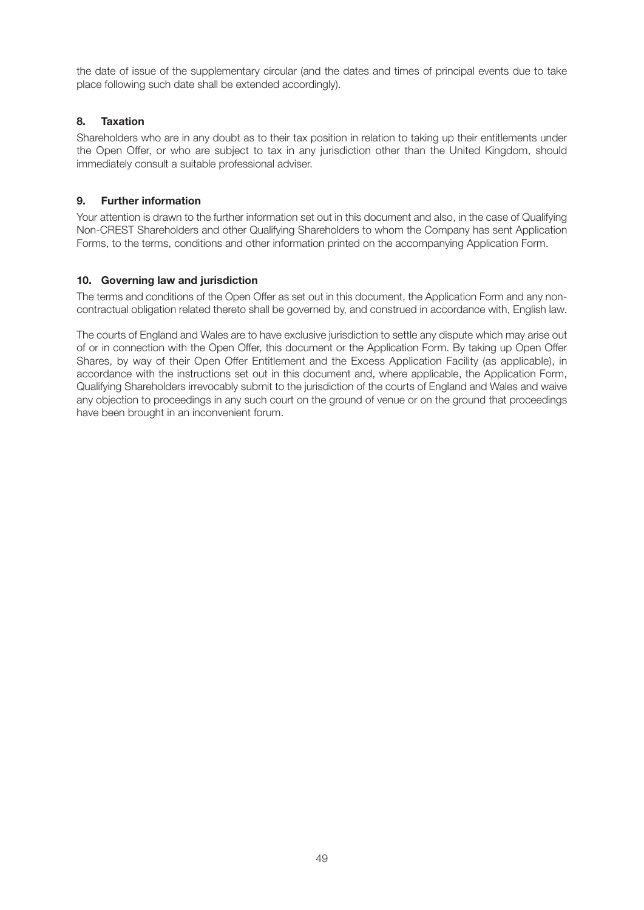the date of issue of the supplementary circular (and the dates and times of principal events due to take place following such date shall be extended accordingly).

### 8. Taxation

Shareholders who are in any doubt as to their tax position in relation to taking up their entitlements under the Open Offer, or who are subject to tax in any jurisdiction other than the United Kingdom, should immediately consult a suitable professional adviser.

### 9. Further information

Your attention is drawn to the further information set out in this document and also, in the case of Qualifying Non-CREST Shareholders and other Qualifying Shareholders to whom the Company has sent Application Forms, to the terms, conditions and other information printed on the accompanying Application Form.

### 10. Governing law and jurisdiction

The terms and conditions of the Open Offer as set out in this document, the Application Form and any non-contractual obligation related thereto shall be governed by, and construed in accordance with, English law.

The courts of England and Wales are to have exclusive jurisdiction to settle any dispute which may arise out of or in connection with the Open Offer, this document or the Application Form. By taking up Open Offer Shares, by way of their Open Offer Entitlement and the Excess Application Facility (as applicable), in accordance with the instructions set out in this document and, where applicable, the Application Form, Qualifying Shareholders irrevocably submit to the jurisdiction of the courts of England and Wales and waive any objection to proceedings in any such court on the ground of venue or on the ground that proceedings have been brought in an inconvenient forum.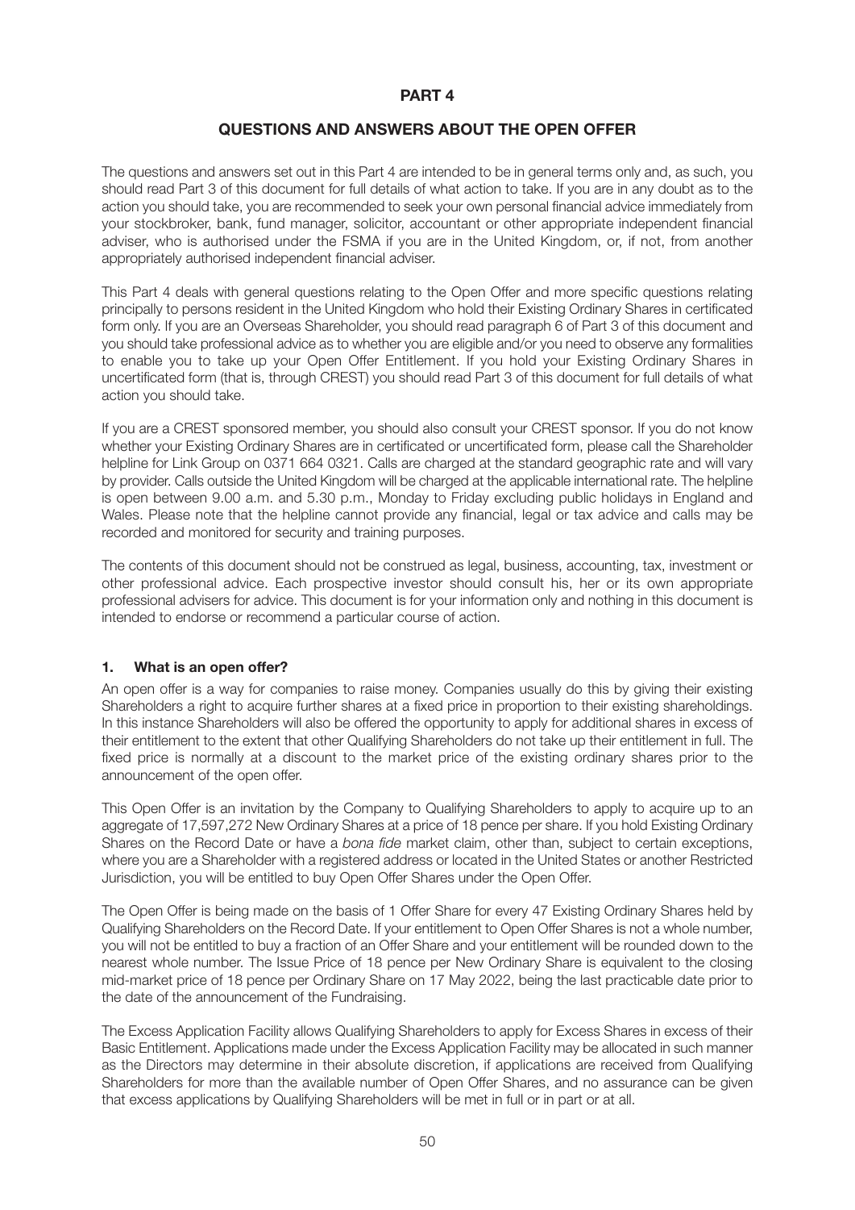# PART 4

## QUESTIONS AND ANSWERS ABOUT THE OPEN OFFER

The questions and answers set out in this Part 4 are intended to be in general terms only and, as such, you should read Part 3 of this document for full details of what action to take. If you are in any doubt as to the action you should take, you are recommended to seek your own personal financial advice immediately from your stockbroker, bank, fund manager, solicitor, accountant or other appropriate independent financial adviser, who is authorised under the FSMA if you are in the United Kingdom, or, if not, from another appropriately authorised independent financial adviser.

This Part 4 deals with general questions relating to the Open Offer and more specific questions relating principally to persons resident in the United Kingdom who hold their Existing Ordinary Shares in certificated form only. If you are an Overseas Shareholder, you should read paragraph 6 of Part 3 of this document and you should take professional advice as to whether you are eligible and/or you need to observe any formalities to enable you to take up your Open Offer Entitlement. If you hold your Existing Ordinary Shares in uncertificated form (that is, through CREST) you should read Part 3 of this document for full details of what action you should take.

If you are a CREST sponsored member, you should also consult your CREST sponsor. If you do not know whether your Existing Ordinary Shares are in certificated or uncertificated form, please call the Shareholder helpline for Link Group on 0371 664 0321. Calls are charged at the standard geographic rate and will vary by provider. Calls outside the United Kingdom will be charged at the applicable international rate. The helpline is open between 9.00 a.m. and 5.30 p.m., Monday to Friday excluding public holidays in England and Wales. Please note that the helpline cannot provide any financial, legal or tax advice and calls may be recorded and monitored for security and training purposes.

The contents of this document should not be construed as legal, business, accounting, tax, investment or other professional advice. Each prospective investor should consult his, her or its own appropriate professional advisers for advice. This document is for your information only and nothing in this document is intended to endorse or recommend a particular course of action.

### 1. What is an open offer?

An open offer is a way for companies to raise money. Companies usually do this by giving their existing Shareholders a right to acquire further shares at a fixed price in proportion to their existing shareholdings. In this instance Shareholders will also be offered the opportunity to apply for additional shares in excess of their entitlement to the extent that other Qualifying Shareholders do not take up their entitlement in full. The fixed price is normally at a discount to the market price of the existing ordinary shares prior to the announcement of the open offer.

This Open Offer is an invitation by the Company to Qualifying Shareholders to apply to acquire up to an aggregate of 17,597,272 New Ordinary Shares at a price of 18 pence per share. If you hold Existing Ordinary Shares on the Record Date or have a *bona fide* market claim, other than, subject to certain exceptions, where you are a Shareholder with a registered address or located in the United States or another Restricted Jurisdiction, you will be entitled to buy Open Offer Shares under the Open Offer.

The Open Offer is being made on the basis of 1 Offer Share for every 47 Existing Ordinary Shares held by Qualifying Shareholders on the Record Date. If your entitlement to Open Offer Shares is not a whole number, you will not be entitled to buy a fraction of an Offer Share and your entitlement will be rounded down to the nearest whole number. The Issue Price of 18 pence per New Ordinary Share is equivalent to the closing mid-market price of 18 pence per Ordinary Share on 17 May 2022, being the last practicable date prior to the date of the announcement of the Fundraising.

The Excess Application Facility allows Qualifying Shareholders to apply for Excess Shares in excess of their Basic Entitlement. Applications made under the Excess Application Facility may be allocated in such manner as the Directors may determine in their absolute discretion, if applications are received from Qualifying Shareholders for more than the available number of Open Offer Shares, and no assurance can be given that excess applications by Qualifying Shareholders will be met in full or in part or at all.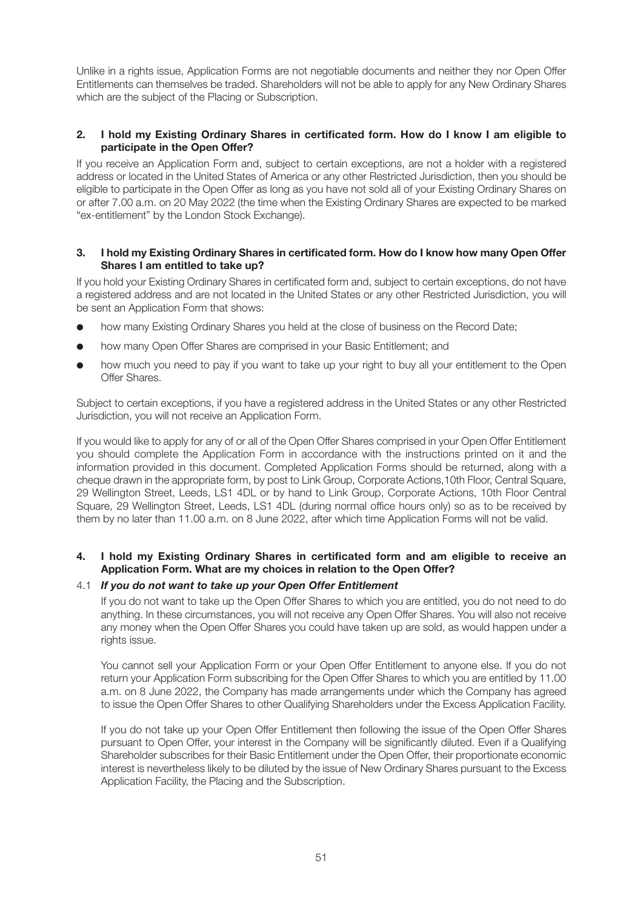Unlike in a rights issue, Application Forms are not negotiable documents and neither they nor Open Offer Entitlements can themselves be traded. Shareholders will not be able to apply for any New Ordinary Shares which are the subject of the Placing or Subscription.

**2. I hold my Existing Ordinary Shares in certificated form. How do I know I am eligible to participate in the Open Offer?**

If you receive an Application Form and, subject to certain exceptions, are not a holder with a registered address or located in the United States of America or any other Restricted Jurisdiction, then you should be eligible to participate in the Open Offer as long as you have not sold all of your Existing Ordinary Shares on or after 7.00 a.m. on 20 May 2022 (the time when the Existing Ordinary Shares are expected to be marked "ex-entitlement" by the London Stock Exchange).

**3. I hold my Existing Ordinary Shares in certificated form. How do I know how many Open Offer Shares I am entitled to take up?**

If you hold your Existing Ordinary Shares in certificated form and, subject to certain exceptions, do not have a registered address and are not located in the United States or any other Restricted Jurisdiction, you will be sent an Application Form that shows:

- how many Existing Ordinary Shares you held at the close of business on the Record Date;
- how many Open Offer Shares are comprised in your Basic Entitlement; and
- how much you need to pay if you want to take up your right to buy all your entitlement to the Open Offer Shares.

Subject to certain exceptions, if you have a registered address in the United States or any other Restricted Jurisdiction, you will not receive an Application Form.

If you would like to apply for any of or all of the Open Offer Shares comprised in your Open Offer Entitlement you should complete the Application Form in accordance with the instructions printed on it and the information provided in this document. Completed Application Forms should be returned, along with a cheque drawn in the appropriate form, by post to Link Group, Corporate Actions,10th Floor, Central Square, 29 Wellington Street, Leeds, LS1 4DL or by hand to Link Group, Corporate Actions, 10th Floor Central Square, 29 Wellington Street, Leeds, LS1 4DL (during normal office hours only) so as to be received by them by no later than 11.00 a.m. on 8 June 2022, after which time Application Forms will not be valid.

**4. I hold my Existing Ordinary Shares in certificated form and am eligible to receive an Application Form. What are my choices in relation to the Open Offer?**

4.1 ***If you do not want to take up your Open Offer Entitlement***

If you do not want to take up the Open Offer Shares to which you are entitled, you do not need to do anything. In these circumstances, you will not receive any Open Offer Shares. You will also not receive any money when the Open Offer Shares you could have taken up are sold, as would happen under a rights issue.

You cannot sell your Application Form or your Open Offer Entitlement to anyone else. If you do not return your Application Form subscribing for the Open Offer Shares to which you are entitled by 11.00 a.m. on 8 June 2022, the Company has made arrangements under which the Company has agreed to issue the Open Offer Shares to other Qualifying Shareholders under the Excess Application Facility.

If you do not take up your Open Offer Entitlement then following the issue of the Open Offer Shares pursuant to Open Offer, your interest in the Company will be significantly diluted. Even if a Qualifying Shareholder subscribes for their Basic Entitlement under the Open Offer, their proportionate economic interest is nevertheless likely to be diluted by the issue of New Ordinary Shares pursuant to the Excess Application Facility, the Placing and the Subscription.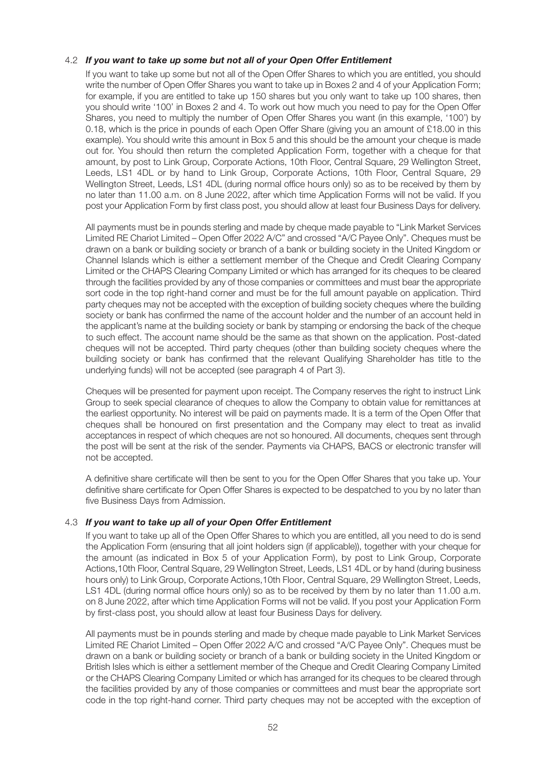### 4.2 ***If you want to take up some but not all of your Open Offer Entitlement***

If you want to take up some but not all of the Open Offer Shares to which you are entitled, you should write the number of Open Offer Shares you want to take up in Boxes 2 and 4 of your Application Form; for example, if you are entitled to take up 150 shares but you only want to take up 100 shares, then you should write '100' in Boxes 2 and 4. To work out how much you need to pay for the Open Offer Shares, you need to multiply the number of Open Offer Shares you want (in this example, '100') by 0.18, which is the price in pounds of each Open Offer Share (giving you an amount of £18.00 in this example). You should write this amount in Box 5 and this should be the amount your cheque is made out for. You should then return the completed Application Form, together with a cheque for that amount, by post to Link Group, Corporate Actions, 10th Floor, Central Square, 29 Wellington Street, Leeds, LS1 4DL or by hand to Link Group, Corporate Actions, 10th Floor, Central Square, 29 Wellington Street, Leeds, LS1 4DL (during normal office hours only) so as to be received by them by no later than 11.00 a.m. on 8 June 2022, after which time Application Forms will not be valid. If you post your Application Form by first class post, you should allow at least four Business Days for delivery.

All payments must be in pounds sterling and made by cheque made payable to "Link Market Services Limited RE Chariot Limited – Open Offer 2022 A/C" and crossed "A/C Payee Only". Cheques must be drawn on a bank or building society or branch of a bank or building society in the United Kingdom or Channel Islands which is either a settlement member of the Cheque and Credit Clearing Company Limited or the CHAPS Clearing Company Limited or which has arranged for its cheques to be cleared through the facilities provided by any of those companies or committees and must bear the appropriate sort code in the top right-hand corner and must be for the full amount payable on application. Third party cheques may not be accepted with the exception of building society cheques where the building society or bank has confirmed the name of the account holder and the number of an account held in the applicant's name at the building society or bank by stamping or endorsing the back of the cheque to such effect. The account name should be the same as that shown on the application. Post-dated cheques will not be accepted. Third party cheques (other than building society cheques where the building society or bank has confirmed that the relevant Qualifying Shareholder has title to the underlying funds) will not be accepted (see paragraph 4 of Part 3).

Cheques will be presented for payment upon receipt. The Company reserves the right to instruct Link Group to seek special clearance of cheques to allow the Company to obtain value for remittances at the earliest opportunity. No interest will be paid on payments made. It is a term of the Open Offer that cheques shall be honoured on first presentation and the Company may elect to treat as invalid acceptances in respect of which cheques are not so honoured. All documents, cheques sent through the post will be sent at the risk of the sender. Payments via CHAPS, BACS or electronic transfer will not be accepted.

A definitive share certificate will then be sent to you for the Open Offer Shares that you take up. Your definitive share certificate for Open Offer Shares is expected to be despatched to you by no later than five Business Days from Admission.

### 4.3 ***If you want to take up all of your Open Offer Entitlement***

If you want to take up all of the Open Offer Shares to which you are entitled, all you need to do is send the Application Form (ensuring that all joint holders sign (if applicable)), together with your cheque for the amount (as indicated in Box 5 of your Application Form), by post to Link Group, Corporate Actions,10th Floor, Central Square, 29 Wellington Street, Leeds, LS1 4DL or by hand (during business hours only) to Link Group, Corporate Actions,10th Floor, Central Square, 29 Wellington Street, Leeds, LS1 4DL (during normal office hours only) so as to be received by them by no later than 11.00 a.m. on 8 June 2022, after which time Application Forms will not be valid. If you post your Application Form by first-class post, you should allow at least four Business Days for delivery.

All payments must be in pounds sterling and made by cheque made payable to Link Market Services Limited RE Chariot Limited – Open Offer 2022 A/C and crossed "A/C Payee Only". Cheques must be drawn on a bank or building society or branch of a bank or building society in the United Kingdom or British Isles which is either a settlement member of the Cheque and Credit Clearing Company Limited or the CHAPS Clearing Company Limited or which has arranged for its cheques to be cleared through the facilities provided by any of those companies or committees and must bear the appropriate sort code in the top right-hand corner. Third party cheques may not be accepted with the exception of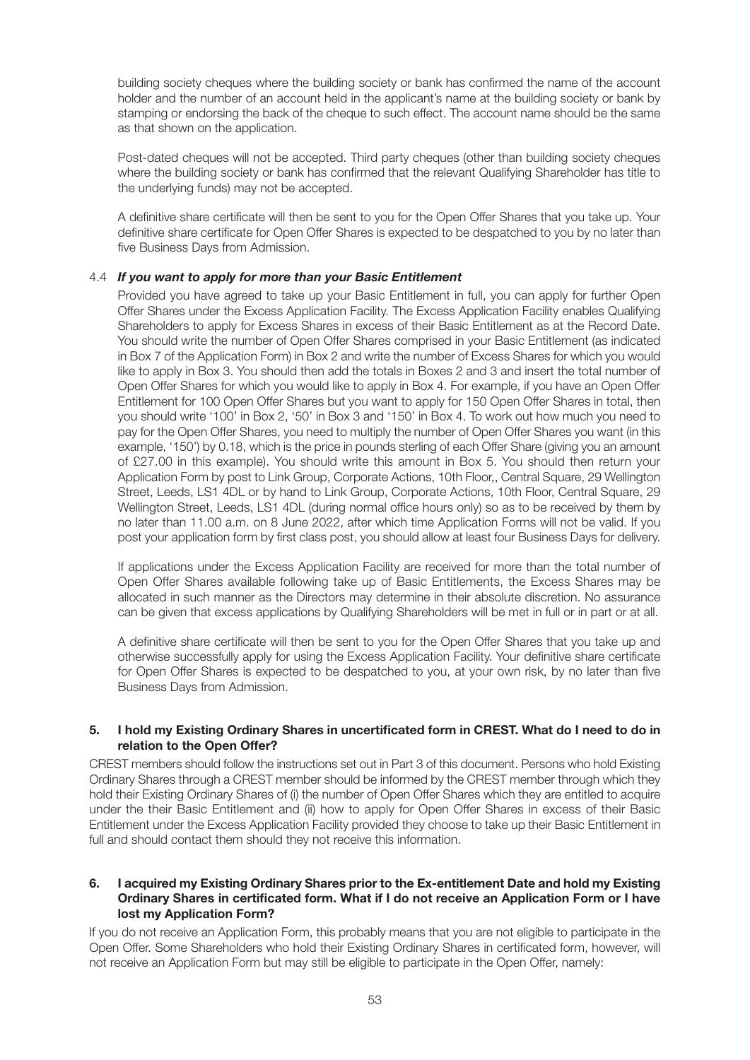building society cheques where the building society or bank has confirmed the name of the account holder and the number of an account held in the applicant's name at the building society or bank by stamping or endorsing the back of the cheque to such effect. The account name should be the same as that shown on the application.

Post-dated cheques will not be accepted. Third party cheques (other than building society cheques where the building society or bank has confirmed that the relevant Qualifying Shareholder has title to the underlying funds) may not be accepted.

A definitive share certificate will then be sent to you for the Open Offer Shares that you take up. Your definitive share certificate for Open Offer Shares is expected to be despatched to you by no later than five Business Days from Admission.

### 4.4 *If you want to apply for more than your Basic Entitlement*

Provided you have agreed to take up your Basic Entitlement in full, you can apply for further Open Offer Shares under the Excess Application Facility. The Excess Application Facility enables Qualifying Shareholders to apply for Excess Shares in excess of their Basic Entitlement as at the Record Date. You should write the number of Open Offer Shares comprised in your Basic Entitlement (as indicated in Box 7 of the Application Form) in Box 2 and write the number of Excess Shares for which you would like to apply in Box 3. You should then add the totals in Boxes 2 and 3 and insert the total number of Open Offer Shares for which you would like to apply in Box 4. For example, if you have an Open Offer Entitlement for 100 Open Offer Shares but you want to apply for 150 Open Offer Shares in total, then you should write '100' in Box 2, '50' in Box 3 and '150' in Box 4. To work out how much you need to pay for the Open Offer Shares, you need to multiply the number of Open Offer Shares you want (in this example, '150') by 0.18, which is the price in pounds sterling of each Offer Share (giving you an amount of £27.00 in this example). You should write this amount in Box 5. You should then return your Application Form by post to Link Group, Corporate Actions, 10th Floor,, Central Square, 29 Wellington Street, Leeds, LS1 4DL or by hand to Link Group, Corporate Actions, 10th Floor, Central Square, 29 Wellington Street, Leeds, LS1 4DL (during normal office hours only) so as to be received by them by no later than 11.00 a.m. on 8 June 2022, after which time Application Forms will not be valid. If you post your application form by first class post, you should allow at least four Business Days for delivery.

If applications under the Excess Application Facility are received for more than the total number of Open Offer Shares available following take up of Basic Entitlements, the Excess Shares may be allocated in such manner as the Directors may determine in their absolute discretion. No assurance can be given that excess applications by Qualifying Shareholders will be met in full or in part or at all.

A definitive share certificate will then be sent to you for the Open Offer Shares that you take up and otherwise successfully apply for using the Excess Application Facility. Your definitive share certificate for Open Offer Shares is expected to be despatched to you, at your own risk, by no later than five Business Days from Admission.

## 5. I hold my Existing Ordinary Shares in uncertificated form in CREST. What do I need to do in relation to the Open Offer?

CREST members should follow the instructions set out in Part 3 of this document. Persons who hold Existing Ordinary Shares through a CREST member should be informed by the CREST member through which they hold their Existing Ordinary Shares of (i) the number of Open Offer Shares which they are entitled to acquire under the their Basic Entitlement and (ii) how to apply for Open Offer Shares in excess of their Basic Entitlement under the Excess Application Facility provided they choose to take up their Basic Entitlement in full and should contact them should they not receive this information.

## 6. I acquired my Existing Ordinary Shares prior to the Ex-entitlement Date and hold my Existing Ordinary Shares in certificated form. What if I do not receive an Application Form or I have lost my Application Form?

If you do not receive an Application Form, this probably means that you are not eligible to participate in the Open Offer. Some Shareholders who hold their Existing Ordinary Shares in certificated form, however, will not receive an Application Form but may still be eligible to participate in the Open Offer, namely: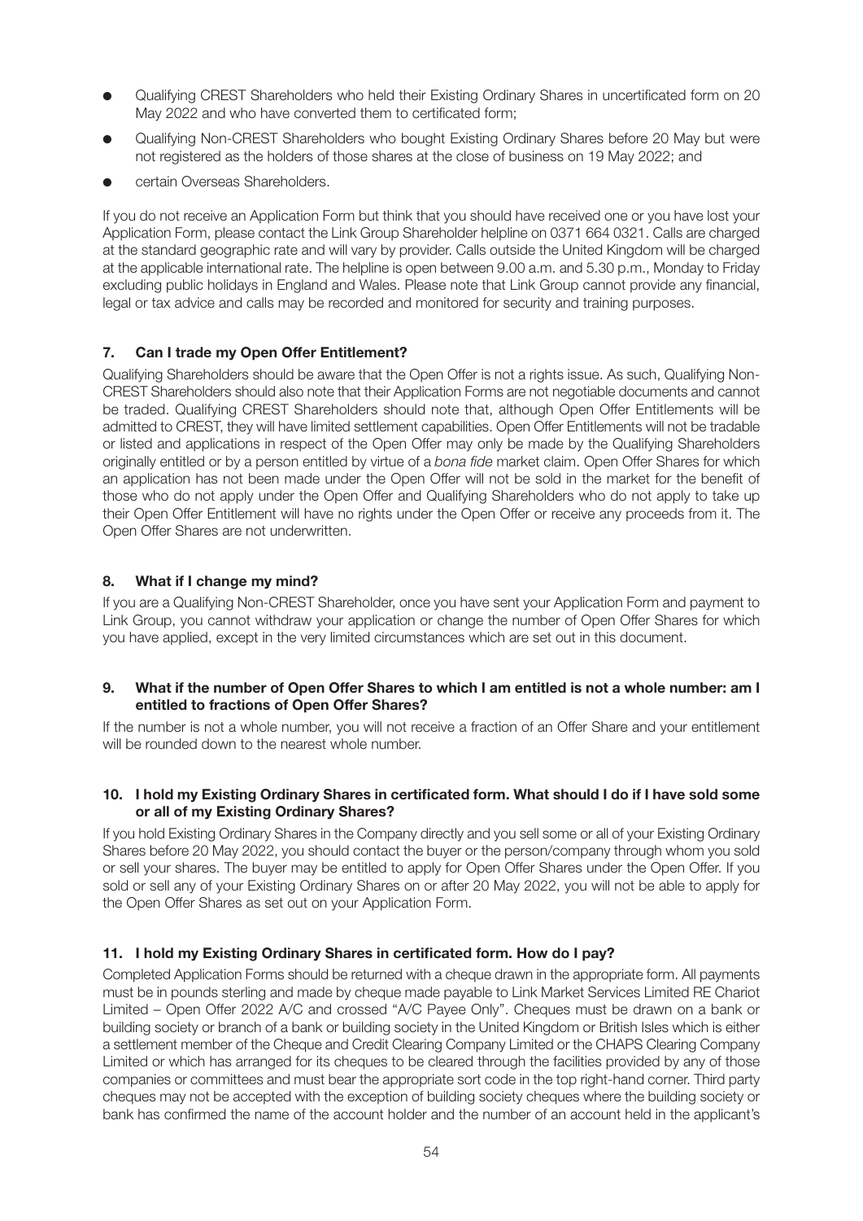- Qualifying CREST Shareholders who held their Existing Ordinary Shares in uncertificated form on 20 May 2022 and who have converted them to certificated form;
- Qualifying Non-CREST Shareholders who bought Existing Ordinary Shares before 20 May but were not registered as the holders of those shares at the close of business on 19 May 2022; and
- certain Overseas Shareholders.

If you do not receive an Application Form but think that you should have received one or you have lost your Application Form, please contact the Link Group Shareholder helpline on 0371 664 0321. Calls are charged at the standard geographic rate and will vary by provider. Calls outside the United Kingdom will be charged at the applicable international rate. The helpline is open between 9.00 a.m. and 5.30 p.m., Monday to Friday excluding public holidays in England and Wales. Please note that Link Group cannot provide any financial, legal or tax advice and calls may be recorded and monitored for security and training purposes.

### 7. Can I trade my Open Offer Entitlement?

Qualifying Shareholders should be aware that the Open Offer is not a rights issue. As such, Qualifying Non-CREST Shareholders should also note that their Application Forms are not negotiable documents and cannot be traded. Qualifying CREST Shareholders should note that, although Open Offer Entitlements will be admitted to CREST, they will have limited settlement capabilities. Open Offer Entitlements will not be tradable or listed and applications in respect of the Open Offer may only be made by the Qualifying Shareholders originally entitled or by a person entitled by virtue of a *bona fide* market claim. Open Offer Shares for which an application has not been made under the Open Offer will not be sold in the market for the benefit of those who do not apply under the Open Offer and Qualifying Shareholders who do not apply to take up their Open Offer Entitlement will have no rights under the Open Offer or receive any proceeds from it. The Open Offer Shares are not underwritten.

### 8. What if I change my mind?

If you are a Qualifying Non-CREST Shareholder, once you have sent your Application Form and payment to Link Group, you cannot withdraw your application or change the number of Open Offer Shares for which you have applied, except in the very limited circumstances which are set out in this document.

### 9. What if the number of Open Offer Shares to which I am entitled is not a whole number: am I entitled to fractions of Open Offer Shares?

If the number is not a whole number, you will not receive a fraction of an Offer Share and your entitlement will be rounded down to the nearest whole number.

### 10. I hold my Existing Ordinary Shares in certificated form. What should I do if I have sold some or all of my Existing Ordinary Shares?

If you hold Existing Ordinary Shares in the Company directly and you sell some or all of your Existing Ordinary Shares before 20 May 2022, you should contact the buyer or the person/company through whom you sold or sell your shares. The buyer may be entitled to apply for Open Offer Shares under the Open Offer. If you sold or sell any of your Existing Ordinary Shares on or after 20 May 2022, you will not be able to apply for the Open Offer Shares as set out on your Application Form.

### 11. I hold my Existing Ordinary Shares in certificated form. How do I pay?

Completed Application Forms should be returned with a cheque drawn in the appropriate form. All payments must be in pounds sterling and made by cheque made payable to Link Market Services Limited RE Chariot Limited – Open Offer 2022 A/C and crossed "A/C Payee Only". Cheques must be drawn on a bank or building society or branch of a bank or building society in the United Kingdom or British Isles which is either a settlement member of the Cheque and Credit Clearing Company Limited or the CHAPS Clearing Company Limited or which has arranged for its cheques to be cleared through the facilities provided by any of those companies or committees and must bear the appropriate sort code in the top right-hand corner. Third party cheques may not be accepted with the exception of building society cheques where the building society or bank has confirmed the name of the account holder and the number of an account held in the applicant's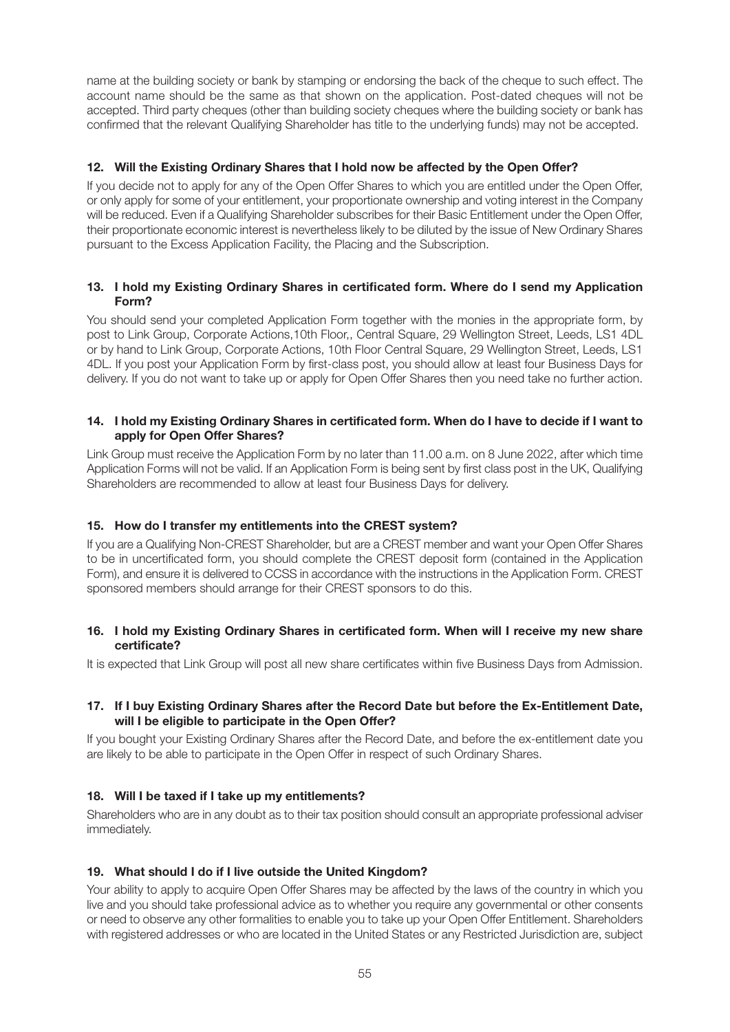name at the building society or bank by stamping or endorsing the back of the cheque to such effect. The account name should be the same as that shown on the application. Post-dated cheques will not be accepted. Third party cheques (other than building society cheques where the building society or bank has confirmed that the relevant Qualifying Shareholder has title to the underlying funds) may not be accepted.

**12. Will the Existing Ordinary Shares that I hold now be affected by the Open Offer?**

If you decide not to apply for any of the Open Offer Shares to which you are entitled under the Open Offer, or only apply for some of your entitlement, your proportionate ownership and voting interest in the Company will be reduced. Even if a Qualifying Shareholder subscribes for their Basic Entitlement under the Open Offer, their proportionate economic interest is nevertheless likely to be diluted by the issue of New Ordinary Shares pursuant to the Excess Application Facility, the Placing and the Subscription.

**13. I hold my Existing Ordinary Shares in certificated form. Where do I send my Application Form?**

You should send your completed Application Form together with the monies in the appropriate form, by post to Link Group, Corporate Actions,10th Floor,, Central Square, 29 Wellington Street, Leeds, LS1 4DL or by hand to Link Group, Corporate Actions, 10th Floor Central Square, 29 Wellington Street, Leeds, LS1 4DL. If you post your Application Form by first-class post, you should allow at least four Business Days for delivery. If you do not want to take up or apply for Open Offer Shares then you need take no further action.

**14. I hold my Existing Ordinary Shares in certificated form. When do I have to decide if I want to apply for Open Offer Shares?**

Link Group must receive the Application Form by no later than 11.00 a.m. on 8 June 2022, after which time Application Forms will not be valid. If an Application Form is being sent by first class post in the UK, Qualifying Shareholders are recommended to allow at least four Business Days for delivery.

**15. How do I transfer my entitlements into the CREST system?**

If you are a Qualifying Non-CREST Shareholder, but are a CREST member and want your Open Offer Shares to be in uncertificated form, you should complete the CREST deposit form (contained in the Application Form), and ensure it is delivered to CCSS in accordance with the instructions in the Application Form. CREST sponsored members should arrange for their CREST sponsors to do this.

**16. I hold my Existing Ordinary Shares in certificated form. When will I receive my new share certificate?**

It is expected that Link Group will post all new share certificates within five Business Days from Admission.

**17. If I buy Existing Ordinary Shares after the Record Date but before the Ex-Entitlement Date, will I be eligible to participate in the Open Offer?**

If you bought your Existing Ordinary Shares after the Record Date, and before the ex-entitlement date you are likely to be able to participate in the Open Offer in respect of such Ordinary Shares.

**18. Will I be taxed if I take up my entitlements?**

Shareholders who are in any doubt as to their tax position should consult an appropriate professional adviser immediately.

**19. What should I do if I live outside the United Kingdom?**

Your ability to apply to acquire Open Offer Shares may be affected by the laws of the country in which you live and you should take professional advice as to whether you require any governmental or other consents or need to observe any other formalities to enable you to take up your Open Offer Entitlement. Shareholders with registered addresses or who are located in the United States or any Restricted Jurisdiction are, subject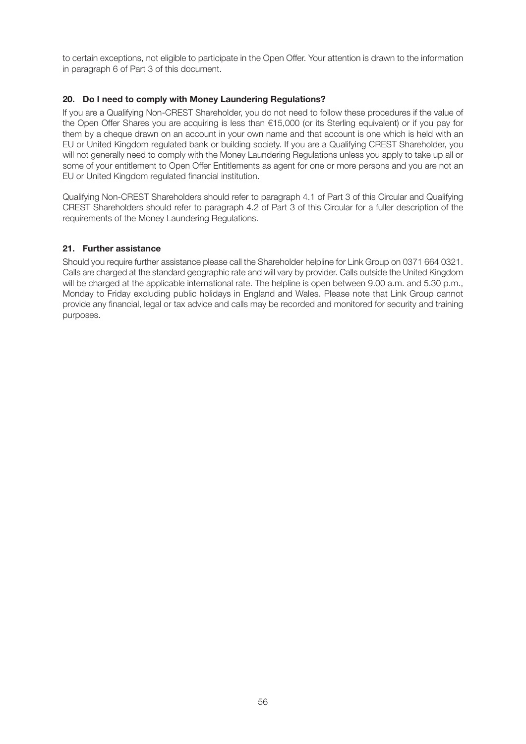to certain exceptions, not eligible to participate in the Open Offer. Your attention is drawn to the information in paragraph 6 of Part 3 of this document.

### 20. Do I need to comply with Money Laundering Regulations?

If you are a Qualifying Non-CREST Shareholder, you do not need to follow these procedures if the value of the Open Offer Shares you are acquiring is less than €15,000 (or its Sterling equivalent) or if you pay for them by a cheque drawn on an account in your own name and that account is one which is held with an EU or United Kingdom regulated bank or building society. If you are a Qualifying CREST Shareholder, you will not generally need to comply with the Money Laundering Regulations unless you apply to take up all or some of your entitlement to Open Offer Entitlements as agent for one or more persons and you are not an EU or United Kingdom regulated financial institution.

Qualifying Non-CREST Shareholders should refer to paragraph 4.1 of Part 3 of this Circular and Qualifying CREST Shareholders should refer to paragraph 4.2 of Part 3 of this Circular for a fuller description of the requirements of the Money Laundering Regulations.

### 21. Further assistance

Should you require further assistance please call the Shareholder helpline for Link Group on 0371 664 0321. Calls are charged at the standard geographic rate and will vary by provider. Calls outside the United Kingdom will be charged at the applicable international rate. The helpline is open between 9.00 a.m. and 5.30 p.m., Monday to Friday excluding public holidays in England and Wales. Please note that Link Group cannot provide any financial, legal or tax advice and calls may be recorded and monitored for security and training purposes.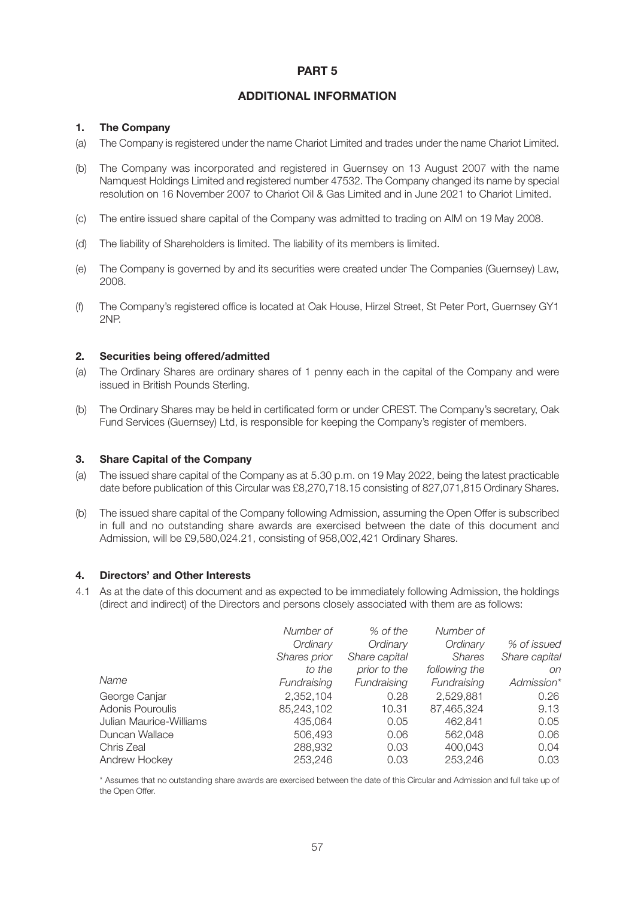# PART 5

## ADDITIONAL INFORMATION

### 1. The Company

(a) The Company is registered under the name Chariot Limited and trades under the name Chariot Limited.

(b) The Company was incorporated and registered in Guernsey on 13 August 2007 with the name Namquest Holdings Limited and registered number 47532. The Company changed its name by special resolution on 16 November 2007 to Chariot Oil & Gas Limited and in June 2021 to Chariot Limited.

(c) The entire issued share capital of the Company was admitted to trading on AIM on 19 May 2008.

(d) The liability of Shareholders is limited. The liability of its members is limited.

(e) The Company is governed by and its securities were created under The Companies (Guernsey) Law, 2008.

(f) The Company's registered office is located at Oak House, Hirzel Street, St Peter Port, Guernsey GY1 2NP.

### 2. Securities being offered/admitted

(a) The Ordinary Shares are ordinary shares of 1 penny each in the capital of the Company and were issued in British Pounds Sterling.

(b) The Ordinary Shares may be held in certificated form or under CREST. The Company's secretary, Oak Fund Services (Guernsey) Ltd, is responsible for keeping the Company's register of members.

### 3. Share Capital of the Company

(a) The issued share capital of the Company as at 5.30 p.m. on 19 May 2022, being the latest practicable date before publication of this Circular was £8,270,718.15 consisting of 827,071,815 Ordinary Shares.

(b) The issued share capital of the Company following Admission, assuming the Open Offer is subscribed in full and no outstanding share awards are exercised between the date of this document and Admission, will be £9,580,024.21, consisting of 958,002,421 Ordinary Shares.

### 4. Directors' and Other Interests

4.1 As at the date of this document and as expected to be immediately following Admission, the holdings (direct and indirect) of the Directors and persons closely associated with them are as follows:

| *Name* | *Number of Ordinary Shares prior to the Fundraising* | *% of the Ordinary Share capital prior to the Fundraising* | *Number of Ordinary Shares following the Fundraising* | *% of issued Share capital on Admission** |
|---|---|---|---|---|
| George Canjar | 2,352,104 | 0.28 | 2,529,881 | 0.26 |
| Adonis Pouroulis | 85,243,102 | 10.31 | 87,465,324 | 9.13 |
| Julian Maurice-Williams | 435,064 | 0.05 | 462,841 | 0.05 |
| Duncan Wallace | 506,493 | 0.06 | 562,048 | 0.06 |
| Chris Zeal | 288,932 | 0.03 | 400,043 | 0.04 |
| Andrew Hockey | 253,246 | 0.03 | 253,246 | 0.03 |

\* Assumes that no outstanding share awards are exercised between the date of this Circular and Admission and full take up of the Open Offer.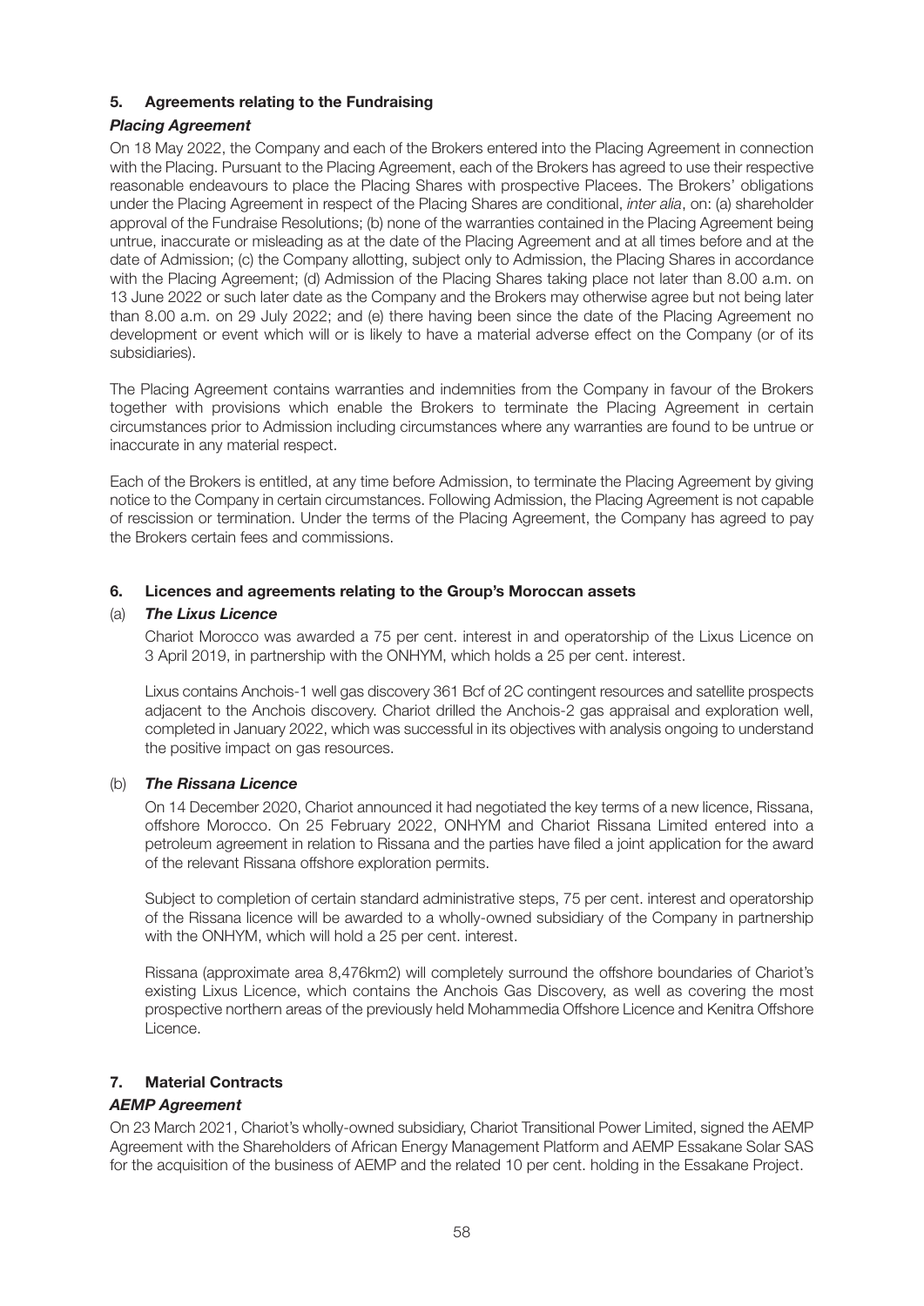## 5. Agreements relating to the Fundraising

### *Placing Agreement*

On 18 May 2022, the Company and each of the Brokers entered into the Placing Agreement in connection with the Placing. Pursuant to the Placing Agreement, each of the Brokers has agreed to use their respective reasonable endeavours to place the Placing Shares with prospective Placees. The Brokers' obligations under the Placing Agreement in respect of the Placing Shares are conditional, *inter alia*, on: (a) shareholder approval of the Fundraise Resolutions; (b) none of the warranties contained in the Placing Agreement being untrue, inaccurate or misleading as at the date of the Placing Agreement and at all times before and at the date of Admission; (c) the Company allotting, subject only to Admission, the Placing Shares in accordance with the Placing Agreement; (d) Admission of the Placing Shares taking place not later than 8.00 a.m. on 13 June 2022 or such later date as the Company and the Brokers may otherwise agree but not being later than 8.00 a.m. on 29 July 2022; and (e) there having been since the date of the Placing Agreement no development or event which will or is likely to have a material adverse effect on the Company (or of its subsidiaries).

The Placing Agreement contains warranties and indemnities from the Company in favour of the Brokers together with provisions which enable the Brokers to terminate the Placing Agreement in certain circumstances prior to Admission including circumstances where any warranties are found to be untrue or inaccurate in any material respect.

Each of the Brokers is entitled, at any time before Admission, to terminate the Placing Agreement by giving notice to the Company in certain circumstances. Following Admission, the Placing Agreement is not capable of rescission or termination. Under the terms of the Placing Agreement, the Company has agreed to pay the Brokers certain fees and commissions.

## 6. Licences and agreements relating to the Group's Moroccan assets

(a) ***The Lixus Licence***

Chariot Morocco was awarded a 75 per cent. interest in and operatorship of the Lixus Licence on 3 April 2019, in partnership with the ONHYM, which holds a 25 per cent. interest.

Lixus contains Anchois-1 well gas discovery 361 Bcf of 2C contingent resources and satellite prospects adjacent to the Anchois discovery. Chariot drilled the Anchois-2 gas appraisal and exploration well, completed in January 2022, which was successful in its objectives with analysis ongoing to understand the positive impact on gas resources.

(b) ***The Rissana Licence***

On 14 December 2020, Chariot announced it had negotiated the key terms of a new licence, Rissana, offshore Morocco. On 25 February 2022, ONHYM and Chariot Rissana Limited entered into a petroleum agreement in relation to Rissana and the parties have filed a joint application for the award of the relevant Rissana offshore exploration permits.

Subject to completion of certain standard administrative steps, 75 per cent. interest and operatorship of the Rissana licence will be awarded to a wholly-owned subsidiary of the Company in partnership with the ONHYM, which will hold a 25 per cent. interest.

Rissana (approximate area 8,476km2) will completely surround the offshore boundaries of Chariot's existing Lixus Licence, which contains the Anchois Gas Discovery, as well as covering the most prospective northern areas of the previously held Mohammedia Offshore Licence and Kenitra Offshore Licence.

## 7. Material Contracts

### *AEMP Agreement*

On 23 March 2021, Chariot's wholly-owned subsidiary, Chariot Transitional Power Limited, signed the AEMP Agreement with the Shareholders of African Energy Management Platform and AEMP Essakane Solar SAS for the acquisition of the business of AEMP and the related 10 per cent. holding in the Essakane Project.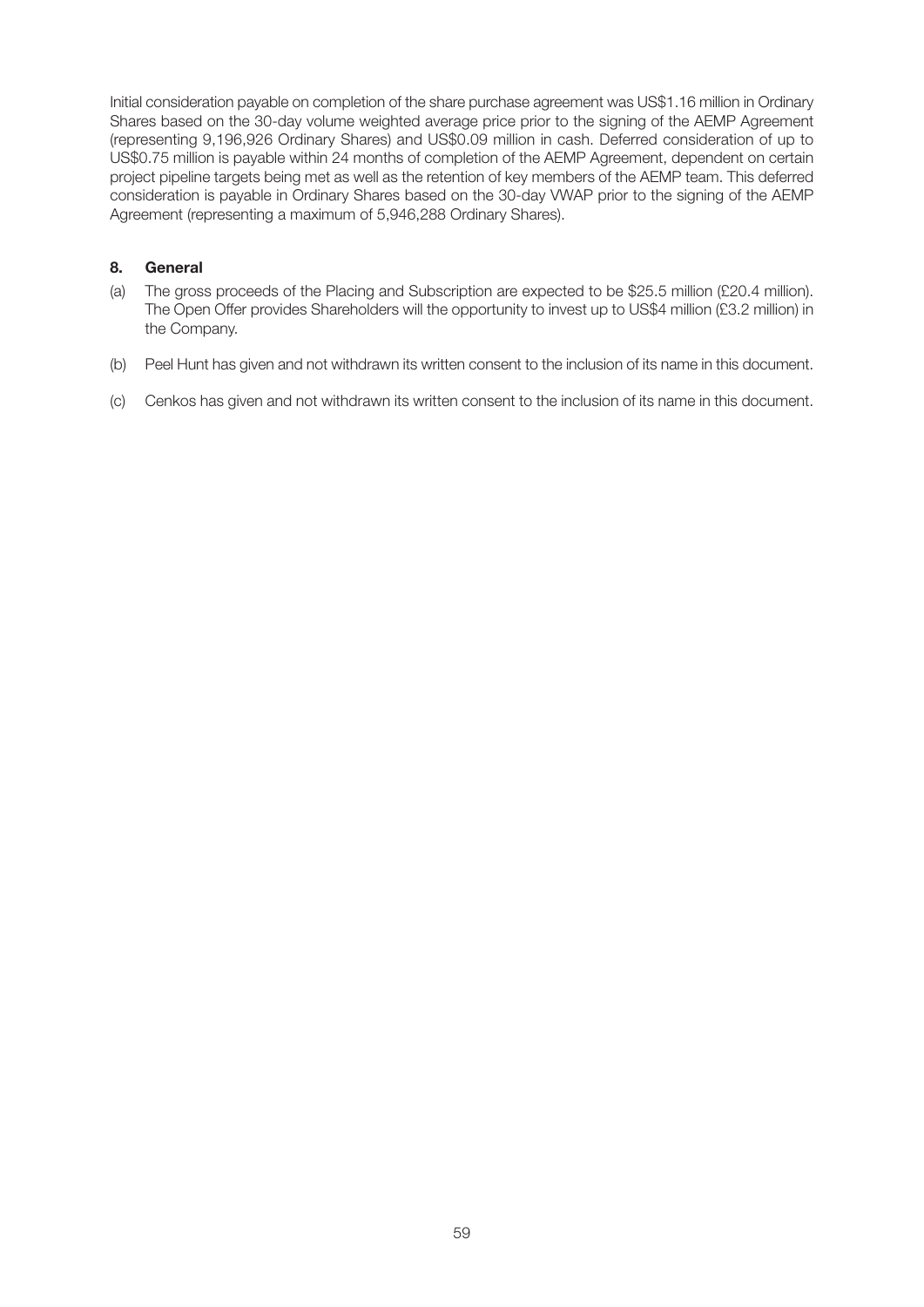Initial consideration payable on completion of the share purchase agreement was US$1.16 million in Ordinary Shares based on the 30-day volume weighted average price prior to the signing of the AEMP Agreement (representing 9,196,926 Ordinary Shares) and US$0.09 million in cash. Deferred consideration of up to US$0.75 million is payable within 24 months of completion of the AEMP Agreement, dependent on certain project pipeline targets being met as well as the retention of key members of the AEMP team. This deferred consideration is payable in Ordinary Shares based on the 30-day VWAP prior to the signing of the AEMP Agreement (representing a maximum of 5,946,288 Ordinary Shares).

## 8. General

(a) The gross proceeds of the Placing and Subscription are expected to be $25.5 million (£20.4 million). The Open Offer provides Shareholders will the opportunity to invest up to US$4 million (£3.2 million) in the Company.

(b) Peel Hunt has given and not withdrawn its written consent to the inclusion of its name in this document.

(c) Cenkos has given and not withdrawn its written consent to the inclusion of its name in this document.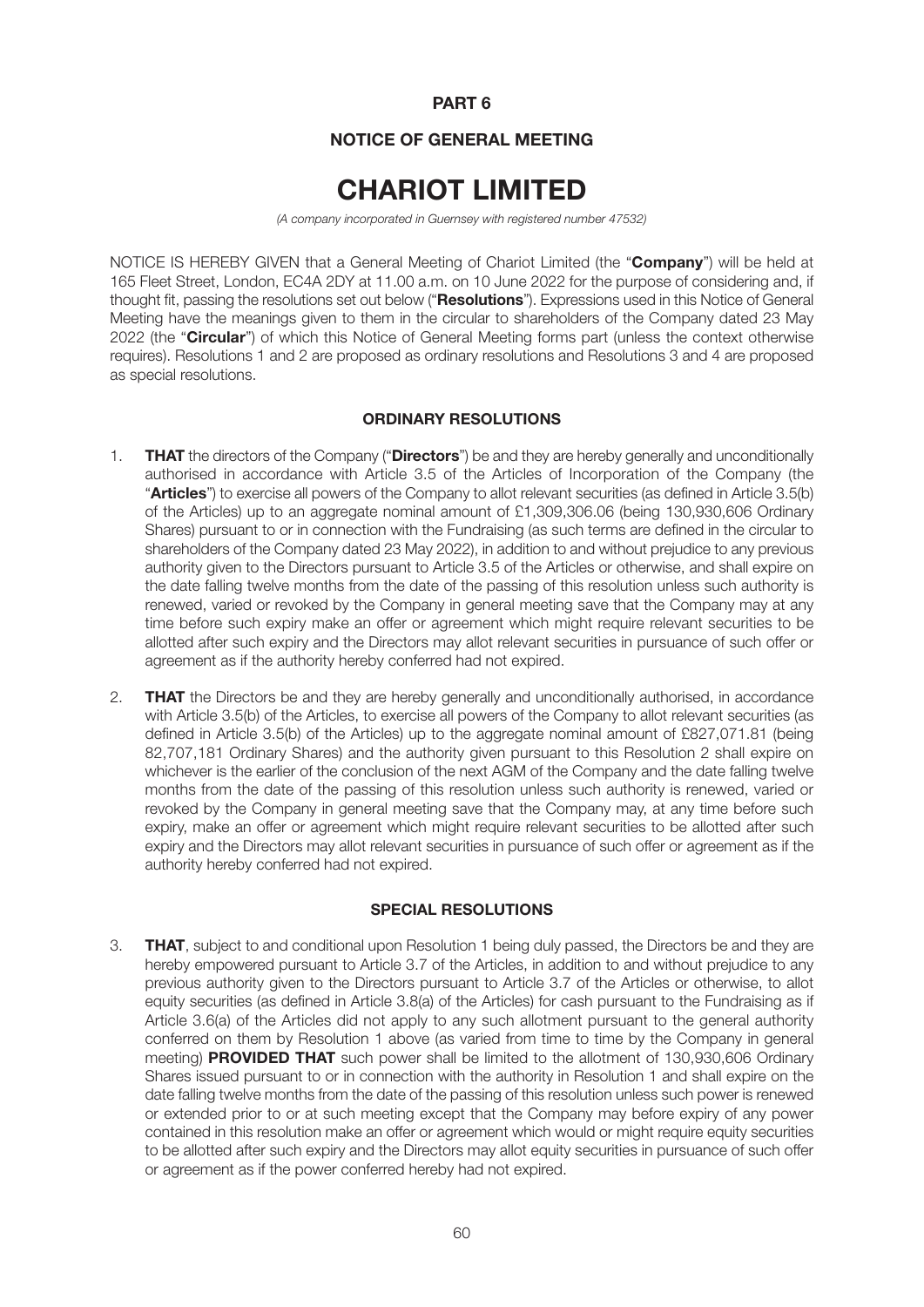## PART 6

## NOTICE OF GENERAL MEETING

# CHARIOT LIMITED

*(A company incorporated in Guernsey with registered number 47532)*

NOTICE IS HEREBY GIVEN that a General Meeting of Chariot Limited (the "**Company**") will be held at 165 Fleet Street, London, EC4A 2DY at 11.00 a.m. on 10 June 2022 for the purpose of considering and, if thought fit, passing the resolutions set out below ("**Resolutions**"). Expressions used in this Notice of General Meeting have the meanings given to them in the circular to shareholders of the Company dated 23 May 2022 (the "**Circular**") of which this Notice of General Meeting forms part (unless the context otherwise requires). Resolutions 1 and 2 are proposed as ordinary resolutions and Resolutions 3 and 4 are proposed as special resolutions.

### ORDINARY RESOLUTIONS

1. **THAT** the directors of the Company ("**Directors**") be and they are hereby generally and unconditionally authorised in accordance with Article 3.5 of the Articles of Incorporation of the Company (the "**Articles**") to exercise all powers of the Company to allot relevant securities (as defined in Article 3.5(b) of the Articles) up to an aggregate nominal amount of £1,309,306.06 (being 130,930,606 Ordinary Shares) pursuant to or in connection with the Fundraising (as such terms are defined in the circular to shareholders of the Company dated 23 May 2022), in addition to and without prejudice to any previous authority given to the Directors pursuant to Article 3.5 of the Articles or otherwise, and shall expire on the date falling twelve months from the date of the passing of this resolution unless such authority is renewed, varied or revoked by the Company in general meeting save that the Company may at any time before such expiry make an offer or agreement which might require relevant securities to be allotted after such expiry and the Directors may allot relevant securities in pursuance of such offer or agreement as if the authority hereby conferred had not expired.

2. **THAT** the Directors be and they are hereby generally and unconditionally authorised, in accordance with Article 3.5(b) of the Articles, to exercise all powers of the Company to allot relevant securities (as defined in Article 3.5(b) of the Articles) up to the aggregate nominal amount of £827,071.81 (being 82,707,181 Ordinary Shares) and the authority given pursuant to this Resolution 2 shall expire on whichever is the earlier of the conclusion of the next AGM of the Company and the date falling twelve months from the date of the passing of this resolution unless such authority is renewed, varied or revoked by the Company in general meeting save that the Company may, at any time before such expiry, make an offer or agreement which might require relevant securities to be allotted after such expiry and the Directors may allot relevant securities in pursuance of such offer or agreement as if the authority hereby conferred had not expired.

### SPECIAL RESOLUTIONS

3. **THAT**, subject to and conditional upon Resolution 1 being duly passed, the Directors be and they are hereby empowered pursuant to Article 3.7 of the Articles, in addition to and without prejudice to any previous authority given to the Directors pursuant to Article 3.7 of the Articles or otherwise, to allot equity securities (as defined in Article 3.8(a) of the Articles) for cash pursuant to the Fundraising as if Article 3.6(a) of the Articles did not apply to any such allotment pursuant to the general authority conferred on them by Resolution 1 above (as varied from time to time by the Company in general meeting) **PROVIDED THAT** such power shall be limited to the allotment of 130,930,606 Ordinary Shares issued pursuant to or in connection with the authority in Resolution 1 and shall expire on the date falling twelve months from the date of the passing of this resolution unless such power is renewed or extended prior to or at such meeting except that the Company may before expiry of any power contained in this resolution make an offer or agreement which would or might require equity securities to be allotted after such expiry and the Directors may allot equity securities in pursuance of such offer or agreement as if the power conferred hereby had not expired.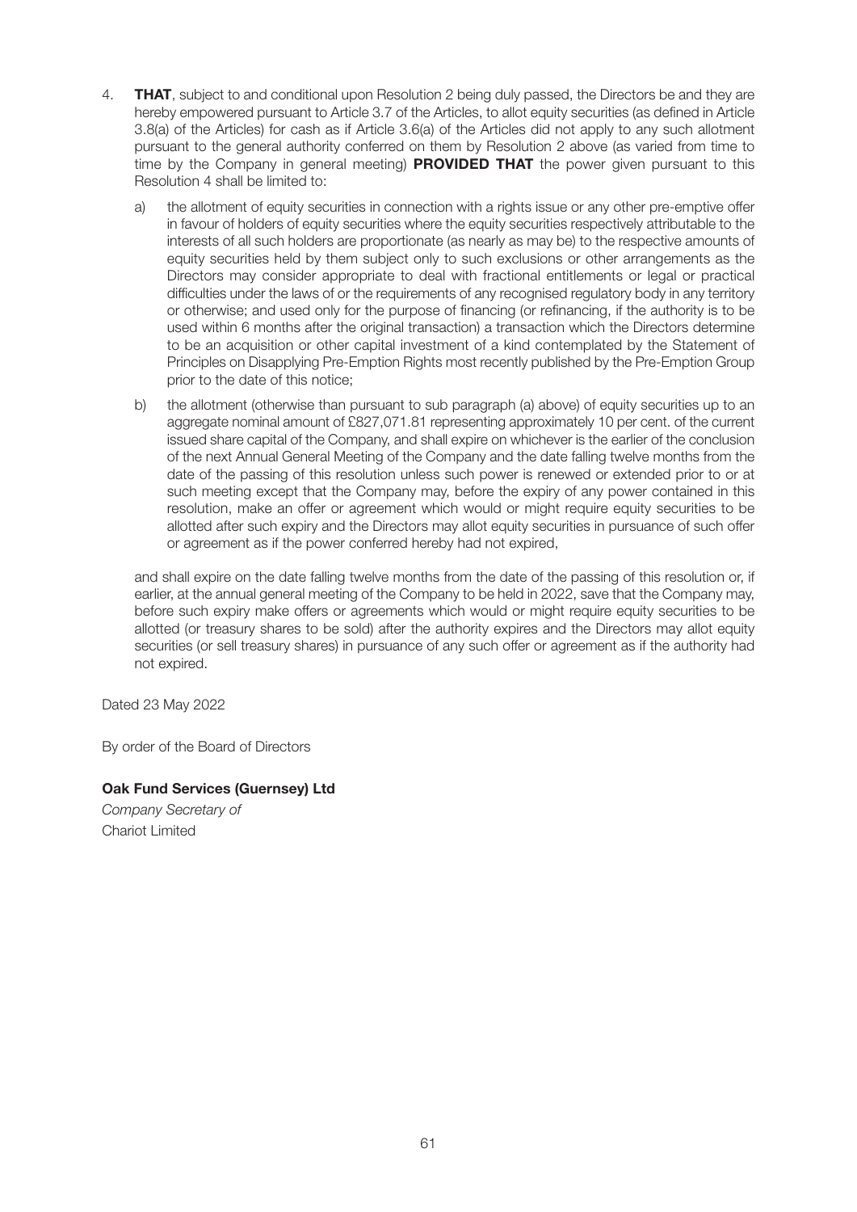4. **THAT**, subject to and conditional upon Resolution 2 being duly passed, the Directors be and they are hereby empowered pursuant to Article 3.7 of the Articles, to allot equity securities (as defined in Article 3.8(a) of the Articles) for cash as if Article 3.6(a) of the Articles did not apply to any such allotment pursuant to the general authority conferred on them by Resolution 2 above (as varied from time to time by the Company in general meeting) **PROVIDED THAT** the power given pursuant to this Resolution 4 shall be limited to:

   a) the allotment of equity securities in connection with a rights issue or any other pre-emptive offer in favour of holders of equity securities where the equity securities respectively attributable to the interests of all such holders are proportionate (as nearly as may be) to the respective amounts of equity securities held by them subject only to such exclusions or other arrangements as the Directors may consider appropriate to deal with fractional entitlements or legal or practical difficulties under the laws of or the requirements of any recognised regulatory body in any territory or otherwise; and used only for the purpose of financing (or refinancing, if the authority is to be used within 6 months after the original transaction) a transaction which the Directors determine to be an acquisition or other capital investment of a kind contemplated by the Statement of Principles on Disapplying Pre-Emption Rights most recently published by the Pre-Emption Group prior to the date of this notice;

   b) the allotment (otherwise than pursuant to sub paragraph (a) above) of equity securities up to an aggregate nominal amount of £827,071.81 representing approximately 10 per cent. of the current issued share capital of the Company, and shall expire on whichever is the earlier of the conclusion of the next Annual General Meeting of the Company and the date falling twelve months from the date of the passing of this resolution unless such power is renewed or extended prior to or at such meeting except that the Company may, before the expiry of any power contained in this resolution, make an offer or agreement which would or might require equity securities to be allotted after such expiry and the Directors may allot equity securities in pursuance of such offer or agreement as if the power conferred hereby had not expired,

   and shall expire on the date falling twelve months from the date of the passing of this resolution or, if earlier, at the annual general meeting of the Company to be held in 2022, save that the Company may, before such expiry make offers or agreements which would or might require equity securities to be allotted (or treasury shares to be sold) after the authority expires and the Directors may allot equity securities (or sell treasury shares) in pursuance of any such offer or agreement as if the authority had not expired.

Dated 23 May 2022

By order of the Board of Directors

**Oak Fund Services (Guernsey) Ltd**
*Company Secretary of*
Chariot Limited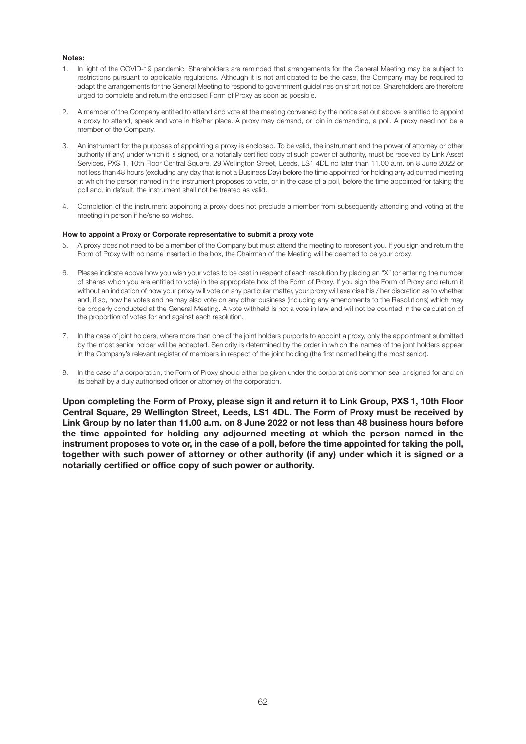**Notes:**

1. In light of the COVID-19 pandemic, Shareholders are reminded that arrangements for the General Meeting may be subject to restrictions pursuant to applicable regulations. Although it is not anticipated to be the case, the Company may be required to adapt the arrangements for the General Meeting to respond to government guidelines on short notice. Shareholders are therefore urged to complete and return the enclosed Form of Proxy as soon as possible.

2. A member of the Company entitled to attend and vote at the meeting convened by the notice set out above is entitled to appoint a proxy to attend, speak and vote in his/her place. A proxy may demand, or join in demanding, a poll. A proxy need not be a member of the Company.

3. An instrument for the purposes of appointing a proxy is enclosed. To be valid, the instrument and the power of attorney or other authority (if any) under which it is signed, or a notarially certified copy of such power of authority, must be received by Link Asset Services, PXS 1, 10th Floor Central Square, 29 Wellington Street, Leeds, LS1 4DL no later than 11.00 a.m. on 8 June 2022 or not less than 48 hours (excluding any day that is not a Business Day) before the time appointed for holding any adjourned meeting at which the person named in the instrument proposes to vote, or in the case of a poll, before the time appointed for taking the poll and, in default, the instrument shall not be treated as valid.

4. Completion of the instrument appointing a proxy does not preclude a member from subsequently attending and voting at the meeting in person if he/she so wishes.

**How to appoint a Proxy or Corporate representative to submit a proxy vote**

5. A proxy does not need to be a member of the Company but must attend the meeting to represent you. If you sign and return the Form of Proxy with no name inserted in the box, the Chairman of the Meeting will be deemed to be your proxy.

6. Please indicate above how you wish your votes to be cast in respect of each resolution by placing an "X" (or entering the number of shares which you are entitled to vote) in the appropriate box of the Form of Proxy. If you sign the Form of Proxy and return it without an indication of how your proxy will vote on any particular matter, your proxy will exercise his / her discretion as to whether and, if so, how he votes and he may also vote on any other business (including any amendments to the Resolutions) which may be properly conducted at the General Meeting. A vote withheld is not a vote in law and will not be counted in the calculation of the proportion of votes for and against each resolution.

7. In the case of joint holders, where more than one of the joint holders purports to appoint a proxy, only the appointment submitted by the most senior holder will be accepted. Seniority is determined by the order in which the names of the joint holders appear in the Company's relevant register of members in respect of the joint holding (the first named being the most senior).

8. In the case of a corporation, the Form of Proxy should either be given under the corporation's common seal or signed for and on its behalf by a duly authorised officer or attorney of the corporation.

**Upon completing the Form of Proxy, please sign it and return it to Link Group, PXS 1, 10th Floor Central Square, 29 Wellington Street, Leeds, LS1 4DL. The Form of Proxy must be received by Link Group by no later than 11.00 a.m. on 8 June 2022 or not less than 48 business hours before the time appointed for holding any adjourned meeting at which the person named in the instrument proposes to vote or, in the case of a poll, before the time appointed for taking the poll, together with such power of attorney or other authority (if any) under which it is signed or a notarially certified or office copy of such power or authority.**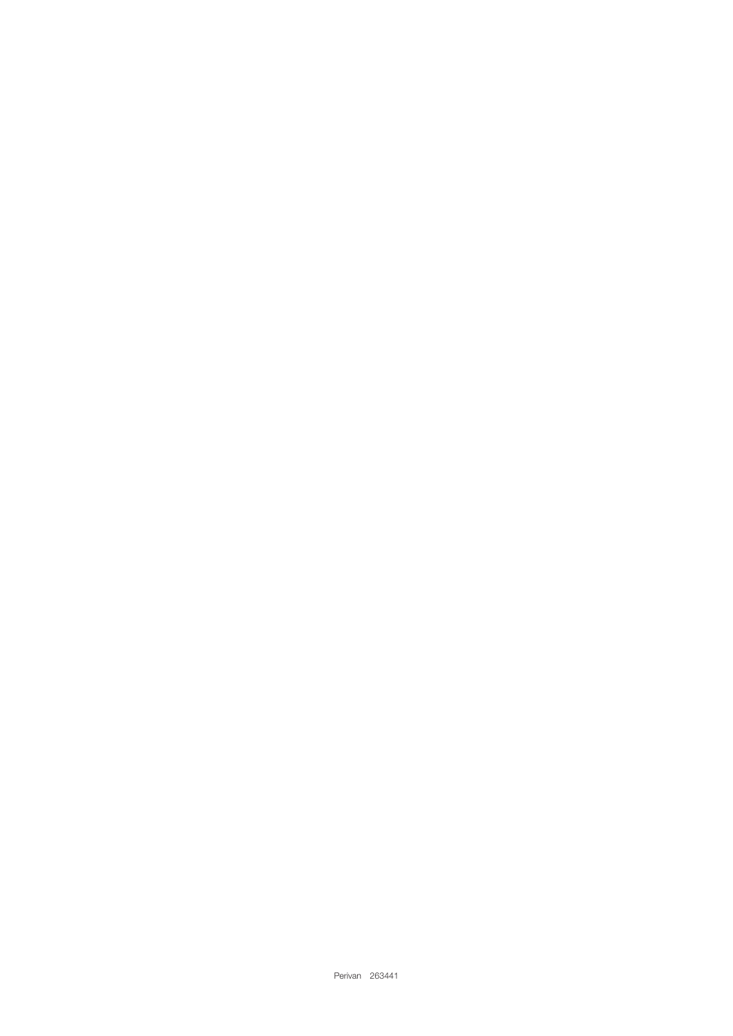Perivan 263441